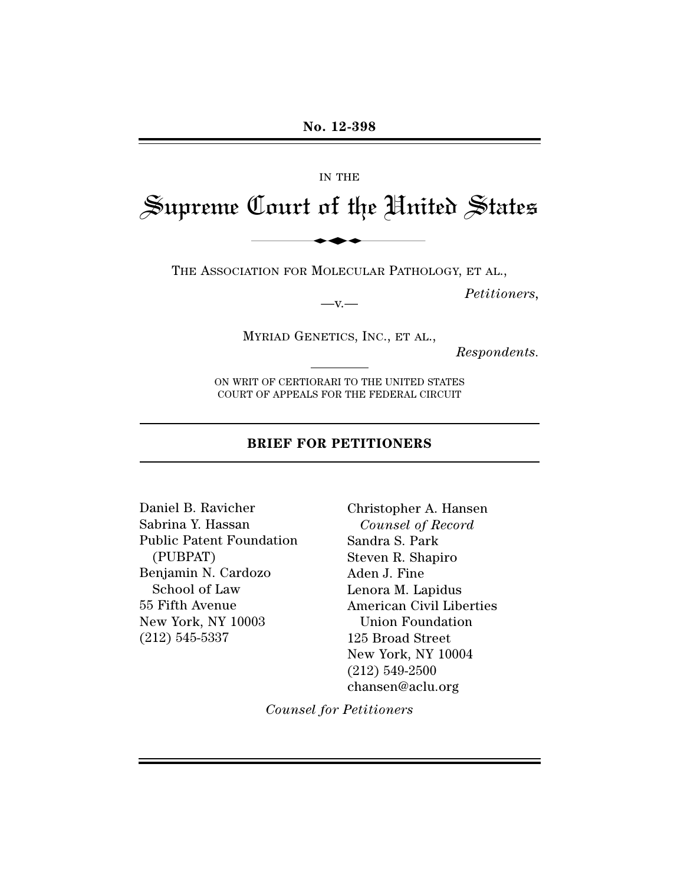**No. 12-398**

IN THE

# Supreme Court of the United States

THE ASSOCIATION FOR MOLECULAR PATHOLOGY, ET AL.,

*Petitioners*,

—v.—

MYRIAD GENETICS, INC., ET AL.,

*Respondents*.

ON WRIT OF CERTIORARI TO THE UNITED STATES COURT OF APPEALS FOR THE FEDERAL CIRCUIT

## BRIEF FOR PETITIONERS

Daniel B. Ravicher
Sabrina Y. Hassan
Public Patent Foundation (PUBPAT)
Benjamin N. Cardozo School of Law
55 Fifth Avenue
New York, NY 10003
(212) 545-5337

Christopher A. Hansen
*Counsel of Record*
Sandra S. Park
Steven R. Shapiro
Aden J. Fine
Lenora M. Lapidus
American Civil Liberties Union Foundation
125 Broad Street
New York, NY 10004
(212) 549-2500
chansen@aclu.org

*Counsel for Petitioners*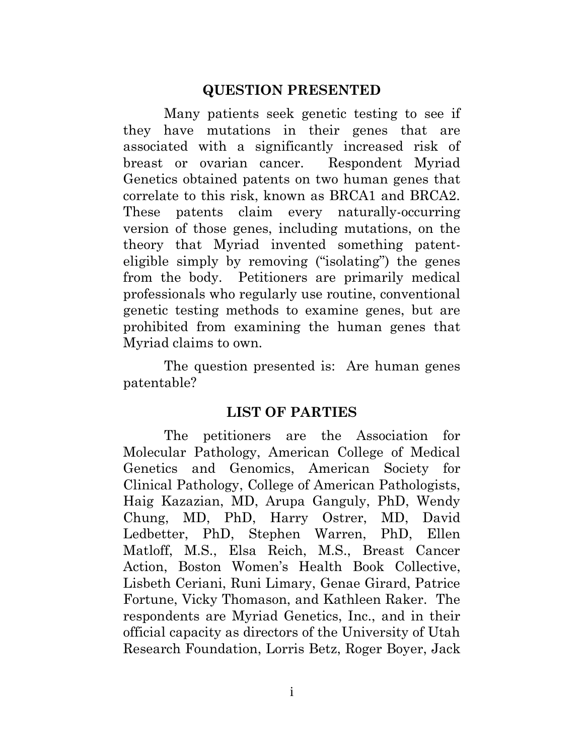## QUESTION PRESENTED

Many patients seek genetic testing to see if they have mutations in their genes that are associated with a significantly increased risk of breast or ovarian cancer. Respondent Myriad Genetics obtained patents on two human genes that correlate to this risk, known as BRCA1 and BRCA2. These patents claim every naturally-occurring version of those genes, including mutations, on the theory that Myriad invented something patent-eligible simply by removing ("isolating") the genes from the body. Petitioners are primarily medical professionals who regularly use routine, conventional genetic testing methods to examine genes, but are prohibited from examining the human genes that Myriad claims to own.

The question presented is: Are human genes patentable?

## LIST OF PARTIES

The petitioners are the Association for Molecular Pathology, American College of Medical Genetics and Genomics, American Society for Clinical Pathology, College of American Pathologists, Haig Kazazian, MD, Arupa Ganguly, PhD, Wendy Chung, MD, PhD, Harry Ostrer, MD, David Ledbetter, PhD, Stephen Warren, PhD, Ellen Matloff, M.S., Elsa Reich, M.S., Breast Cancer Action, Boston Women's Health Book Collective, Lisbeth Ceriani, Runi Limary, Genae Girard, Patrice Fortune, Vicky Thomason, and Kathleen Raker. The respondents are Myriad Genetics, Inc., and in their official capacity as directors of the University of Utah Research Foundation, Lorris Betz, Roger Boyer, Jack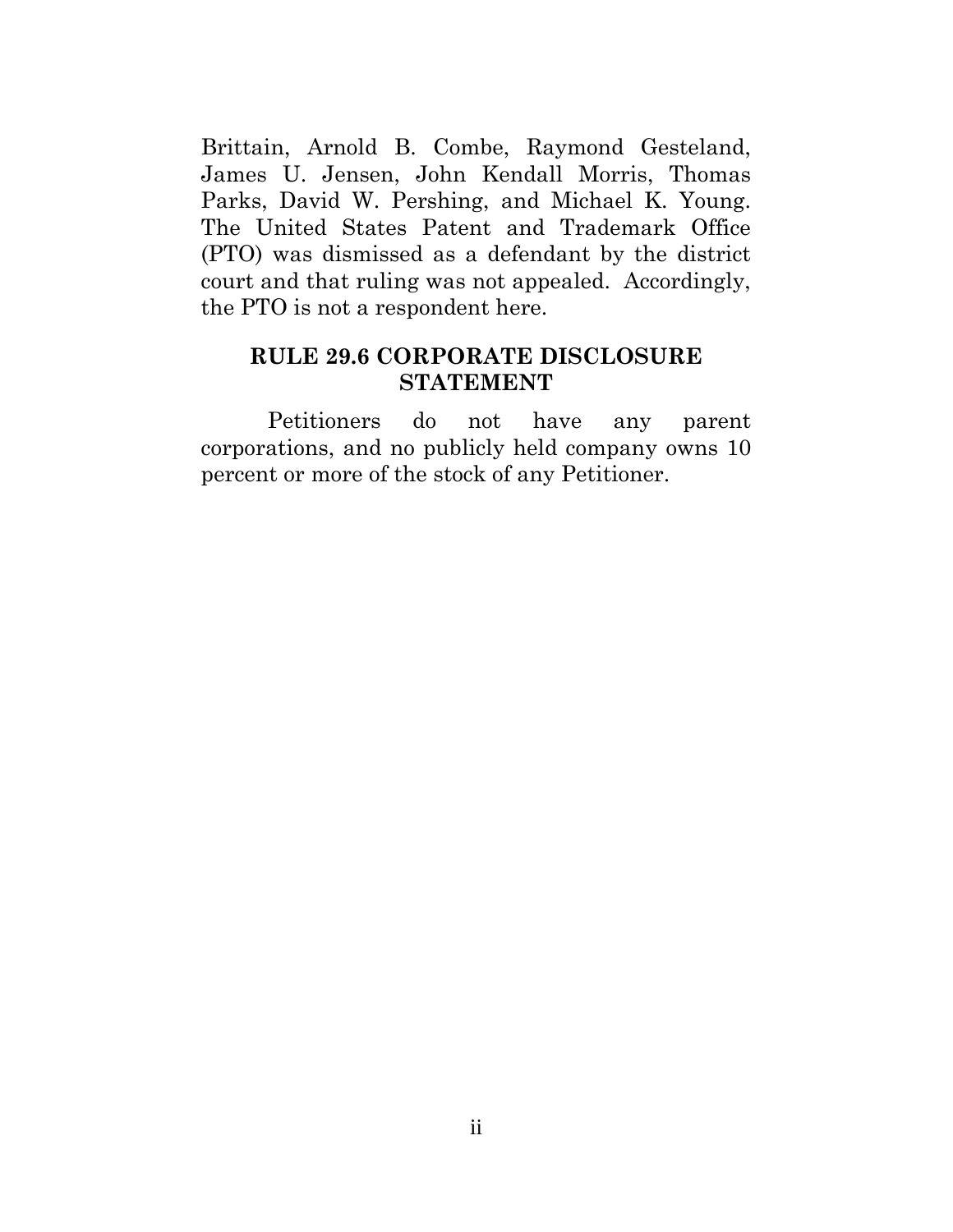Brittain, Arnold B. Combe, Raymond Gesteland, James U. Jensen, John Kendall Morris, Thomas Parks, David W. Pershing, and Michael K. Young. The United States Patent and Trademark Office (PTO) was dismissed as a defendant by the district court and that ruling was not appealed. Accordingly, the PTO is not a respondent here.

## RULE 29.6 CORPORATE DISCLOSURE STATEMENT

Petitioners do not have any parent corporations, and no publicly held company owns 10 percent or more of the stock of any Petitioner.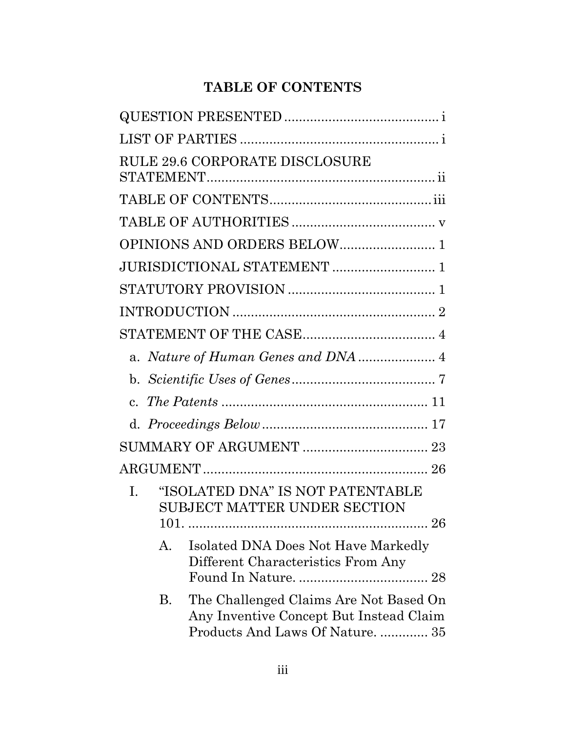# TABLE OF CONTENTS

QUESTION PRESENTED .......................................... i

LIST OF PARTIES ...................................................... i

RULE 29.6 CORPORATE DISCLOSURE STATEMENT.............................................................. ii

TABLE OF CONTENTS............................................ iii

TABLE OF AUTHORITIES ....................................... v

OPINIONS AND ORDERS BELOW.......................... 1

JURISDICTIONAL STATEMENT ............................ 1

STATUTORY PROVISION ........................................ 1

INTRODUCTION ....................................................... 2

STATEMENT OF THE CASE.................................... 4

- a. *Nature of Human Genes and DNA* ..................... 4
- b. *Scientific Uses of Genes*....................................... 7
- c. *The Patents* ........................................................ 11
- d. *Proceedings Below* ............................................. 17

SUMMARY OF ARGUMENT .................................. 23

ARGUMENT ............................................................. 26

- I. "ISOLATED DNA" IS NOT PATENTABLE SUBJECT MATTER UNDER SECTION 101. .................................................................. 26
  - A. Isolated DNA Does Not Have Markedly Different Characteristics From Any Found In Nature. .................................... 28
  - B. The Challenged Claims Are Not Based On Any Inventive Concept But Instead Claim Products And Laws Of Nature. ............. 35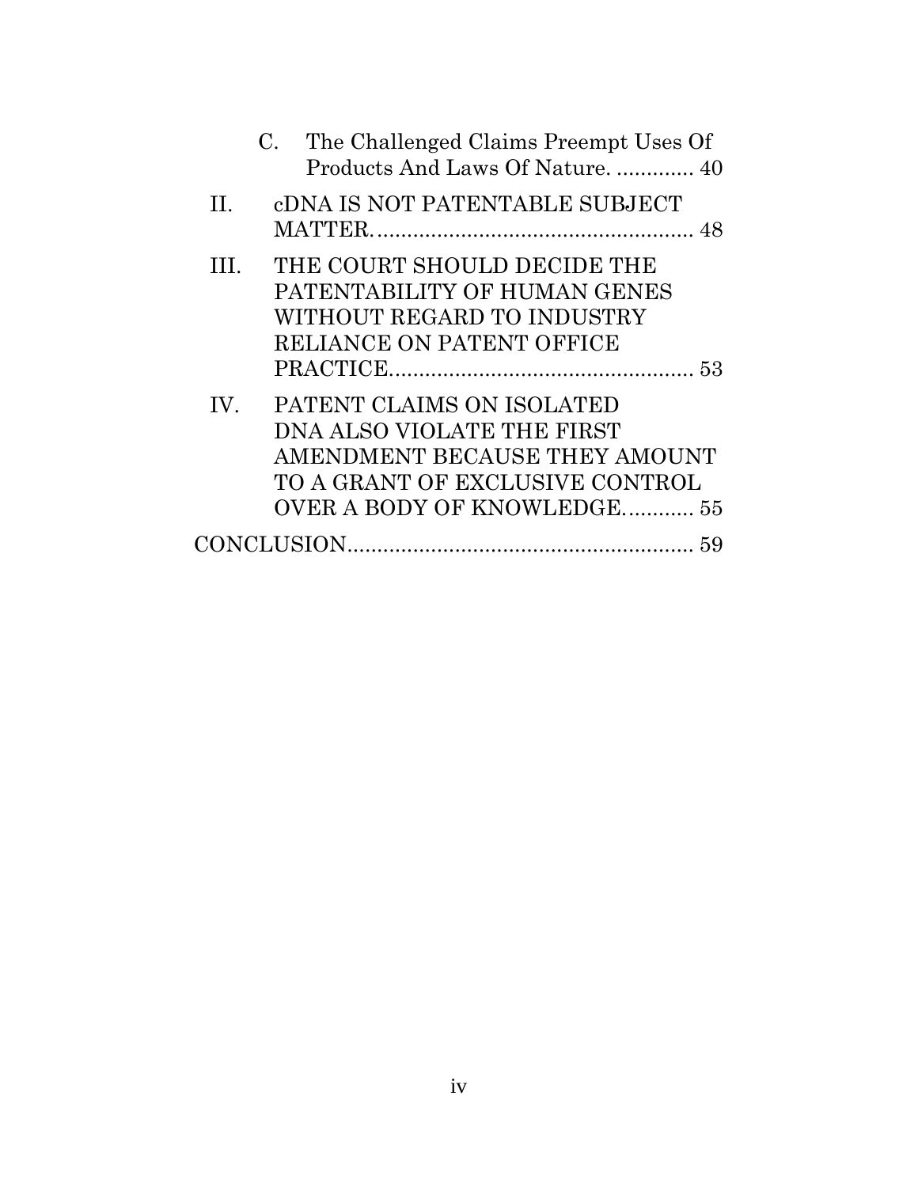C. The Challenged Claims Preempt Uses Of Products And Laws Of Nature. ............. 40

II. cDNA IS NOT PATENTABLE SUBJECT MATTER....................................................... 48

III. THE COURT SHOULD DECIDE THE PATENTABILITY OF HUMAN GENES WITHOUT REGARD TO INDUSTRY RELIANCE ON PATENT OFFICE PRACTICE.................................................... 53

IV. PATENT CLAIMS ON ISOLATED DNA ALSO VIOLATE THE FIRST AMENDMENT BECAUSE THEY AMOUNT TO A GRANT OF EXCLUSIVE CONTROL OVER A BODY OF KNOWLEDGE............ 55

CONCLUSION........................................................... 59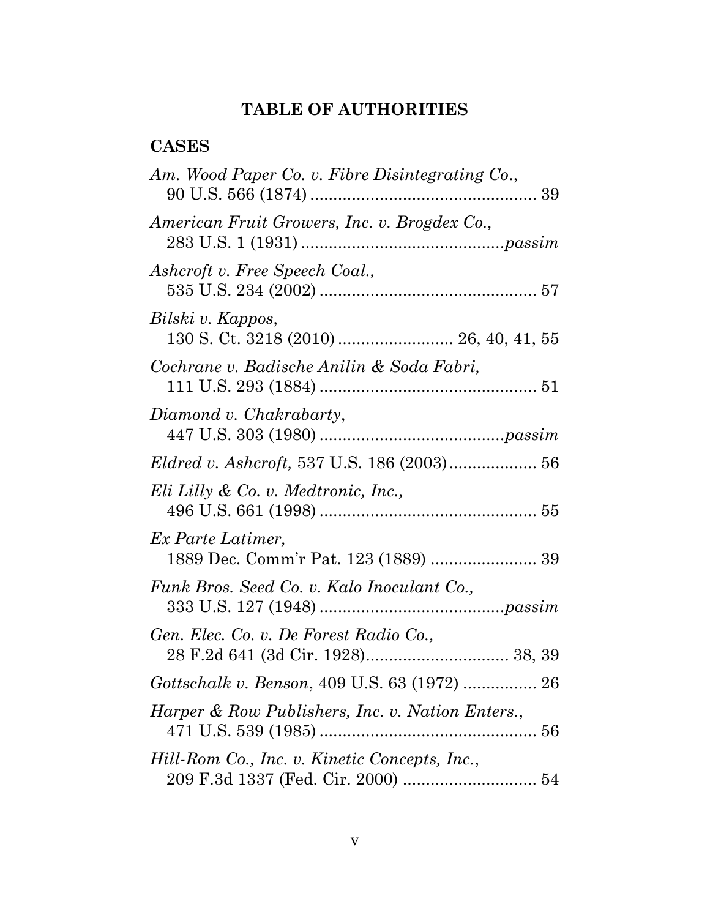# TABLE OF AUTHORITIES

## CASES

*Am. Wood Paper Co. v. Fibre Disintegrating Co.*, 90 U.S. 566 (1874) .................................................. 39

*American Fruit Growers, Inc. v. Brogdex Co.,* 283 U.S. 1 (1931) ............................................*passim*

*Ashcroft v. Free Speech Coal.,* 535 U.S. 234 (2002) ............................................... 57

*Bilski v. Kappos*, 130 S. Ct. 3218 (2010) ......................... 26, 40, 41, 55

*Cochrane v. Badische Anilin & Soda Fabri,* 111 U.S. 293 (1884) ............................................... 51

*Diamond v. Chakrabarty*, 447 U.S. 303 (1980) ........................................*passim*

*Eldred v. Ashcroft,* 537 U.S. 186 (2003)................... 56

*Eli Lilly & Co. v. Medtronic, Inc.,* 496 U.S. 661 (1998) ............................................... 55

*Ex Parte Latimer,* 1889 Dec. Comm'r Pat. 123 (1889) ....................... 39

*Funk Bros. Seed Co. v. Kalo Inoculant Co.,* 333 U.S. 127 (1948) ........................................*passim*

*Gen. Elec. Co. v. De Forest Radio Co.,* 28 F.2d 641 (3d Cir. 1928)............................... 38, 39

*Gottschalk v. Benson*, 409 U.S. 63 (1972) ................ 26

*Harper & Row Publishers, Inc. v. Nation Enters.*, 471 U.S. 539 (1985) ............................................... 56

*Hill-Rom Co., Inc. v. Kinetic Concepts, Inc.*, 209 F.3d 1337 (Fed. Cir. 2000) ............................ 54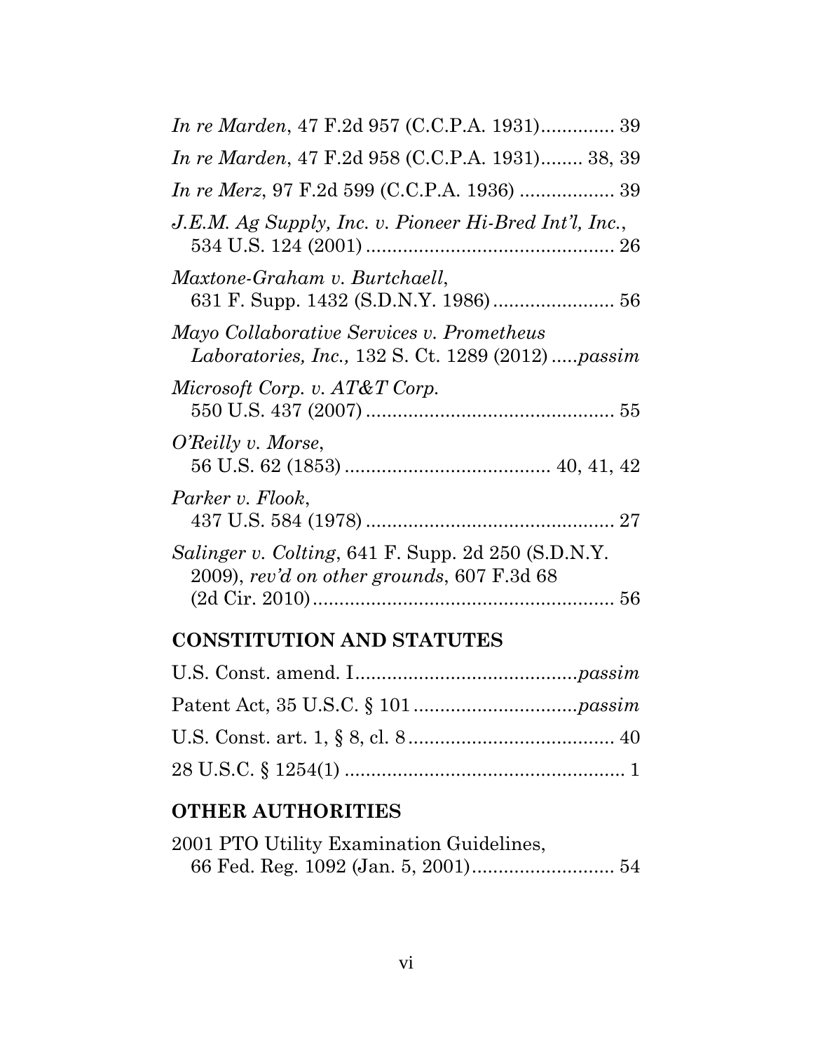*In re Marden*, 47 F.2d 957 (C.C.P.A. 1931).............. 39

*In re Marden*, 47 F.2d 958 (C.C.P.A. 1931)........ 38, 39

*In re Merz*, 97 F.2d 599 (C.C.P.A. 1936) .................. 39

*J.E.M. Ag Supply, Inc. v. Pioneer Hi-Bred Int'l, Inc.*, 534 U.S. 124 (2001) ............................................... 26

*Maxtone-Graham v. Burtchaell*, 631 F. Supp. 1432 (S.D.N.Y. 1986) ....................... 56

*Mayo Collaborative Services v. Prometheus Laboratories, Inc.,* 132 S. Ct. 1289 (2012) .....*passim*

*Microsoft Corp. v. AT&T Corp.* 550 U.S. 437 (2007) ................................................ 55

*O'Reilly v. Morse*, 56 U.S. 62 (1853) ...................................... 40, 41, 42

*Parker v. Flook*, 437 U.S. 584 (1978) ............................................... 27

*Salinger v. Colting*, 641 F. Supp. 2d 250 (S.D.N.Y. 2009), *rev'd on other grounds*, 607 F.3d 68 (2d Cir. 2010).......................................................... 56

## CONSTITUTION AND STATUTES

U.S. Const. amend. I..........................................*passim*

Patent Act, 35 U.S.C. § 101...............................*passim*

U.S. Const. art. 1, § 8, cl. 8....................................... 40

28 U.S.C. § 1254(1) ..................................................... 1

## OTHER AUTHORITIES

2001 PTO Utility Examination Guidelines, 66 Fed. Reg. 1092 (Jan. 5, 2001)........................... 54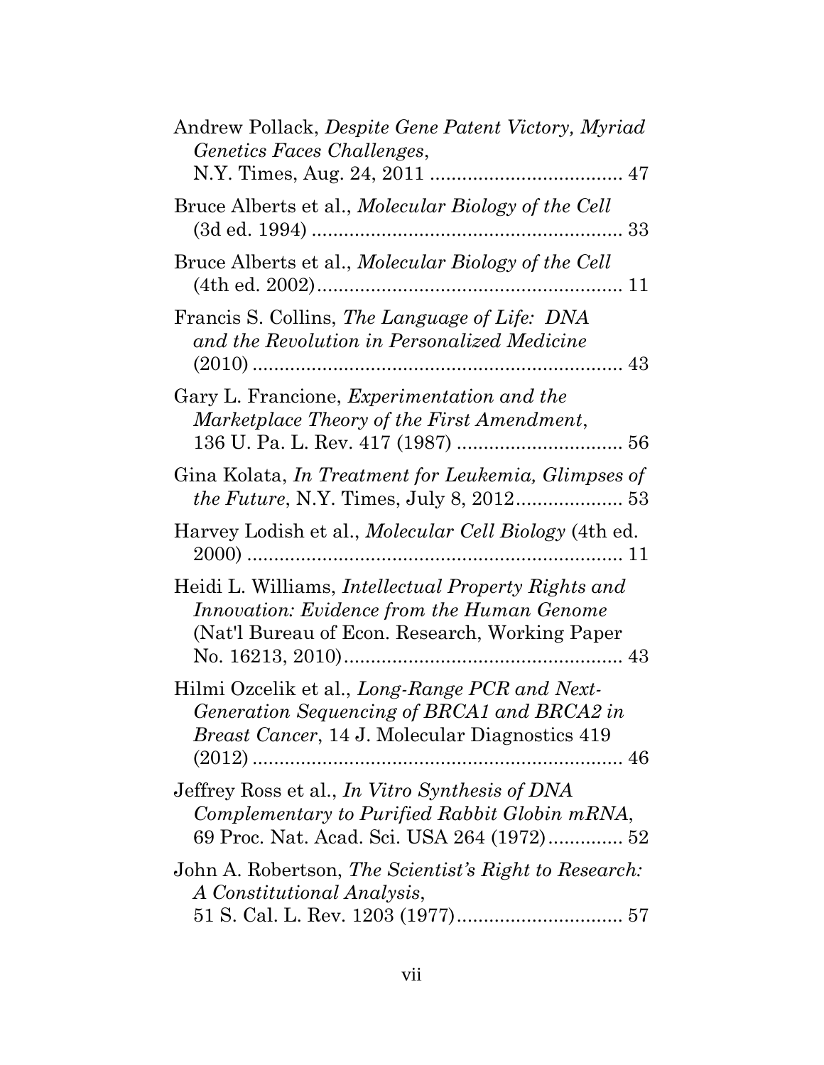Andrew Pollack, *Despite Gene Patent Victory, Myriad Genetics Faces Challenges*, N.Y. Times, Aug. 24, 2011 .................................... 47

Bruce Alberts et al., *Molecular Biology of the Cell* (3d ed. 1994) .......................................................... 33

Bruce Alberts et al., *Molecular Biology of the Cell* (4th ed. 2002)......................................................... 11

Francis S. Collins, *The Language of Life: DNA and the Revolution in Personalized Medicine* (2010) ..................................................................... 43

Gary L. Francione, *Experimentation and the Marketplace Theory of the First Amendment*, 136 U. Pa. L. Rev. 417 (1987) ............................... 56

Gina Kolata, *In Treatment for Leukemia, Glimpses of the Future*, N.Y. Times, July 8, 2012.................... 53

Harvey Lodish et al., *Molecular Cell Biology* (4th ed. 2000) ...................................................................... 11

Heidi L. Williams, *Intellectual Property Rights and Innovation: Evidence from the Human Genome* (Nat'l Bureau of Econ. Research, Working Paper No. 16213, 2010).................................................... 43

Hilmi Ozcelik et al., *Long-Range PCR and Next-Generation Sequencing of BRCA1 and BRCA2 in Breast Cancer*, 14 J. Molecular Diagnostics 419 (2012) ..................................................................... 46

Jeffrey Ross et al., *In Vitro Synthesis of DNA Complementary to Purified Rabbit Globin mRNA*, 69 Proc. Nat. Acad. Sci. USA 264 (1972).............. 52

John A. Robertson, *The Scientist's Right to Research: A Constitutional Analysis*, 51 S. Cal. L. Rev. 1203 (1977)............................... 57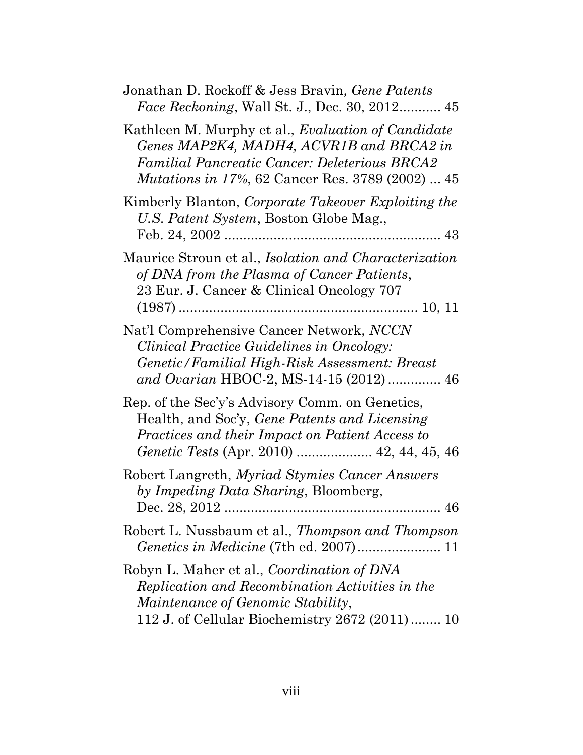Jonathan D. Rockoff & Jess Bravin, *Gene Patents Face Reckoning*, Wall St. J., Dec. 30, 2012........... 45

Kathleen M. Murphy et al., *Evaluation of Candidate Genes MAP2K4, MADH4, ACVR1B and BRCA2 in Familial Pancreatic Cancer: Deleterious BRCA2 Mutations in 17%*, 62 Cancer Res. 3789 (2002) ... 45

Kimberly Blanton, *Corporate Takeover Exploiting the U.S. Patent System*, Boston Globe Mag., Feb. 24, 2002 ........................................................ 43

Maurice Stroun et al., *Isolation and Characterization of DNA from the Plasma of Cancer Patients*, 23 Eur. J. Cancer & Clinical Oncology 707 (1987) ............................................................... 10, 11

Nat'l Comprehensive Cancer Network, *NCCN Clinical Practice Guidelines in Oncology: Genetic/Familial High-Risk Assessment: Breast and Ovarian* HBOC-2, MS-14-15 (2012) .............. 46

Rep. of the Sec'y's Advisory Comm. on Genetics, Health, and Soc'y, *Gene Patents and Licensing Practices and their Impact on Patient Access to Genetic Tests* (Apr. 2010) .................... 42, 44, 45, 46

Robert Langreth, *Myriad Stymies Cancer Answers by Impeding Data Sharing*, Bloomberg, Dec. 28, 2012 ........................................................ 46

Robert L. Nussbaum et al., *Thompson and Thompson Genetics in Medicine* (7th ed. 2007)...................... 11

Robyn L. Maher et al., *Coordination of DNA Replication and Recombination Activities in the Maintenance of Genomic Stability*, 112 J. of Cellular Biochemistry 2672 (2011)........ 10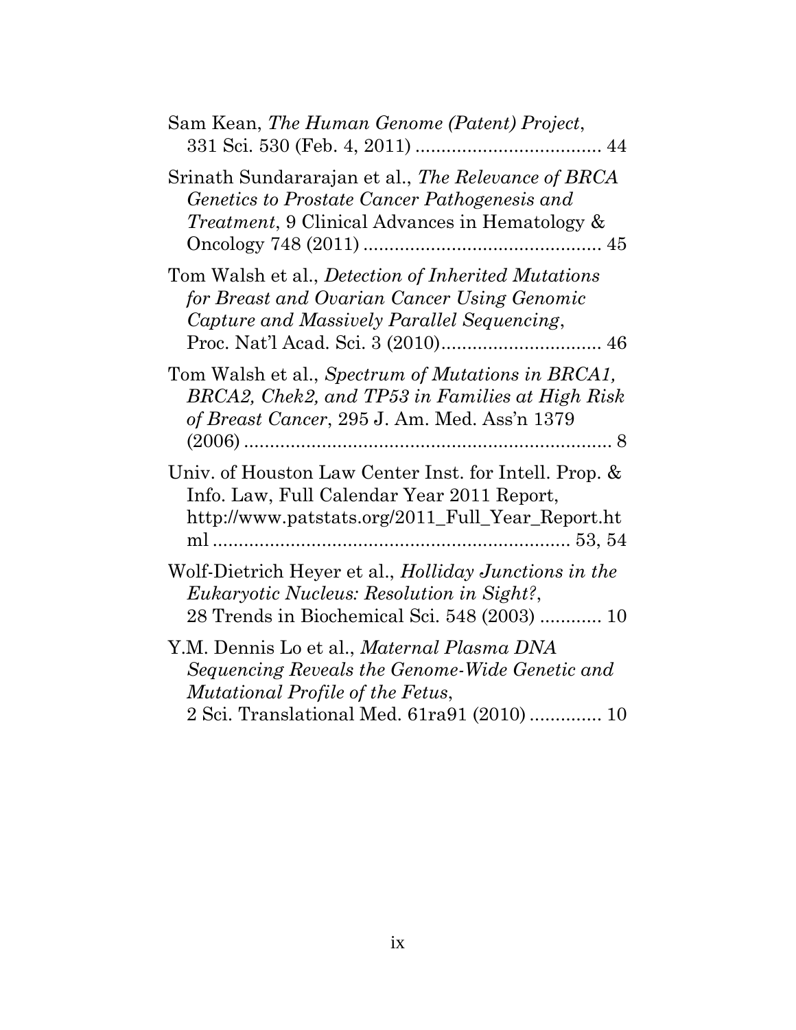Sam Kean, *The Human Genome (Patent) Project*, 331 Sci. 530 (Feb. 4, 2011) .................................... 44

Srinath Sundararajan et al., *The Relevance of BRCA Genetics to Prostate Cancer Pathogenesis and Treatment*, 9 Clinical Advances in Hematology & Oncology 748 (2011) .............................................. 45

Tom Walsh et al., *Detection of Inherited Mutations for Breast and Ovarian Cancer Using Genomic Capture and Massively Parallel Sequencing*, Proc. Nat'l Acad. Sci. 3 (2010)............................... 46

Tom Walsh et al., *Spectrum of Mutations in BRCA1, BRCA2, Chek2, and TP53 in Families at High Risk of Breast Cancer*, 295 J. Am. Med. Ass'n 1379 (2006) ........................................................................ 8

Univ. of Houston Law Center Inst. for Intell. Prop. & Info. Law, Full Calendar Year 2011 Report, http://www.patstats.org/2011_Full_Year_Report.html ..................................................................... 53, 54

Wolf-Dietrich Heyer et al., *Holliday Junctions in the Eukaryotic Nucleus: Resolution in Sight?*, 28 Trends in Biochemical Sci. 548 (2003) ............ 10

Y.M. Dennis Lo et al., *Maternal Plasma DNA Sequencing Reveals the Genome-Wide Genetic and Mutational Profile of the Fetus*, 2 Sci. Translational Med. 61ra91 (2010) .............. 10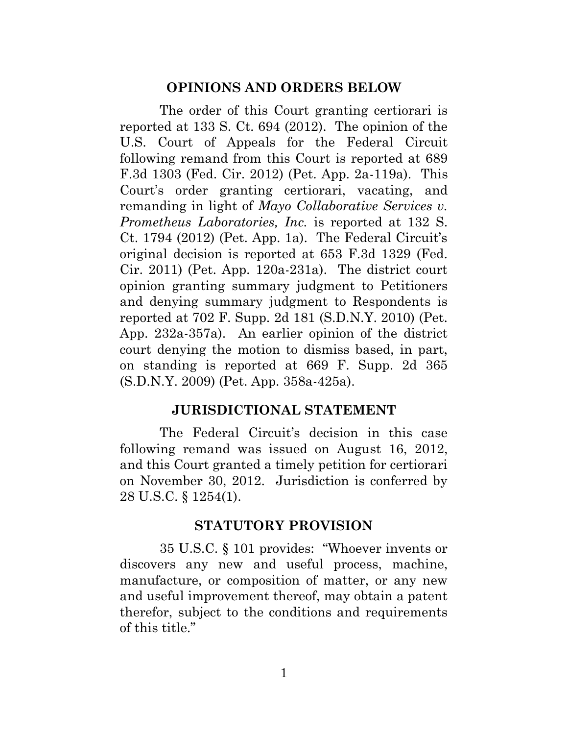## OPINIONS AND ORDERS BELOW

The order of this Court granting certiorari is reported at 133 S. Ct. 694 (2012). The opinion of the U.S. Court of Appeals for the Federal Circuit following remand from this Court is reported at 689 F.3d 1303 (Fed. Cir. 2012) (Pet. App. 2a-119a). This Court's order granting certiorari, vacating, and remanding in light of *Mayo Collaborative Services v. Prometheus Laboratories, Inc.* is reported at 132 S. Ct. 1794 (2012) (Pet. App. 1a). The Federal Circuit's original decision is reported at 653 F.3d 1329 (Fed. Cir. 2011) (Pet. App. 120a-231a). The district court opinion granting summary judgment to Petitioners and denying summary judgment to Respondents is reported at 702 F. Supp. 2d 181 (S.D.N.Y. 2010) (Pet. App. 232a-357a). An earlier opinion of the district court denying the motion to dismiss based, in part, on standing is reported at 669 F. Supp. 2d 365 (S.D.N.Y. 2009) (Pet. App. 358a-425a).

## JURISDICTIONAL STATEMENT

The Federal Circuit's decision in this case following remand was issued on August 16, 2012, and this Court granted a timely petition for certiorari on November 30, 2012. Jurisdiction is conferred by 28 U.S.C. § 1254(1).

## STATUTORY PROVISION

35 U.S.C. § 101 provides: "Whoever invents or discovers any new and useful process, machine, manufacture, or composition of matter, or any new and useful improvement thereof, may obtain a patent therefor, subject to the conditions and requirements of this title."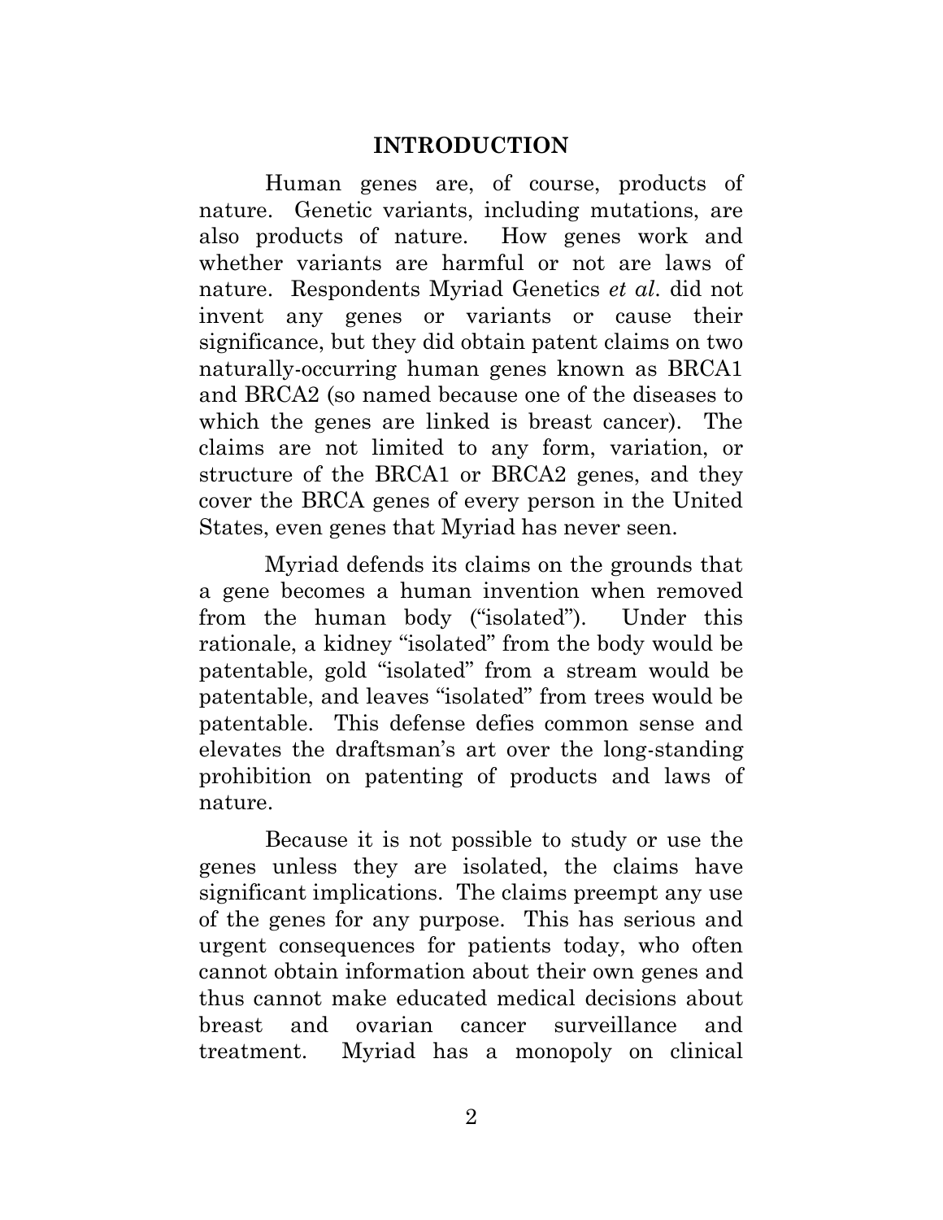## INTRODUCTION

Human genes are, of course, products of nature. Genetic variants, including mutations, are also products of nature. How genes work and whether variants are harmful or not are laws of nature. Respondents Myriad Genetics *et al*. did not invent any genes or variants or cause their significance, but they did obtain patent claims on two naturally-occurring human genes known as BRCA1 and BRCA2 (so named because one of the diseases to which the genes are linked is breast cancer). The claims are not limited to any form, variation, or structure of the BRCA1 or BRCA2 genes, and they cover the BRCA genes of every person in the United States, even genes that Myriad has never seen.

Myriad defends its claims on the grounds that a gene becomes a human invention when removed from the human body ("isolated"). Under this rationale, a kidney "isolated" from the body would be patentable, gold "isolated" from a stream would be patentable, and leaves "isolated" from trees would be patentable. This defense defies common sense and elevates the draftsman's art over the long-standing prohibition on patenting of products and laws of nature.

Because it is not possible to study or use the genes unless they are isolated, the claims have significant implications. The claims preempt any use of the genes for any purpose. This has serious and urgent consequences for patients today, who often cannot obtain information about their own genes and thus cannot make educated medical decisions about breast and ovarian cancer surveillance and treatment. Myriad has a monopoly on clinical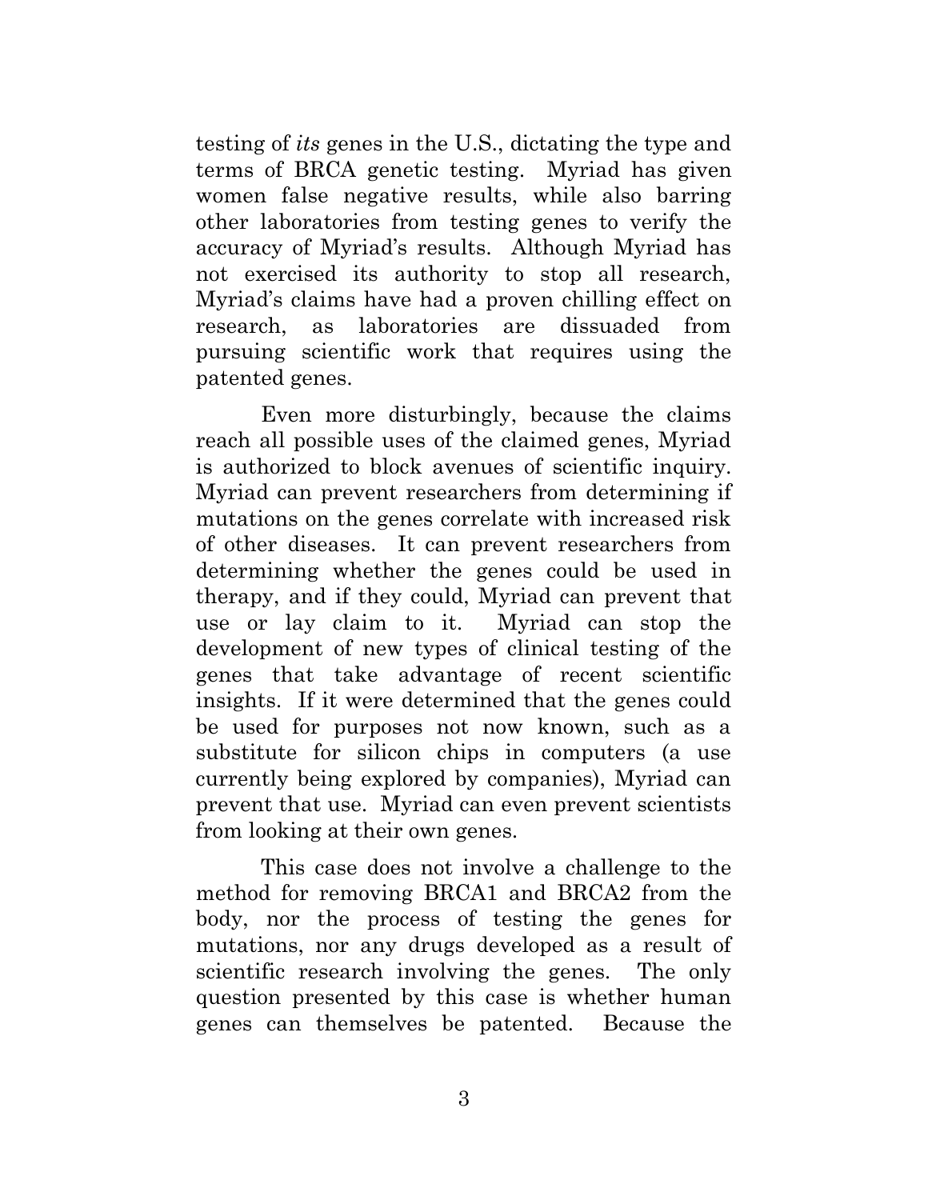testing of *its* genes in the U.S., dictating the type and terms of BRCA genetic testing. Myriad has given women false negative results, while also barring other laboratories from testing genes to verify the accuracy of Myriad's results. Although Myriad has not exercised its authority to stop all research, Myriad's claims have had a proven chilling effect on research, as laboratories are dissuaded from pursuing scientific work that requires using the patented genes.

Even more disturbingly, because the claims reach all possible uses of the claimed genes, Myriad is authorized to block avenues of scientific inquiry. Myriad can prevent researchers from determining if mutations on the genes correlate with increased risk of other diseases. It can prevent researchers from determining whether the genes could be used in therapy, and if they could, Myriad can prevent that use or lay claim to it. Myriad can stop the development of new types of clinical testing of the genes that take advantage of recent scientific insights. If it were determined that the genes could be used for purposes not now known, such as a substitute for silicon chips in computers (a use currently being explored by companies), Myriad can prevent that use. Myriad can even prevent scientists from looking at their own genes.

This case does not involve a challenge to the method for removing BRCA1 and BRCA2 from the body, nor the process of testing the genes for mutations, nor any drugs developed as a result of scientific research involving the genes. The only question presented by this case is whether human genes can themselves be patented. Because the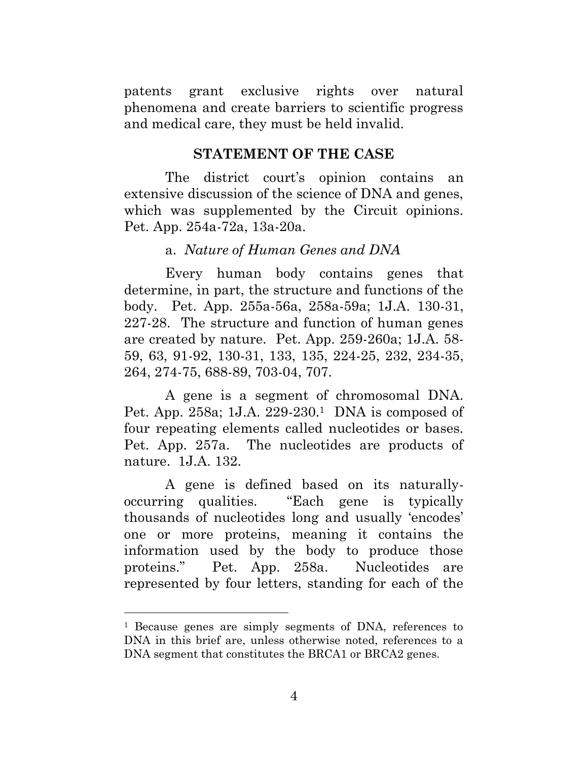patents grant exclusive rights over natural phenomena and create barriers to scientific progress and medical care, they must be held invalid.

## STATEMENT OF THE CASE

The district court's opinion contains an extensive discussion of the science of DNA and genes, which was supplemented by the Circuit opinions. Pet. App. 254a-72a, 13a-20a.

### a. *Nature of Human Genes and DNA*

Every human body contains genes that determine, in part, the structure and functions of the body. Pet. App. 255a-56a, 258a-59a; 1J.A. 130-31, 227-28. The structure and function of human genes are created by nature. Pet. App. 259-260a; 1J.A. 58-59, 63, 91-92, 130-31, 133, 135, 224-25, 232, 234-35, 264, 274-75, 688-89, 703-04, 707.

A gene is a segment of chromosomal DNA. Pet. App. 258a; 1J.A. 229-230.[1] DNA is composed of four repeating elements called nucleotides or bases. Pet. App. 257a. The nucleotides are products of nature. 1J.A. 132.

A gene is defined based on its naturally-occurring qualities. "Each gene is typically thousands of nucleotides long and usually 'encodes' one or more proteins, meaning it contains the information used by the body to produce those proteins." Pet. App. 258a. Nucleotides are represented by four letters, standing for each of the

---

[1] Because genes are simply segments of DNA, references to DNA in this brief are, unless otherwise noted, references to a DNA segment that constitutes the BRCA1 or BRCA2 genes.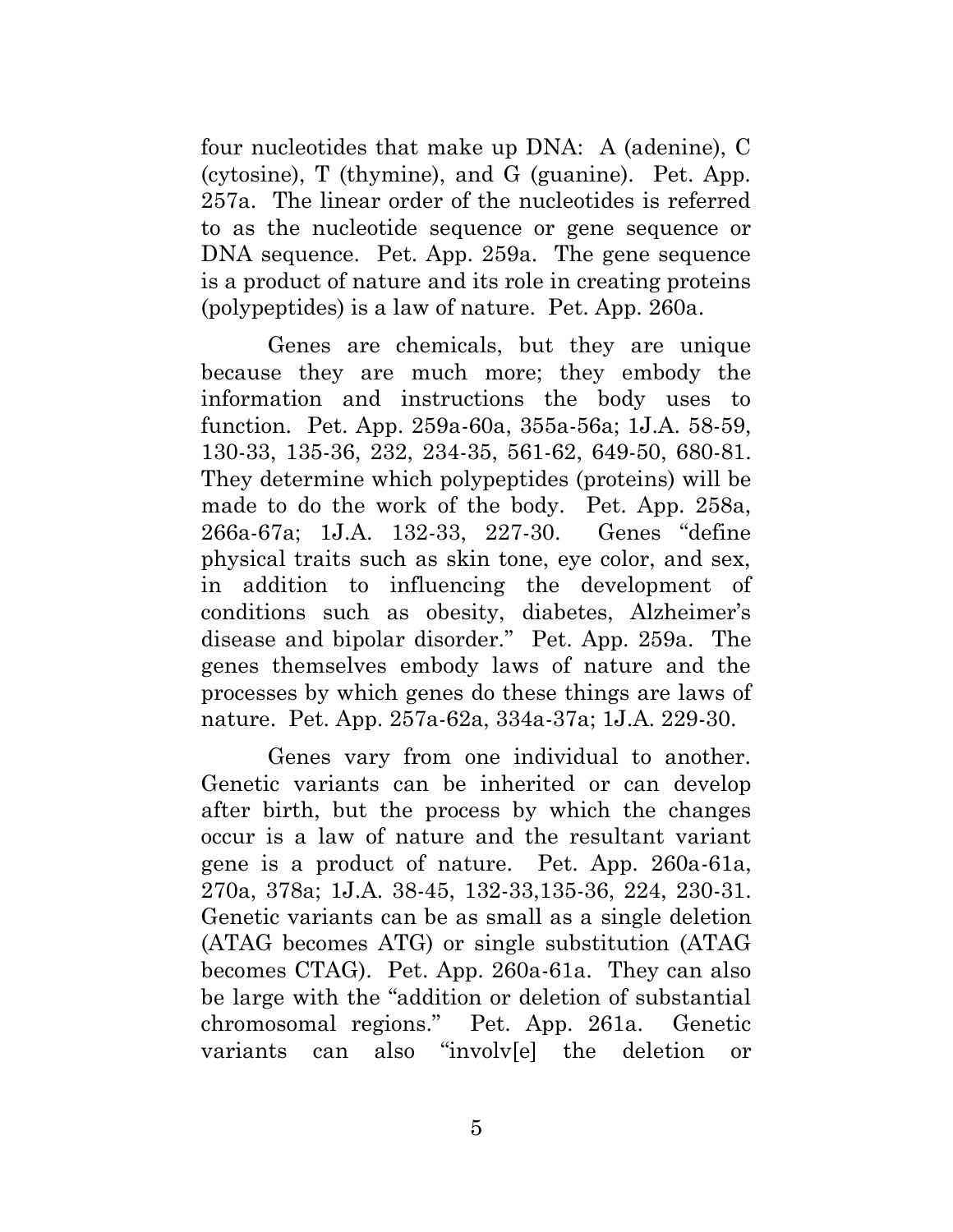four nucleotides that make up DNA: A (adenine), C (cytosine), T (thymine), and G (guanine). Pet. App. 257a. The linear order of the nucleotides is referred to as the nucleotide sequence or gene sequence or DNA sequence. Pet. App. 259a. The gene sequence is a product of nature and its role in creating proteins (polypeptides) is a law of nature. Pet. App. 260a.

Genes are chemicals, but they are unique because they are much more; they embody the information and instructions the body uses to function. Pet. App. 259a-60a, 355a-56a; 1J.A. 58-59, 130-33, 135-36, 232, 234-35, 561-62, 649-50, 680-81. They determine which polypeptides (proteins) will be made to do the work of the body. Pet. App. 258a, 266a-67a; 1J.A. 132-33, 227-30. Genes "define physical traits such as skin tone, eye color, and sex, in addition to influencing the development of conditions such as obesity, diabetes, Alzheimer's disease and bipolar disorder." Pet. App. 259a. The genes themselves embody laws of nature and the processes by which genes do these things are laws of nature. Pet. App. 257a-62a, 334a-37a; 1J.A. 229-30.

Genes vary from one individual to another. Genetic variants can be inherited or can develop after birth, but the process by which the changes occur is a law of nature and the resultant variant gene is a product of nature. Pet. App. 260a-61a, 270a, 378a; 1J.A. 38-45, 132-33,135-36, 224, 230-31. Genetic variants can be as small as a single deletion (ATAG becomes ATG) or single substitution (ATAG becomes CTAG). Pet. App. 260a-61a. They can also be large with the "addition or deletion of substantial chromosomal regions." Pet. App. 261a. Genetic variants can also "involv[e] the deletion or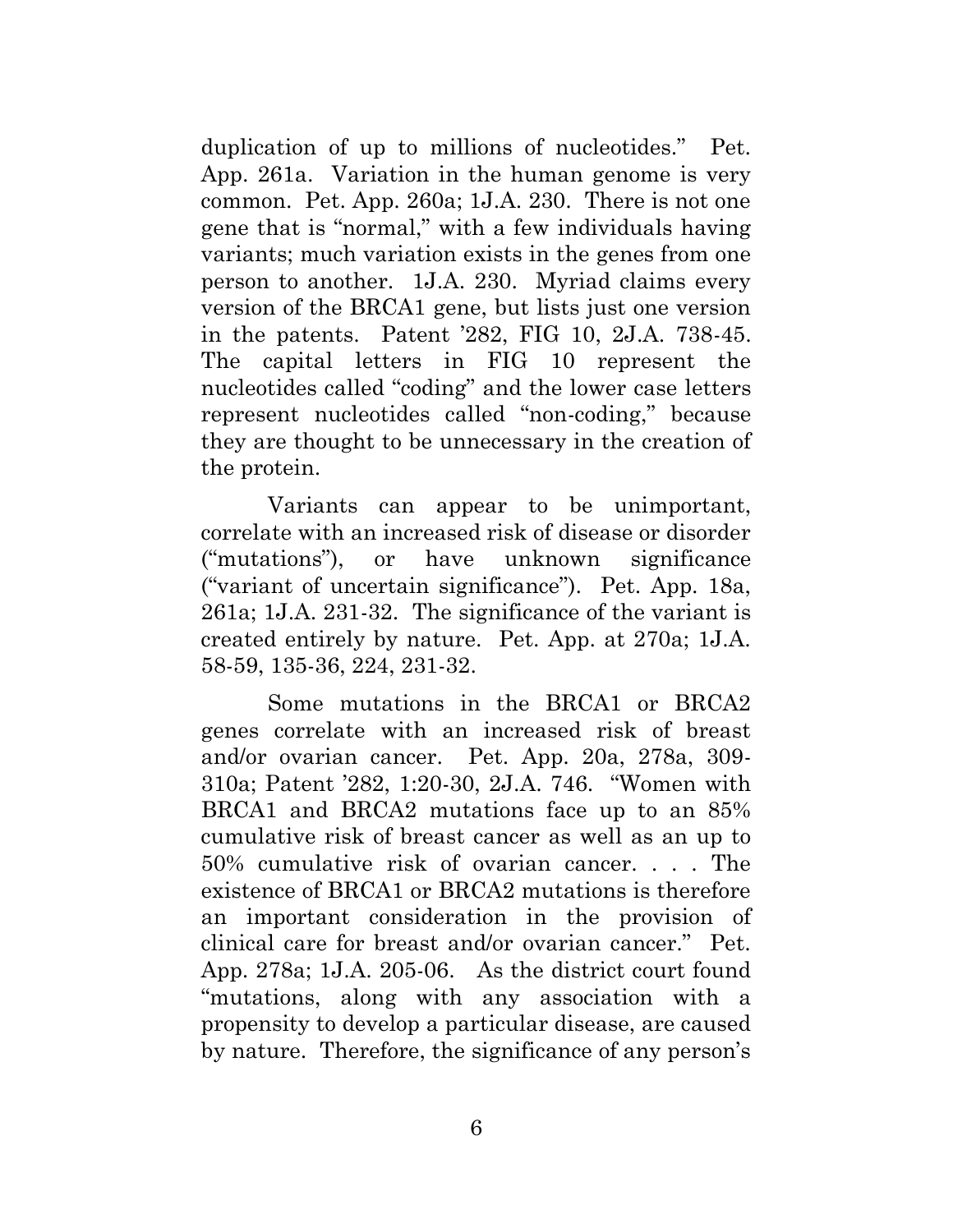duplication of up to millions of nucleotides." Pet. App. 261a. Variation in the human genome is very common. Pet. App. 260a; 1J.A. 230. There is not one gene that is "normal," with a few individuals having variants; much variation exists in the genes from one person to another. 1J.A. 230. Myriad claims every version of the BRCA1 gene, but lists just one version in the patents. Patent '282, FIG 10, 2J.A. 738-45. The capital letters in FIG 10 represent the nucleotides called "coding" and the lower case letters represent nucleotides called "non-coding," because they are thought to be unnecessary in the creation of the protein.

Variants can appear to be unimportant, correlate with an increased risk of disease or disorder ("mutations"), or have unknown significance ("variant of uncertain significance"). Pet. App. 18a, 261a; 1J.A. 231-32. The significance of the variant is created entirely by nature. Pet. App. at 270a; 1J.A. 58-59, 135-36, 224, 231-32.

Some mutations in the BRCA1 or BRCA2 genes correlate with an increased risk of breast and/or ovarian cancer. Pet. App. 20a, 278a, 309-310a; Patent '282, 1:20-30, 2J.A. 746. "Women with BRCA1 and BRCA2 mutations face up to an 85% cumulative risk of breast cancer as well as an up to 50% cumulative risk of ovarian cancer. . . . The existence of BRCA1 or BRCA2 mutations is therefore an important consideration in the provision of clinical care for breast and/or ovarian cancer." Pet. App. 278a; 1J.A. 205-06. As the district court found "mutations, along with any association with a propensity to develop a particular disease, are caused by nature. Therefore, the significance of any person's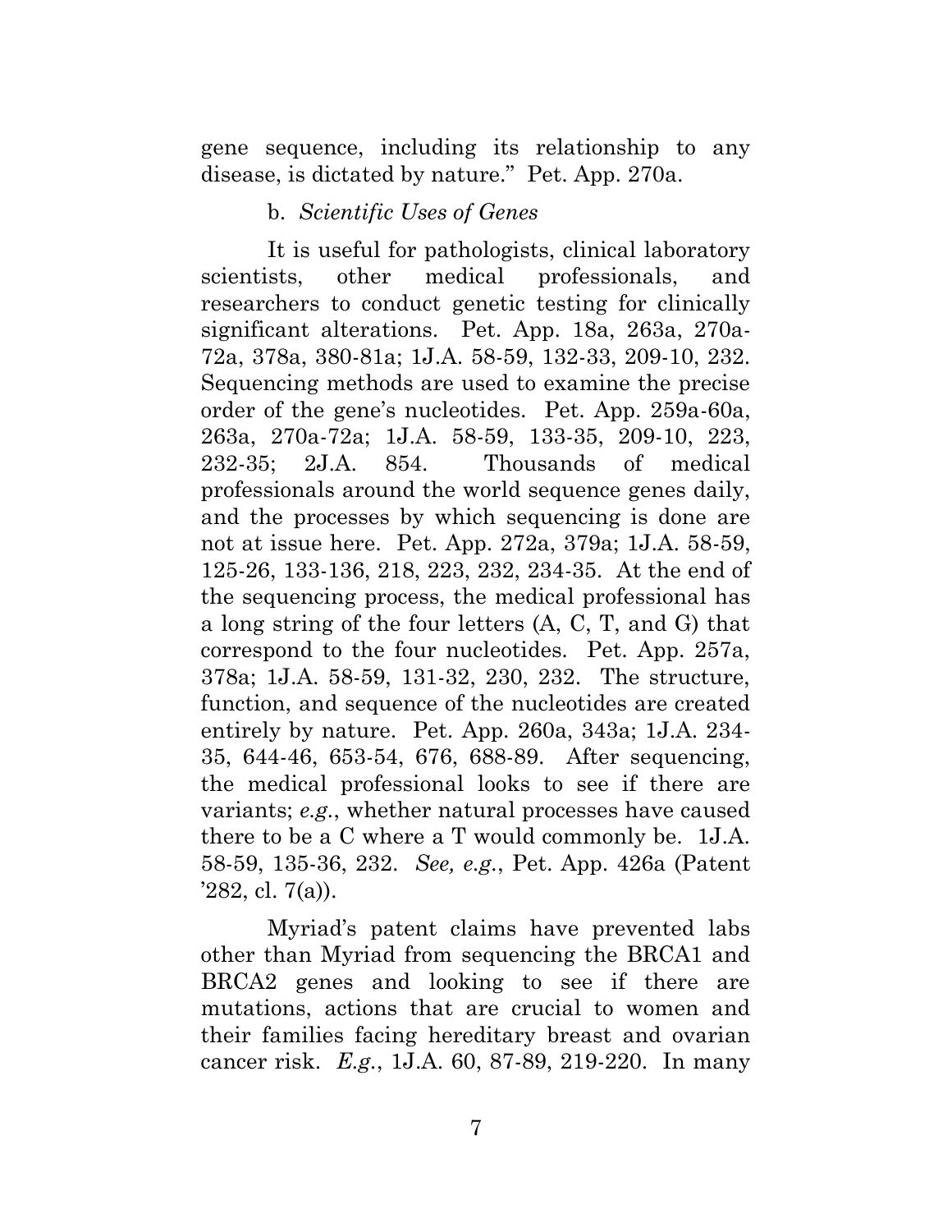gene sequence, including its relationship to any disease, is dictated by nature." Pet. App. 270a.

b. *Scientific Uses of Genes*

It is useful for pathologists, clinical laboratory scientists, other medical professionals, and researchers to conduct genetic testing for clinically significant alterations. Pet. App. 18a, 263a, 270a-72a, 378a, 380-81a; 1J.A. 58-59, 132-33, 209-10, 232. Sequencing methods are used to examine the precise order of the gene's nucleotides. Pet. App. 259a-60a, 263a, 270a-72a; 1J.A. 58-59, 133-35, 209-10, 223, 232-35; 2J.A. 854. Thousands of medical professionals around the world sequence genes daily, and the processes by which sequencing is done are not at issue here. Pet. App. 272a, 379a; 1J.A. 58-59, 125-26, 133-136, 218, 223, 232, 234-35. At the end of the sequencing process, the medical professional has a long string of the four letters (A, C, T, and G) that correspond to the four nucleotides. Pet. App. 257a, 378a; 1J.A. 58-59, 131-32, 230, 232. The structure, function, and sequence of the nucleotides are created entirely by nature. Pet. App. 260a, 343a; 1J.A. 234-35, 644-46, 653-54, 676, 688-89. After sequencing, the medical professional looks to see if there are variants; *e.g.*, whether natural processes have caused there to be a C where a T would commonly be. 1J.A. 58-59, 135-36, 232. *See, e.g.*, Pet. App. 426a (Patent '282, cl. 7(a)).

Myriad's patent claims have prevented labs other than Myriad from sequencing the BRCA1 and BRCA2 genes and looking to see if there are mutations, actions that are crucial to women and their families facing hereditary breast and ovarian cancer risk. *E.g.*, 1J.A. 60, 87-89, 219-220. In many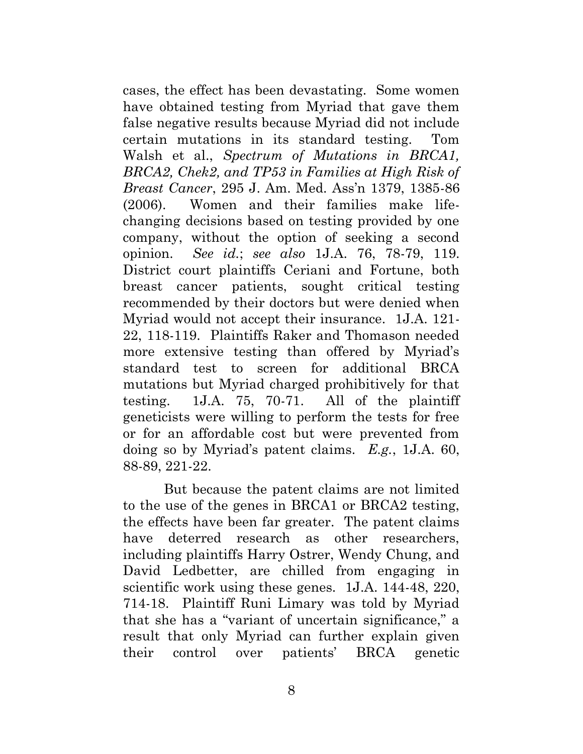cases, the effect has been devastating. Some women have obtained testing from Myriad that gave them false negative results because Myriad did not include certain mutations in its standard testing. Tom Walsh et al., *Spectrum of Mutations in BRCA1, BRCA2, Chek2, and TP53 in Families at High Risk of Breast Cancer*, 295 J. Am. Med. Ass'n 1379, 1385-86 (2006). Women and their families make life-changing decisions based on testing provided by one company, without the option of seeking a second opinion. *See id.*; *see also* 1J.A. 76, 78-79, 119. District court plaintiffs Ceriani and Fortune, both breast cancer patients, sought critical testing recommended by their doctors but were denied when Myriad would not accept their insurance. 1J.A. 121-22, 118-119. Plaintiffs Raker and Thomason needed more extensive testing than offered by Myriad's standard test to screen for additional BRCA mutations but Myriad charged prohibitively for that testing. 1J.A. 75, 70-71. All of the plaintiff geneticists were willing to perform the tests for free or for an affordable cost but were prevented from doing so by Myriad's patent claims. *E.g.*, 1J.A. 60, 88-89, 221-22.

But because the patent claims are not limited to the use of the genes in BRCA1 or BRCA2 testing, the effects have been far greater. The patent claims have deterred research as other researchers, including plaintiffs Harry Ostrer, Wendy Chung, and David Ledbetter, are chilled from engaging in scientific work using these genes. 1J.A. 144-48, 220, 714-18. Plaintiff Runi Limary was told by Myriad that she has a "variant of uncertain significance," a result that only Myriad can further explain given their control over patients' BRCA genetic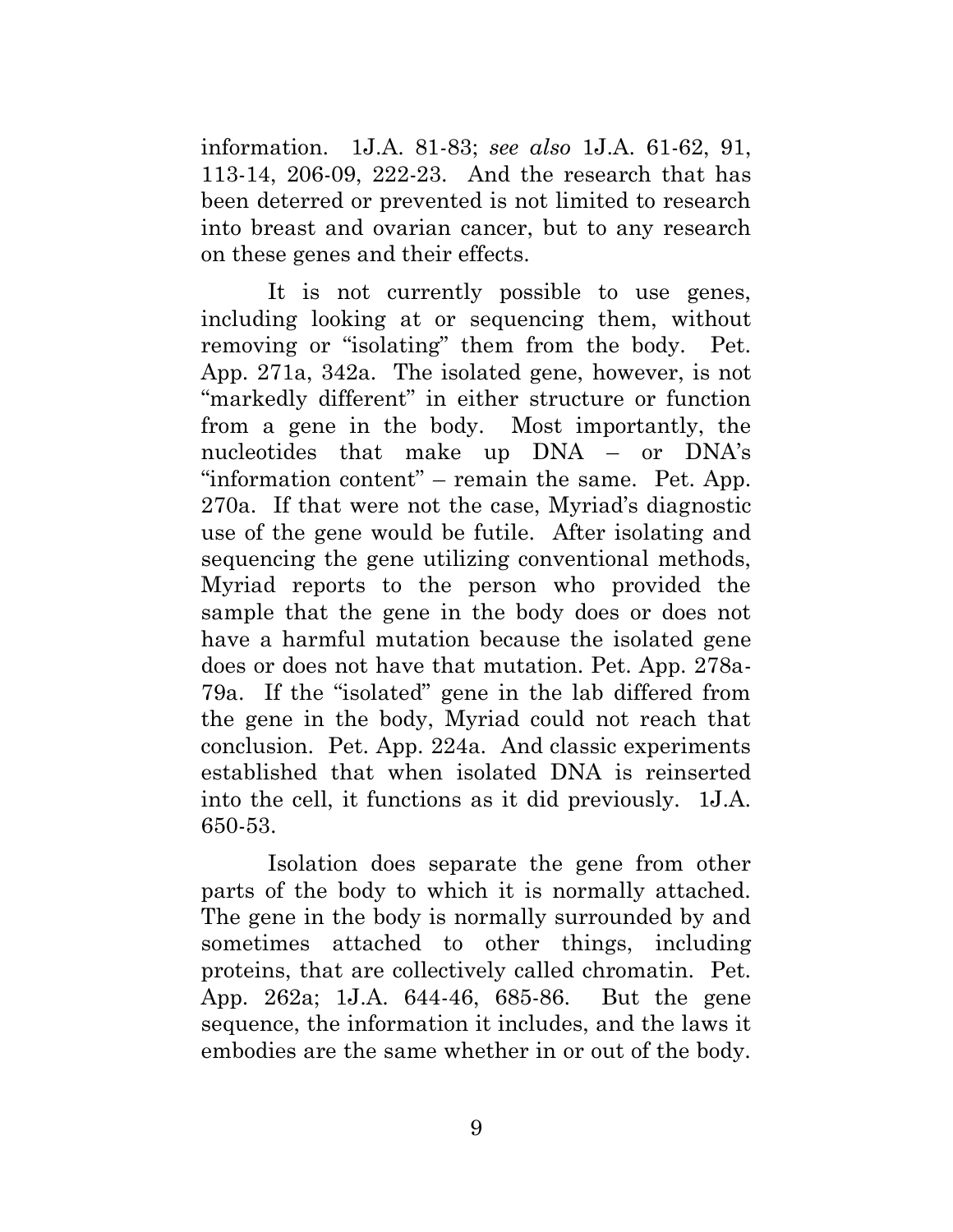information. 1J.A. 81-83; *see also* 1J.A. 61-62, 91, 113-14, 206-09, 222-23. And the research that has been deterred or prevented is not limited to research into breast and ovarian cancer, but to any research on these genes and their effects.

It is not currently possible to use genes, including looking at or sequencing them, without removing or "isolating" them from the body. Pet. App. 271a, 342a. The isolated gene, however, is not "markedly different" in either structure or function from a gene in the body. Most importantly, the nucleotides that make up DNA – or DNA's "information content" – remain the same. Pet. App. 270a. If that were not the case, Myriad's diagnostic use of the gene would be futile. After isolating and sequencing the gene utilizing conventional methods, Myriad reports to the person who provided the sample that the gene in the body does or does not have a harmful mutation because the isolated gene does or does not have that mutation. Pet. App. 278a-79a. If the "isolated" gene in the lab differed from the gene in the body, Myriad could not reach that conclusion. Pet. App. 224a. And classic experiments established that when isolated DNA is reinserted into the cell, it functions as it did previously. 1J.A. 650-53.

Isolation does separate the gene from other parts of the body to which it is normally attached. The gene in the body is normally surrounded by and sometimes attached to other things, including proteins, that are collectively called chromatin. Pet. App. 262a; 1J.A. 644-46, 685-86. But the gene sequence, the information it includes, and the laws it embodies are the same whether in or out of the body.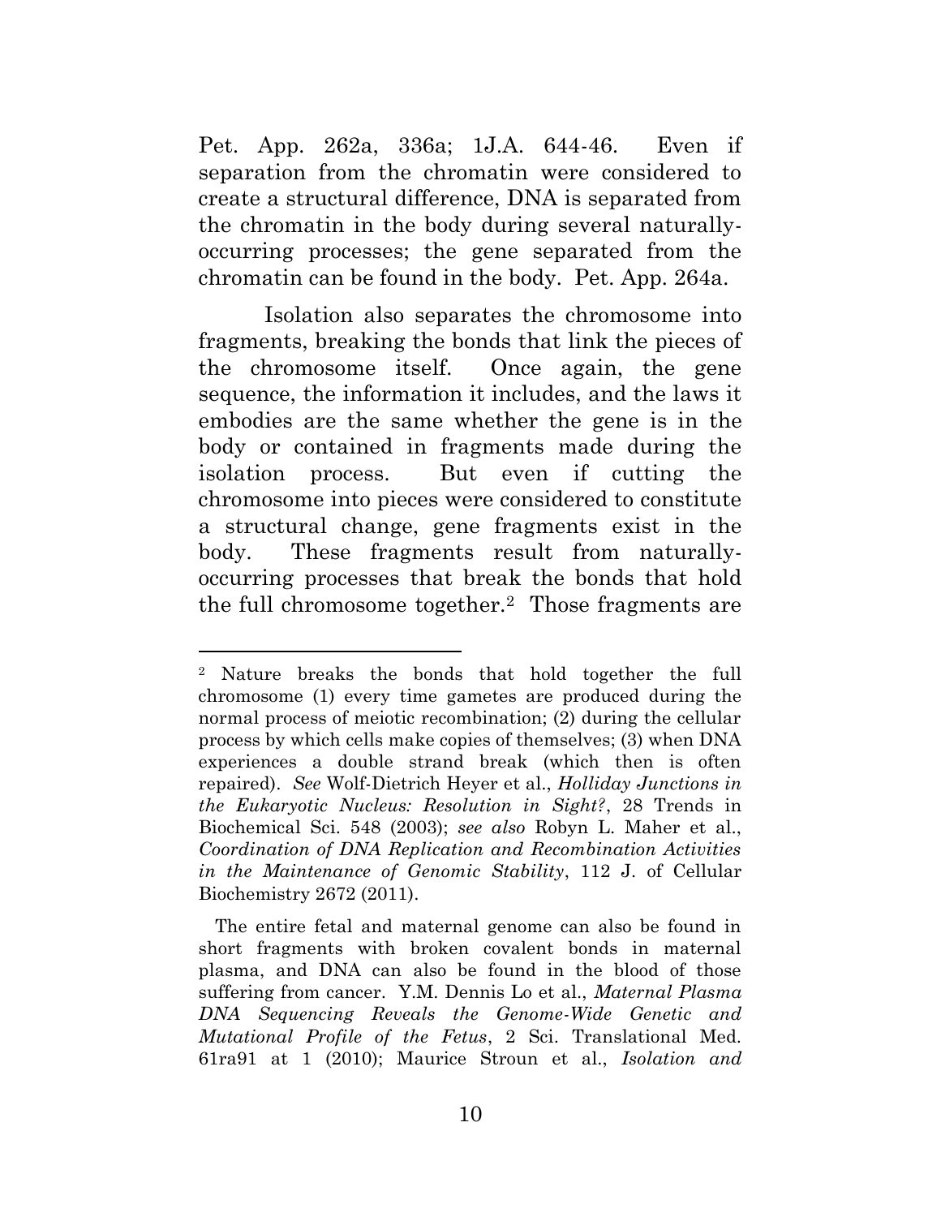Pet. App. 262a, 336a; 1J.A. 644-46. Even if separation from the chromatin were considered to create a structural difference, DNA is separated from the chromatin in the body during several naturally-occurring processes; the gene separated from the chromatin can be found in the body. Pet. App. 264a.

Isolation also separates the chromosome into fragments, breaking the bonds that link the pieces of the chromosome itself. Once again, the gene sequence, the information it includes, and the laws it embodies are the same whether the gene is in the body or contained in fragments made during the isolation process. But even if cutting the chromosome into pieces were considered to constitute a structural change, gene fragments exist in the body. These fragments result from naturally-occurring processes that break the bonds that hold the full chromosome together.[2] Those fragments are

---

[2] Nature breaks the bonds that hold together the full chromosome (1) every time gametes are produced during the normal process of meiotic recombination; (2) during the cellular process by which cells make copies of themselves; (3) when DNA experiences a double strand break (which then is often repaired). *See* Wolf-Dietrich Heyer et al., *Holliday Junctions in the Eukaryotic Nucleus: Resolution in Sight?*, 28 Trends in Biochemical Sci. 548 (2003); *see also* Robyn L. Maher et al., *Coordination of DNA Replication and Recombination Activities in the Maintenance of Genomic Stability*, 112 J. of Cellular Biochemistry 2672 (2011).

The entire fetal and maternal genome can also be found in short fragments with broken covalent bonds in maternal plasma, and DNA can also be found in the blood of those suffering from cancer. Y.M. Dennis Lo et al., *Maternal Plasma DNA Sequencing Reveals the Genome-Wide Genetic and Mutational Profile of the Fetus*, 2 Sci. Translational Med. 61ra91 at 1 (2010); Maurice Stroun et al., *Isolation and*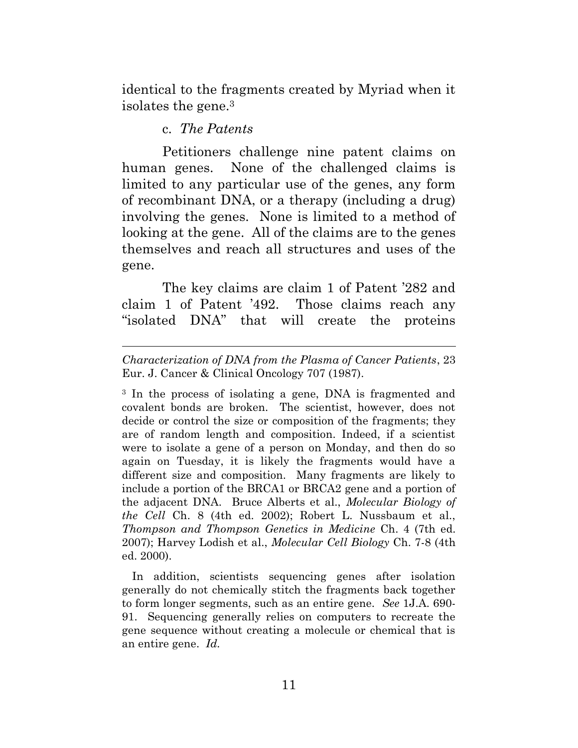identical to the fragments created by Myriad when it isolates the gene.[3]

c. *The Patents*

Petitioners challenge nine patent claims on human genes. None of the challenged claims is limited to any particular use of the genes, any form of recombinant DNA, or a therapy (including a drug) involving the genes. None is limited to a method of looking at the gene. All of the claims are to the genes themselves and reach all structures and uses of the gene.

The key claims are claim 1 of Patent '282 and claim 1 of Patent '492. Those claims reach any "isolated DNA" that will create the proteins

---

*Characterization of DNA from the Plasma of Cancer Patients*, 23 Eur. J. Cancer & Clinical Oncology 707 (1987).

[3] In the process of isolating a gene, DNA is fragmented and covalent bonds are broken. The scientist, however, does not decide or control the size or composition of the fragments; they are of random length and composition. Indeed, if a scientist were to isolate a gene of a person on Monday, and then do so again on Tuesday, it is likely the fragments would have a different size and composition. Many fragments are likely to include a portion of the BRCA1 or BRCA2 gene and a portion of the adjacent DNA. Bruce Alberts et al., *Molecular Biology of the Cell* Ch. 8 (4th ed. 2002); Robert L. Nussbaum et al., *Thompson and Thompson Genetics in Medicine* Ch. 4 (7th ed. 2007); Harvey Lodish et al., *Molecular Cell Biology* Ch. 7-8 (4th ed. 2000).

In addition, scientists sequencing genes after isolation generally do not chemically stitch the fragments back together to form longer segments, such as an entire gene. *See* 1J.A. 690-91. Sequencing generally relies on computers to recreate the gene sequence without creating a molecule or chemical that is an entire gene. *Id.*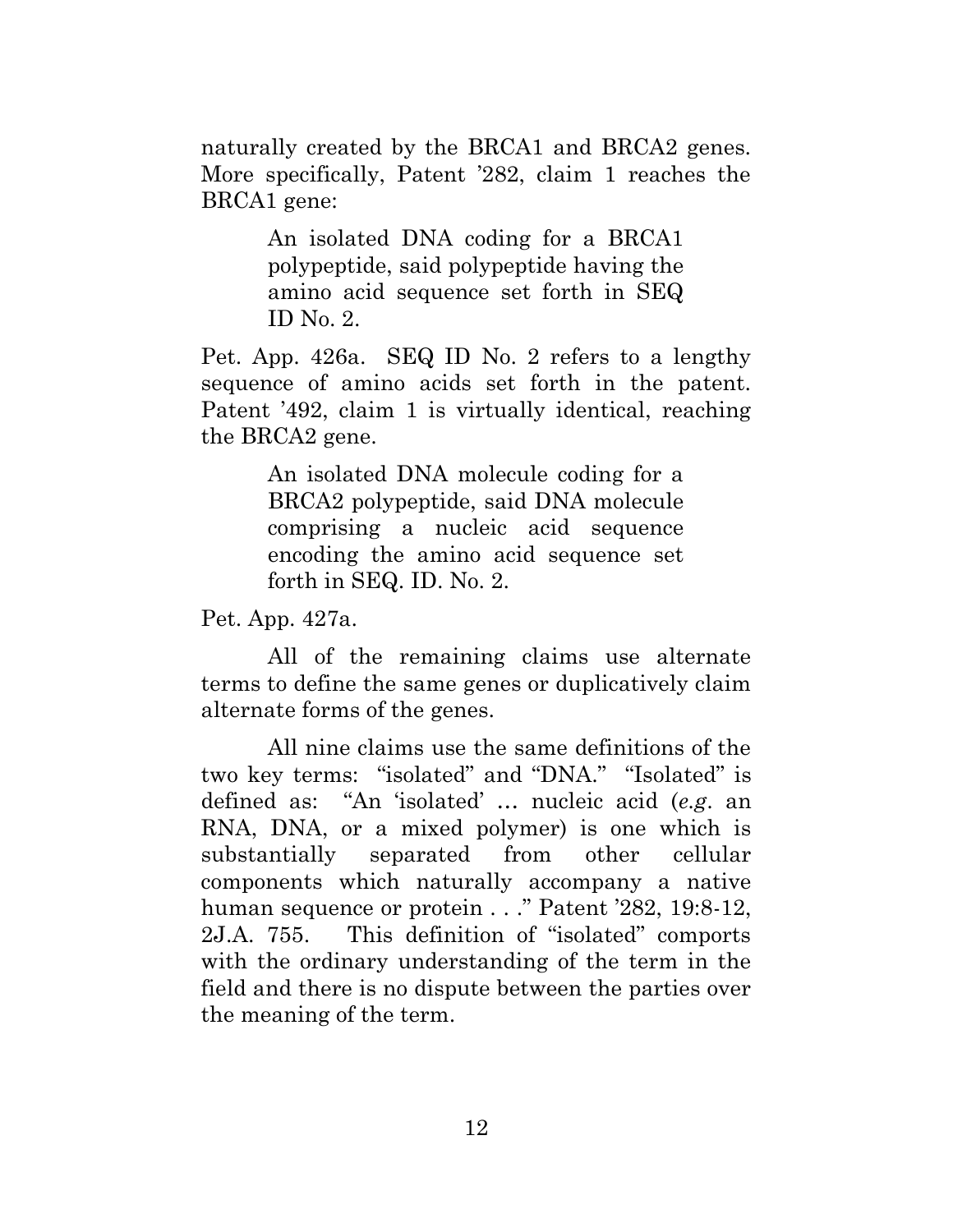naturally created by the BRCA1 and BRCA2 genes. More specifically, Patent '282, claim 1 reaches the BRCA1 gene:

> An isolated DNA coding for a BRCA1 polypeptide, said polypeptide having the amino acid sequence set forth in SEQ ID No. 2.

Pet. App. 426a. SEQ ID No. 2 refers to a lengthy sequence of amino acids set forth in the patent. Patent '492, claim 1 is virtually identical, reaching the BRCA2 gene.

> An isolated DNA molecule coding for a BRCA2 polypeptide, said DNA molecule comprising a nucleic acid sequence encoding the amino acid sequence set forth in SEQ. ID. No. 2.

Pet. App. 427a.

All of the remaining claims use alternate terms to define the same genes or duplicatively claim alternate forms of the genes.

All nine claims use the same definitions of the two key terms: "isolated" and "DNA." "Isolated" is defined as: "An 'isolated' … nucleic acid (*e.g.* an RNA, DNA, or a mixed polymer) is one which is substantially separated from other cellular components which naturally accompany a native human sequence or protein . . ." Patent '282, 19:8-12, 2J.A. 755. This definition of "isolated" comports with the ordinary understanding of the term in the field and there is no dispute between the parties over the meaning of the term.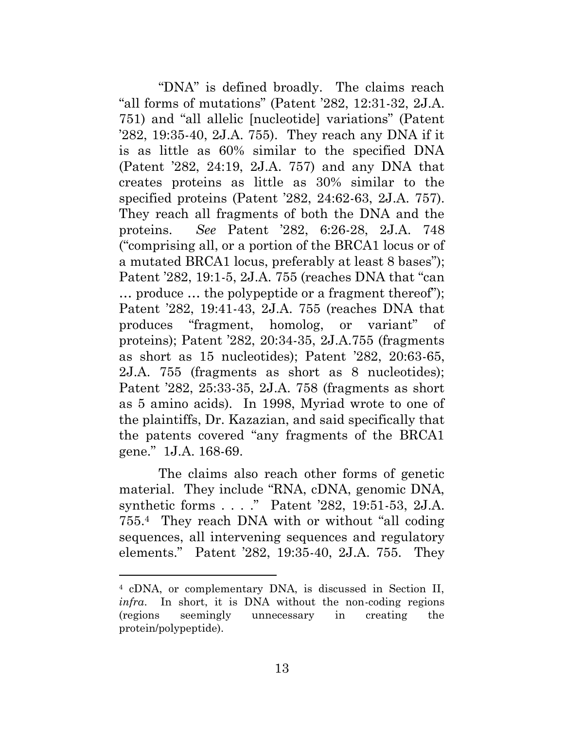"DNA" is defined broadly. The claims reach "all forms of mutations" (Patent '282, 12:31-32, 2J.A. 751) and "all allelic [nucleotide] variations" (Patent '282, 19:35-40, 2J.A. 755). They reach any DNA if it is as little as 60% similar to the specified DNA (Patent '282, 24:19, 2J.A. 757) and any DNA that creates proteins as little as 30% similar to the specified proteins (Patent '282, 24:62-63, 2J.A. 757). They reach all fragments of both the DNA and the proteins. *See* Patent '282, 6:26-28, 2J.A. 748 ("comprising all, or a portion of the BRCA1 locus or of a mutated BRCA1 locus, preferably at least 8 bases"); Patent '282, 19:1-5, 2J.A. 755 (reaches DNA that "can … produce … the polypeptide or a fragment thereof"); Patent '282, 19:41-43, 2J.A. 755 (reaches DNA that produces "fragment, homolog, or variant" of proteins); Patent '282, 20:34-35, 2J.A.755 (fragments as short as 15 nucleotides); Patent '282, 20:63-65, 2J.A. 755 (fragments as short as 8 nucleotides); Patent '282, 25:33-35, 2J.A. 758 (fragments as short as 5 amino acids). In 1998, Myriad wrote to one of the plaintiffs, Dr. Kazazian, and said specifically that the patents covered "any fragments of the BRCA1 gene." 1J.A. 168-69.

The claims also reach other forms of genetic material. They include "RNA, cDNA, genomic DNA, synthetic forms . . . ." Patent '282, 19:51-53, 2J.A. 755.[4] They reach DNA with or without "all coding sequences, all intervening sequences and regulatory elements." Patent '282, 19:35-40, 2J.A. 755. They

---

[4] cDNA, or complementary DNA, is discussed in Section II, *infra*. In short, it is DNA without the non-coding regions (regions seemingly unnecessary in creating the protein/polypeptide).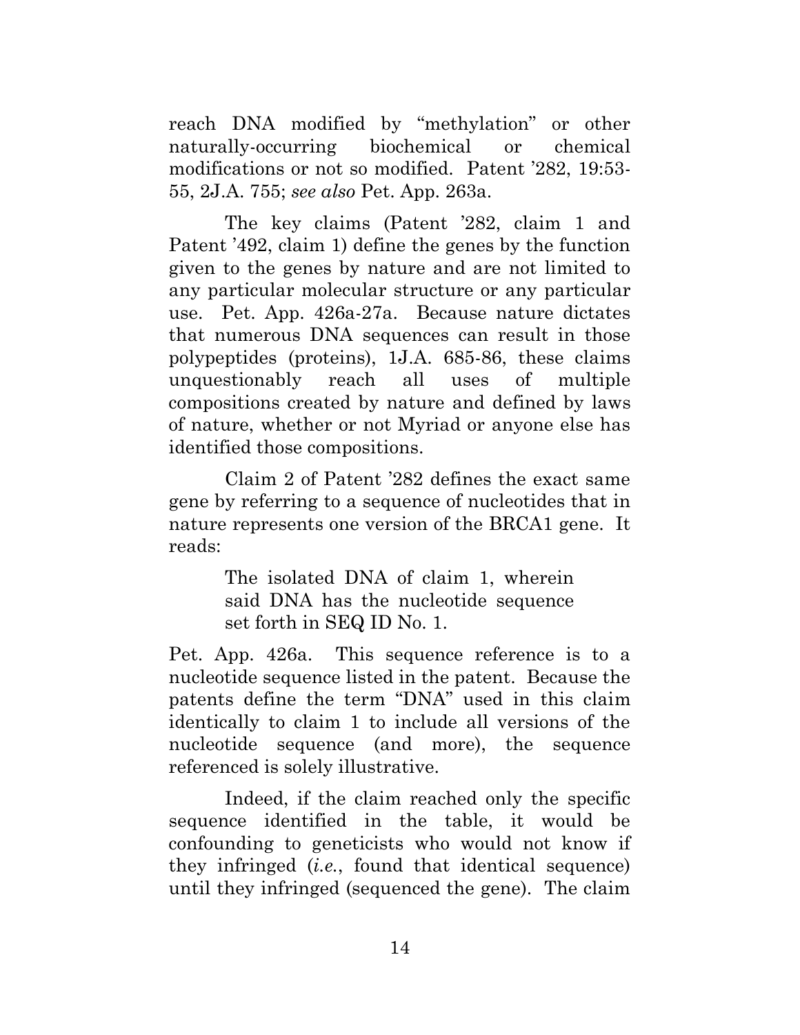reach DNA modified by "methylation" or other naturally-occurring biochemical or chemical modifications or not so modified. Patent '282, 19:53-55, 2J.A. 755; *see also* Pet. App. 263a.

The key claims (Patent '282, claim 1 and Patent '492, claim 1) define the genes by the function given to the genes by nature and are not limited to any particular molecular structure or any particular use. Pet. App. 426a-27a. Because nature dictates that numerous DNA sequences can result in those polypeptides (proteins), 1J.A. 685-86, these claims unquestionably reach all uses of multiple compositions created by nature and defined by laws of nature, whether or not Myriad or anyone else has identified those compositions.

Claim 2 of Patent '282 defines the exact same gene by referring to a sequence of nucleotides that in nature represents one version of the BRCA1 gene. It reads:

> The isolated DNA of claim 1, wherein said DNA has the nucleotide sequence set forth in SEQ ID No. 1.

Pet. App. 426a. This sequence reference is to a nucleotide sequence listed in the patent. Because the patents define the term "DNA" used in this claim identically to claim 1 to include all versions of the nucleotide sequence (and more), the sequence referenced is solely illustrative.

Indeed, if the claim reached only the specific sequence identified in the table, it would be confounding to geneticists who would not know if they infringed (*i.e.*, found that identical sequence) until they infringed (sequenced the gene). The claim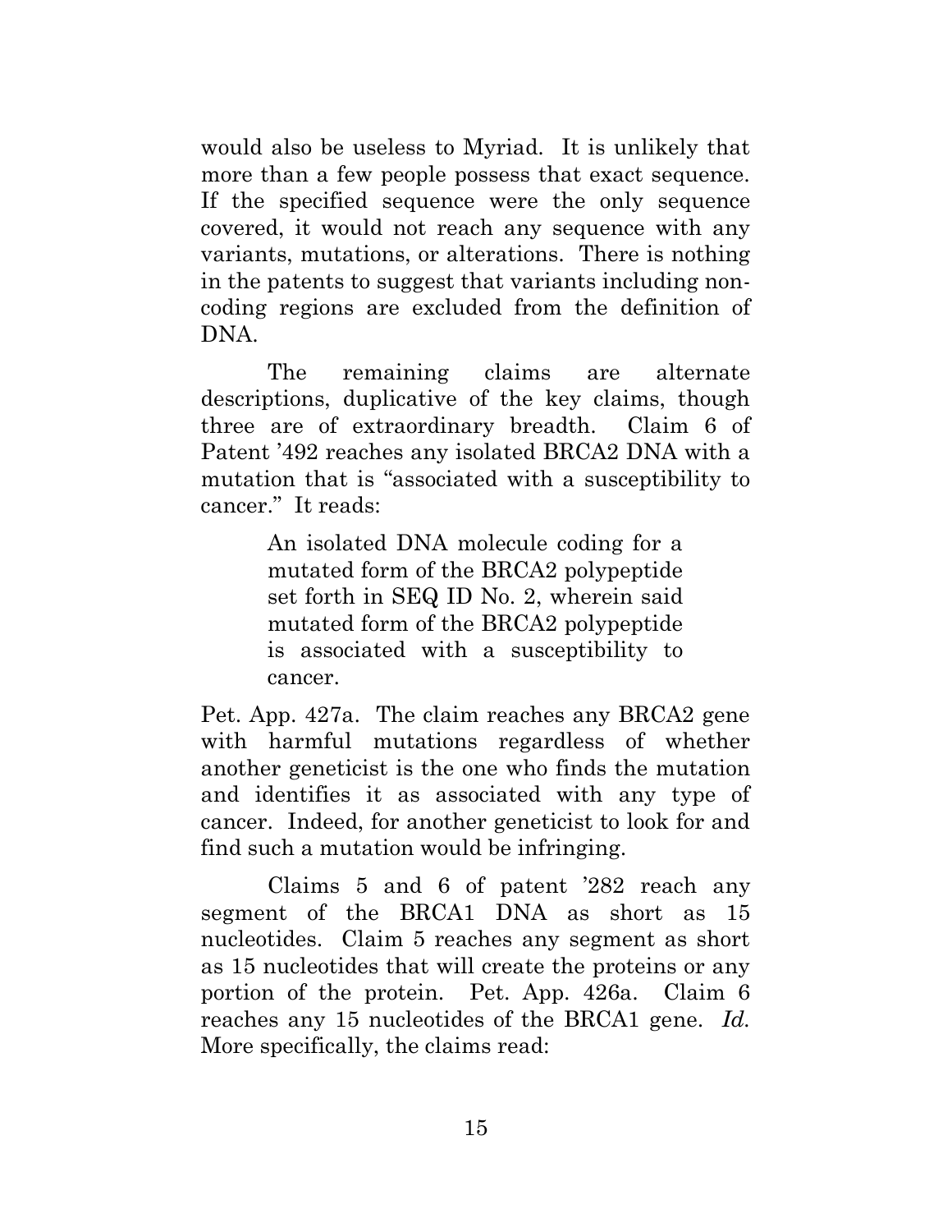would also be useless to Myriad. It is unlikely that more than a few people possess that exact sequence. If the specified sequence were the only sequence covered, it would not reach any sequence with any variants, mutations, or alterations. There is nothing in the patents to suggest that variants including non-coding regions are excluded from the definition of DNA.

The remaining claims are alternate descriptions, duplicative of the key claims, though three are of extraordinary breadth. Claim 6 of Patent '492 reaches any isolated BRCA2 DNA with a mutation that is "associated with a susceptibility to cancer." It reads:

> An isolated DNA molecule coding for a mutated form of the BRCA2 polypeptide set forth in SEQ ID No. 2, wherein said mutated form of the BRCA2 polypeptide is associated with a susceptibility to cancer.

Pet. App. 427a. The claim reaches any BRCA2 gene with harmful mutations regardless of whether another geneticist is the one who finds the mutation and identifies it as associated with any type of cancer. Indeed, for another geneticist to look for and find such a mutation would be infringing.

Claims 5 and 6 of patent '282 reach any segment of the BRCA1 DNA as short as 15 nucleotides. Claim 5 reaches any segment as short as 15 nucleotides that will create the proteins or any portion of the protein. Pet. App. 426a. Claim 6 reaches any 15 nucleotides of the BRCA1 gene. *Id.* More specifically, the claims read: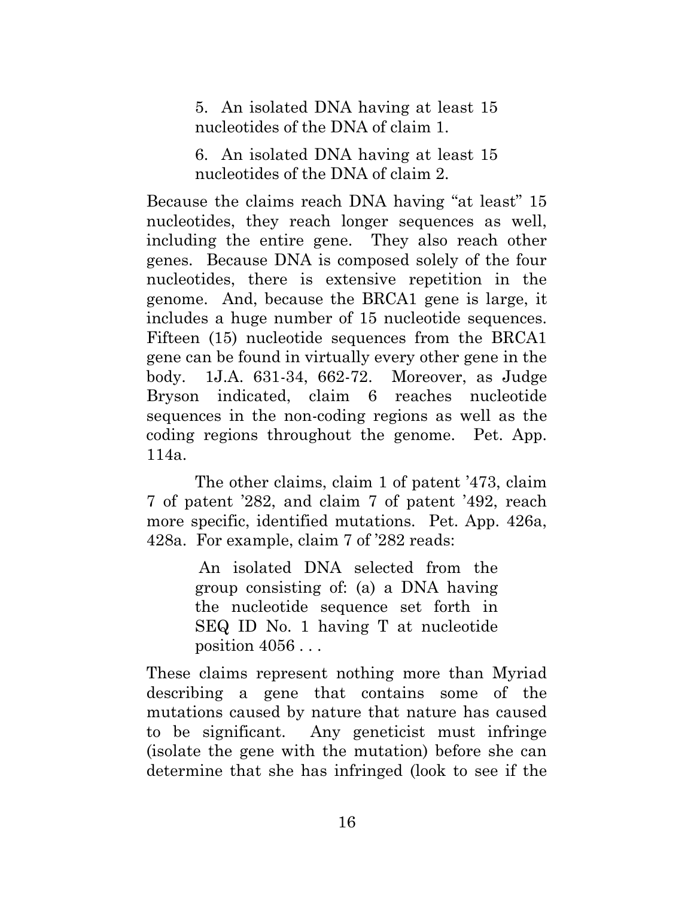> 5. An isolated DNA having at least 15 nucleotides of the DNA of claim 1.
>
> 6. An isolated DNA having at least 15 nucleotides of the DNA of claim 2.

Because the claims reach DNA having "at least" 15 nucleotides, they reach longer sequences as well, including the entire gene. They also reach other genes. Because DNA is composed solely of the four nucleotides, there is extensive repetition in the genome. And, because the BRCA1 gene is large, it includes a huge number of 15 nucleotide sequences. Fifteen (15) nucleotide sequences from the BRCA1 gene can be found in virtually every other gene in the body. 1J.A. 631-34, 662-72. Moreover, as Judge Bryson indicated, claim 6 reaches nucleotide sequences in the non-coding regions as well as the coding regions throughout the genome. Pet. App. 114a.

The other claims, claim 1 of patent '473, claim 7 of patent '282, and claim 7 of patent '492, reach more specific, identified mutations. Pet. App. 426a, 428a. For example, claim 7 of '282 reads:

> An isolated DNA selected from the group consisting of: (a) a DNA having the nucleotide sequence set forth in SEQ ID No. 1 having T at nucleotide position 4056 . . .

These claims represent nothing more than Myriad describing a gene that contains some of the mutations caused by nature that nature has caused to be significant. Any geneticist must infringe (isolate the gene with the mutation) before she can determine that she has infringed (look to see if the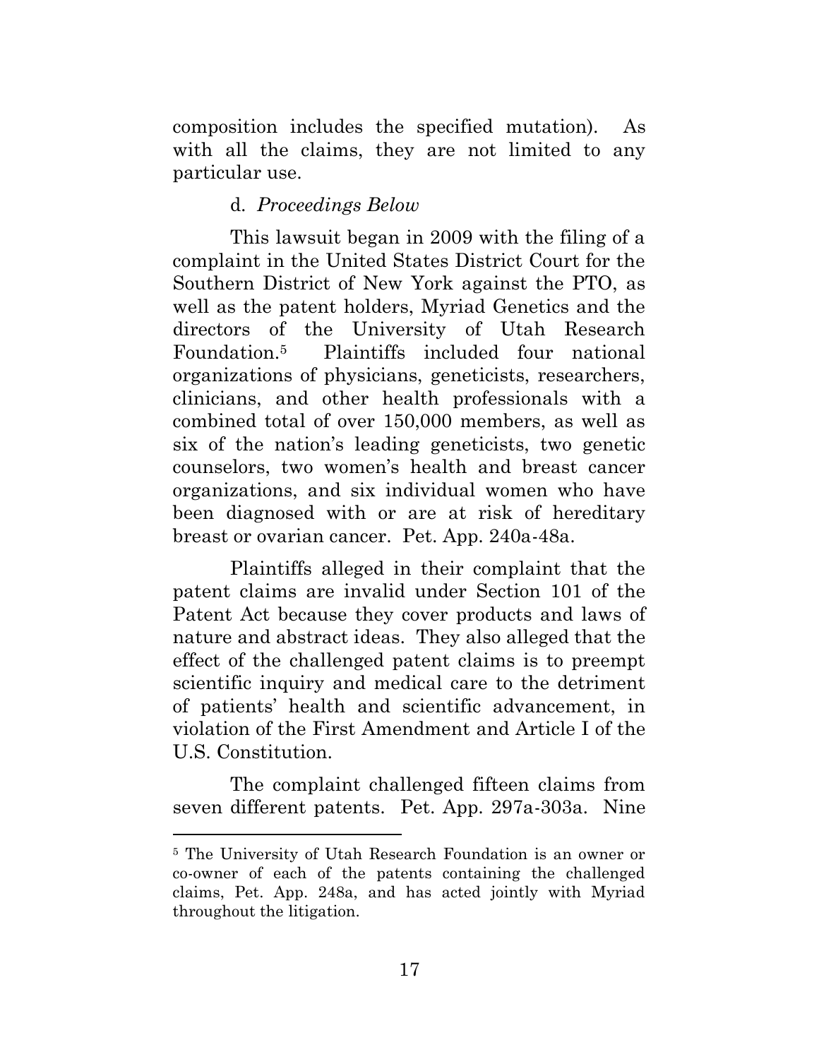composition includes the specified mutation). As with all the claims, they are not limited to any particular use.

#### d. *Proceedings Below*

This lawsuit began in 2009 with the filing of a complaint in the United States District Court for the Southern District of New York against the PTO, as well as the patent holders, Myriad Genetics and the directors of the University of Utah Research Foundation.[5] Plaintiffs included four national organizations of physicians, geneticists, researchers, clinicians, and other health professionals with a combined total of over 150,000 members, as well as six of the nation's leading geneticists, two genetic counselors, two women's health and breast cancer organizations, and six individual women who have been diagnosed with or are at risk of hereditary breast or ovarian cancer. Pet. App. 240a-48a.

Plaintiffs alleged in their complaint that the patent claims are invalid under Section 101 of the Patent Act because they cover products and laws of nature and abstract ideas. They also alleged that the effect of the challenged patent claims is to preempt scientific inquiry and medical care to the detriment of patients' health and scientific advancement, in violation of the First Amendment and Article I of the U.S. Constitution.

The complaint challenged fifteen claims from seven different patents. Pet. App. 297a-303a. Nine

[5] The University of Utah Research Foundation is an owner or co-owner of each of the patents containing the challenged claims, Pet. App. 248a, and has acted jointly with Myriad throughout the litigation.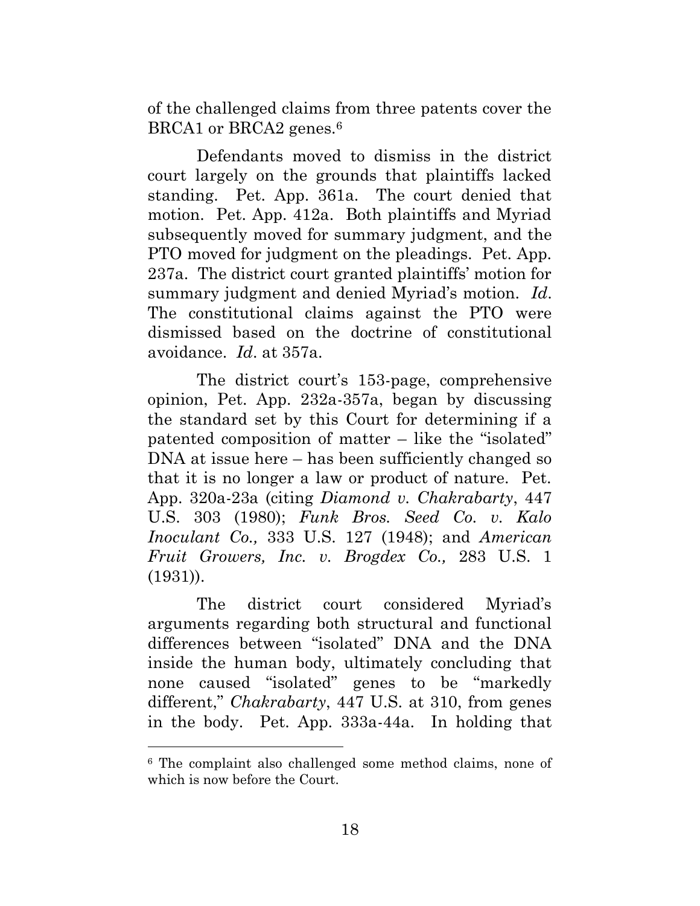of the challenged claims from three patents cover the BRCA1 or BRCA2 genes.[6]

Defendants moved to dismiss in the district court largely on the grounds that plaintiffs lacked standing. Pet. App. 361a. The court denied that motion. Pet. App. 412a. Both plaintiffs and Myriad subsequently moved for summary judgment, and the PTO moved for judgment on the pleadings. Pet. App. 237a. The district court granted plaintiffs' motion for summary judgment and denied Myriad's motion. *Id*. The constitutional claims against the PTO were dismissed based on the doctrine of constitutional avoidance. *Id*. at 357a.

The district court's 153-page, comprehensive opinion, Pet. App. 232a-357a, began by discussing the standard set by this Court for determining if a patented composition of matter – like the "isolated" DNA at issue here – has been sufficiently changed so that it is no longer a law or product of nature. Pet. App. 320a-23a (citing *Diamond v. Chakrabarty*, 447 U.S. 303 (1980); *Funk Bros. Seed Co. v. Kalo Inoculant Co.,* 333 U.S. 127 (1948); and *American Fruit Growers, Inc. v. Brogdex Co.,* 283 U.S. 1 (1931)).

The district court considered Myriad's arguments regarding both structural and functional differences between "isolated" DNA and the DNA inside the human body, ultimately concluding that none caused "isolated" genes to be "markedly different," *Chakrabarty*, 447 U.S. at 310, from genes in the body. Pet. App. 333a-44a. In holding that

[6] The complaint also challenged some method claims, none of which is now before the Court.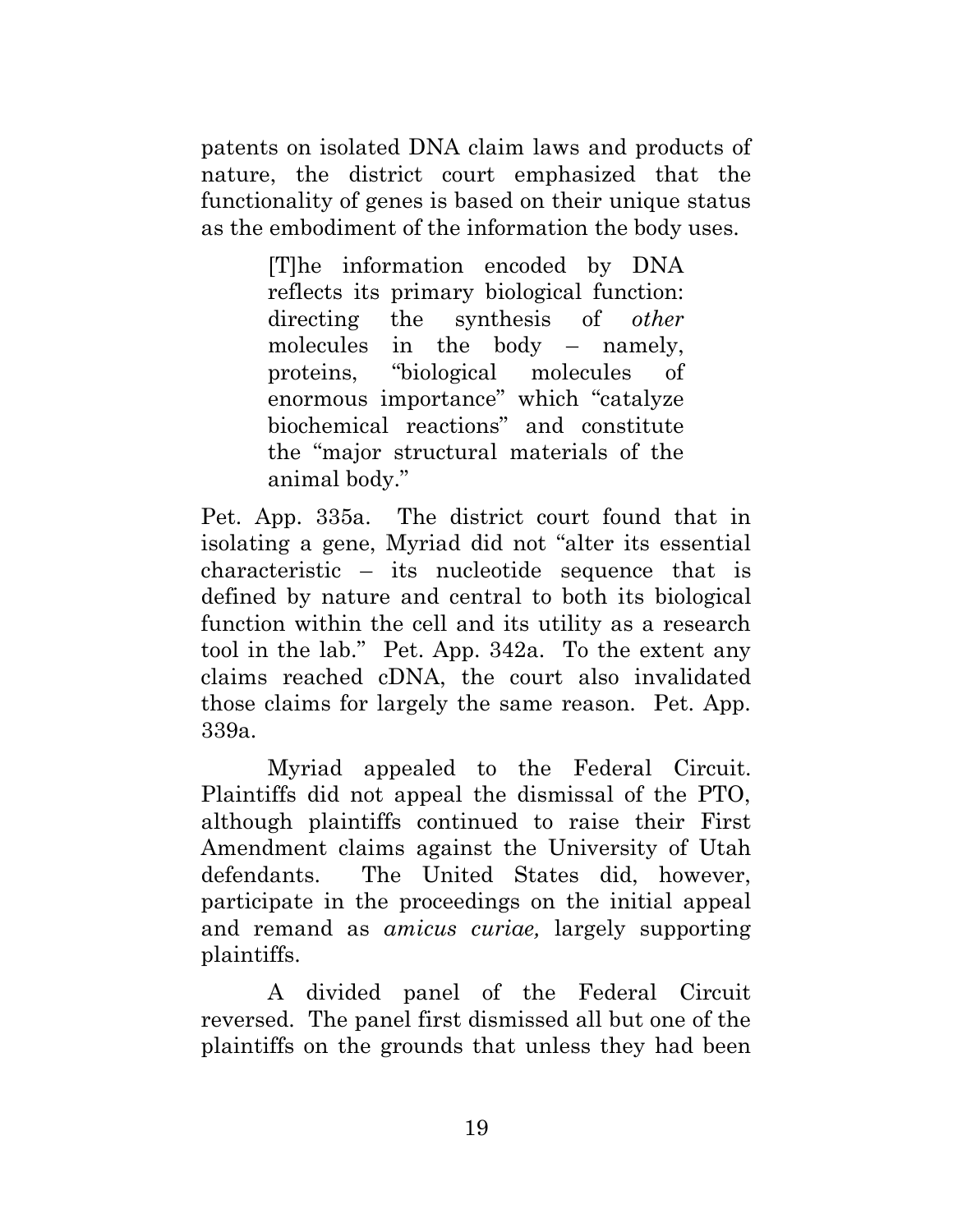patents on isolated DNA claim laws and products of nature, the district court emphasized that the functionality of genes is based on their unique status as the embodiment of the information the body uses.

> [T]he information encoded by DNA reflects its primary biological function: directing the synthesis of *other* molecules in the body – namely, proteins, "biological molecules of enormous importance" which "catalyze biochemical reactions" and constitute the "major structural materials of the animal body."

Pet. App. 335a. The district court found that in isolating a gene, Myriad did not "alter its essential characteristic – its nucleotide sequence that is defined by nature and central to both its biological function within the cell and its utility as a research tool in the lab." Pet. App. 342a. To the extent any claims reached cDNA, the court also invalidated those claims for largely the same reason. Pet. App. 339a.

Myriad appealed to the Federal Circuit. Plaintiffs did not appeal the dismissal of the PTO, although plaintiffs continued to raise their First Amendment claims against the University of Utah defendants. The United States did, however, participate in the proceedings on the initial appeal and remand as *amicus curiae,* largely supporting plaintiffs.

A divided panel of the Federal Circuit reversed. The panel first dismissed all but one of the plaintiffs on the grounds that unless they had been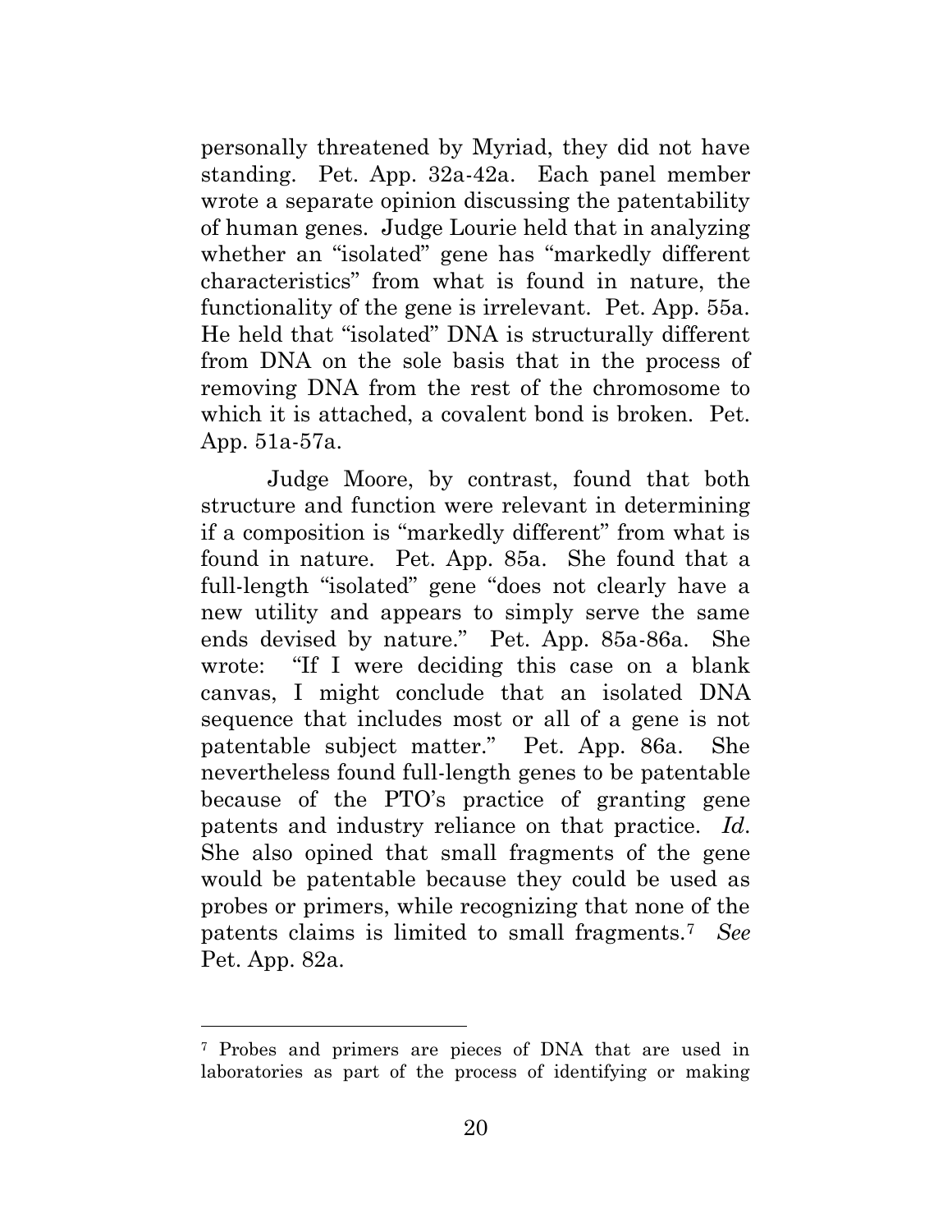personally threatened by Myriad, they did not have standing. Pet. App. 32a-42a. Each panel member wrote a separate opinion discussing the patentability of human genes. Judge Lourie held that in analyzing whether an "isolated" gene has "markedly different characteristics" from what is found in nature, the functionality of the gene is irrelevant. Pet. App. 55a. He held that "isolated" DNA is structurally different from DNA on the sole basis that in the process of removing DNA from the rest of the chromosome to which it is attached, a covalent bond is broken. Pet. App. 51a-57a.

Judge Moore, by contrast, found that both structure and function were relevant in determining if a composition is "markedly different" from what is found in nature. Pet. App. 85a. She found that a full-length "isolated" gene "does not clearly have a new utility and appears to simply serve the same ends devised by nature." Pet. App. 85a-86a. She wrote: "If I were deciding this case on a blank canvas, I might conclude that an isolated DNA sequence that includes most or all of a gene is not patentable subject matter." Pet. App. 86a. She nevertheless found full-length genes to be patentable because of the PTO's practice of granting gene patents and industry reliance on that practice. *Id.* She also opined that small fragments of the gene would be patentable because they could be used as probes or primers, while recognizing that none of the patents claims is limited to small fragments.[7] *See* Pet. App. 82a.

[7] Probes and primers are pieces of DNA that are used in laboratories as part of the process of identifying or making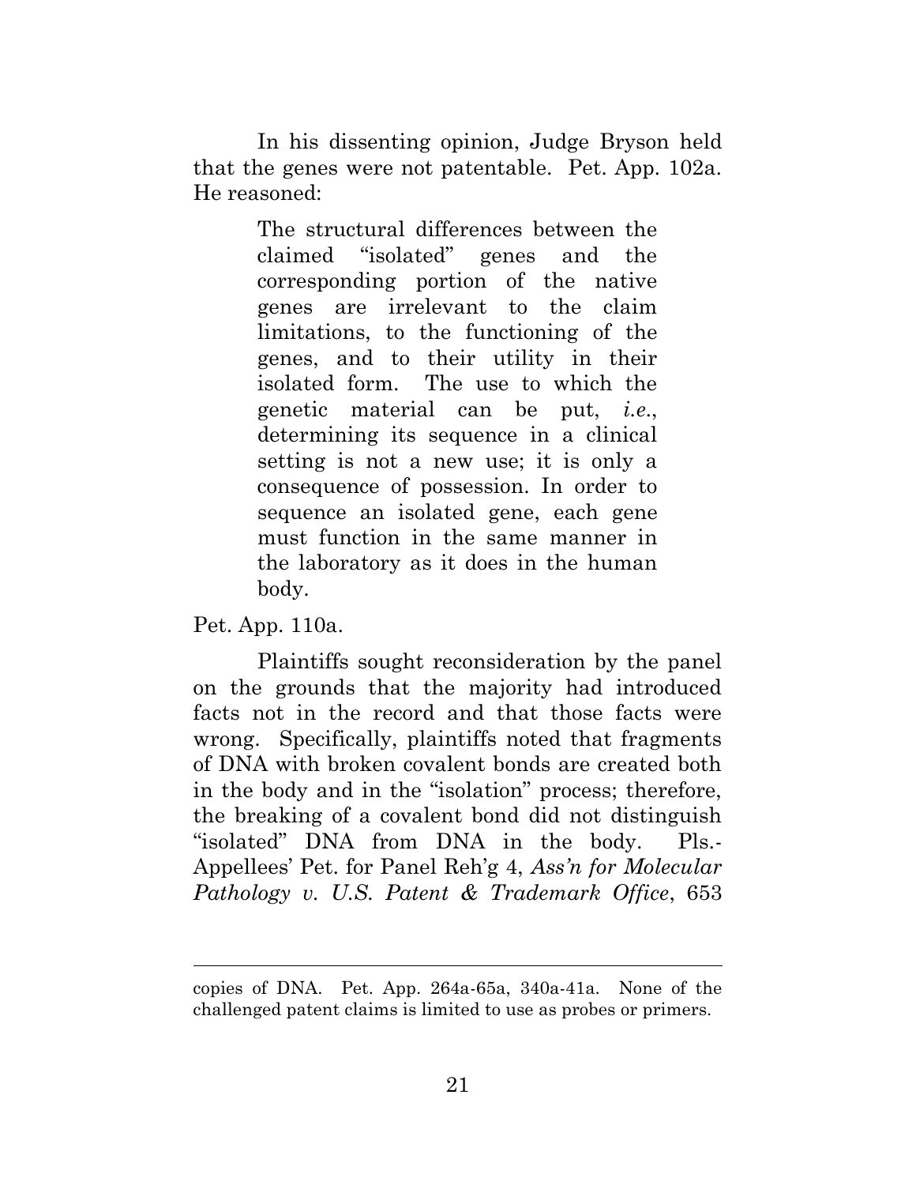In his dissenting opinion, Judge Bryson held that the genes were not patentable. Pet. App. 102a. He reasoned:

> The structural differences between the claimed "isolated" genes and the corresponding portion of the native genes are irrelevant to the claim limitations, to the functioning of the genes, and to their utility in their isolated form. The use to which the genetic material can be put, *i.e.*, determining its sequence in a clinical setting is not a new use; it is only a consequence of possession. In order to sequence an isolated gene, each gene must function in the same manner in the laboratory as it does in the human body.

Pet. App. 110a.

Plaintiffs sought reconsideration by the panel on the grounds that the majority had introduced facts not in the record and that those facts were wrong. Specifically, plaintiffs noted that fragments of DNA with broken covalent bonds are created both in the body and in the "isolation" process; therefore, the breaking of a covalent bond did not distinguish "isolated" DNA from DNA in the body. Pls.-Appellees' Pet. for Panel Reh'g 4, *Ass'n for Molecular Pathology v. U.S. Patent & Trademark Office*, 653

---

copies of DNA. Pet. App. 264a-65a, 340a-41a. None of the challenged patent claims is limited to use as probes or primers.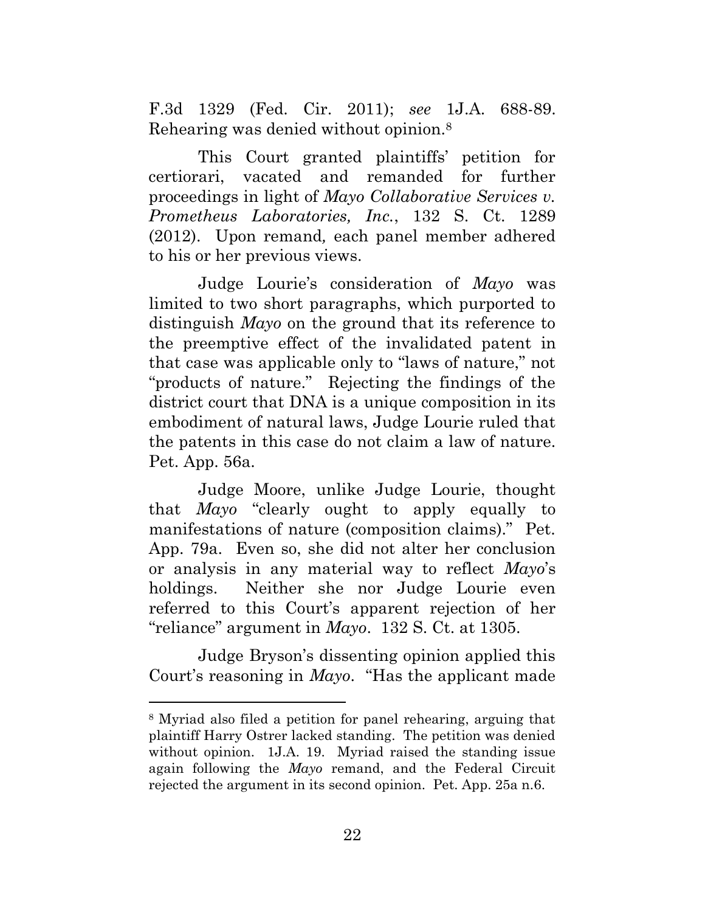F.3d 1329 (Fed. Cir. 2011); *see* 1J.A. 688-89. Rehearing was denied without opinion.[8]

This Court granted plaintiffs' petition for certiorari, vacated and remanded for further proceedings in light of *Mayo Collaborative Services v. Prometheus Laboratories, Inc.*, 132 S. Ct. 1289 (2012). Upon remand, each panel member adhered to his or her previous views.

Judge Lourie's consideration of *Mayo* was limited to two short paragraphs, which purported to distinguish *Mayo* on the ground that its reference to the preemptive effect of the invalidated patent in that case was applicable only to "laws of nature," not "products of nature." Rejecting the findings of the district court that DNA is a unique composition in its embodiment of natural laws, Judge Lourie ruled that the patents in this case do not claim a law of nature. Pet. App. 56a.

Judge Moore, unlike Judge Lourie, thought that *Mayo* "clearly ought to apply equally to manifestations of nature (composition claims)." Pet. App. 79a. Even so, she did not alter her conclusion or analysis in any material way to reflect *Mayo*'s holdings. Neither she nor Judge Lourie even referred to this Court's apparent rejection of her "reliance" argument in *Mayo*. 132 S. Ct. at 1305.

Judge Bryson's dissenting opinion applied this Court's reasoning in *Mayo*. "Has the applicant made

---

[8] Myriad also filed a petition for panel rehearing, arguing that plaintiff Harry Ostrer lacked standing. The petition was denied without opinion. 1J.A. 19. Myriad raised the standing issue again following the *Mayo* remand, and the Federal Circuit rejected the argument in its second opinion. Pet. App. 25a n.6.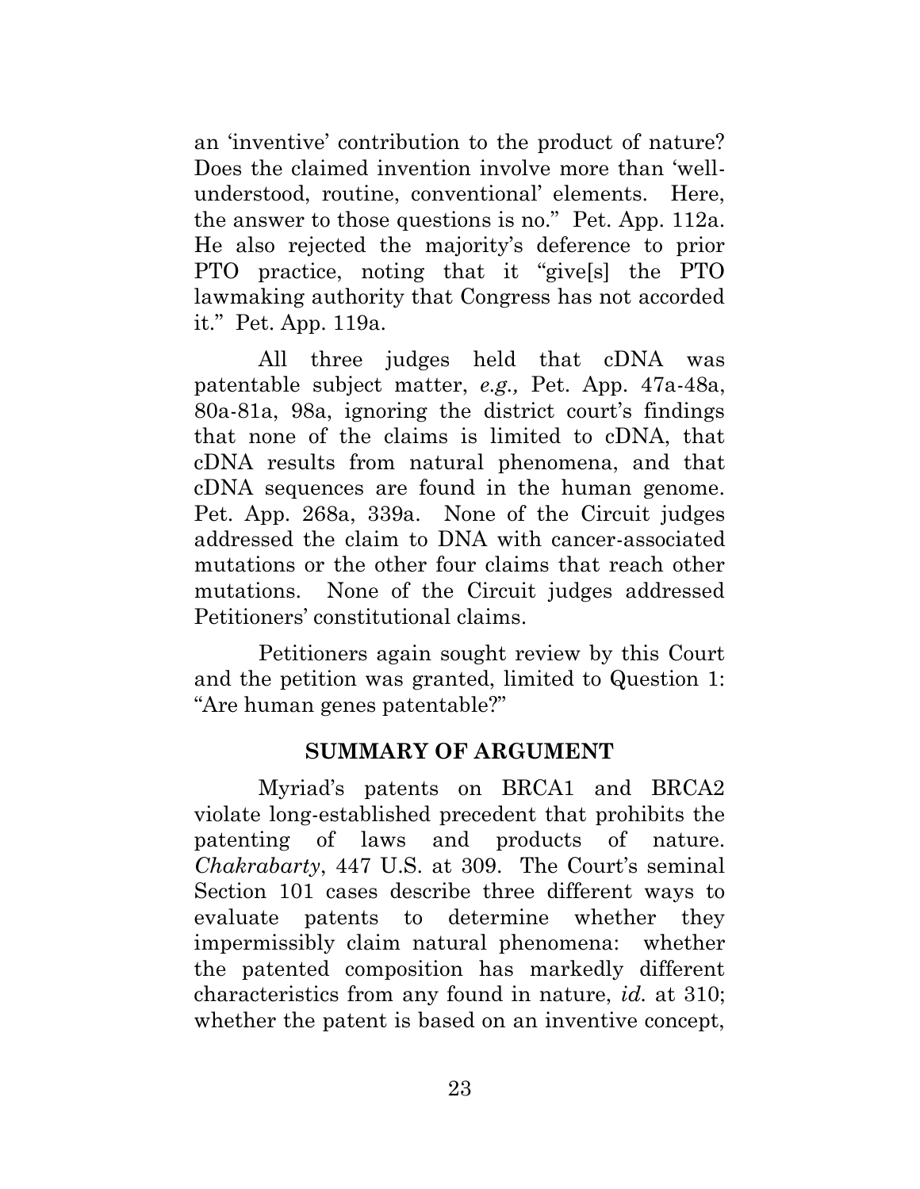an 'inventive' contribution to the product of nature? Does the claimed invention involve more than 'well-understood, routine, conventional' elements. Here, the answer to those questions is no." Pet. App. 112a. He also rejected the majority's deference to prior PTO practice, noting that it "give[s] the PTO lawmaking authority that Congress has not accorded it." Pet. App. 119a.

All three judges held that cDNA was patentable subject matter, *e.g.,* Pet. App. 47a-48a, 80a-81a, 98a, ignoring the district court's findings that none of the claims is limited to cDNA, that cDNA results from natural phenomena, and that cDNA sequences are found in the human genome. Pet. App. 268a, 339a. None of the Circuit judges addressed the claim to DNA with cancer-associated mutations or the other four claims that reach other mutations. None of the Circuit judges addressed Petitioners' constitutional claims.

Petitioners again sought review by this Court and the petition was granted, limited to Question 1: "Are human genes patentable?"

## SUMMARY OF ARGUMENT

Myriad's patents on BRCA1 and BRCA2 violate long-established precedent that prohibits the patenting of laws and products of nature. *Chakrabarty*, 447 U.S. at 309. The Court's seminal Section 101 cases describe three different ways to evaluate patents to determine whether they impermissibly claim natural phenomena: whether the patented composition has markedly different characteristics from any found in nature, *id.* at 310; whether the patent is based on an inventive concept,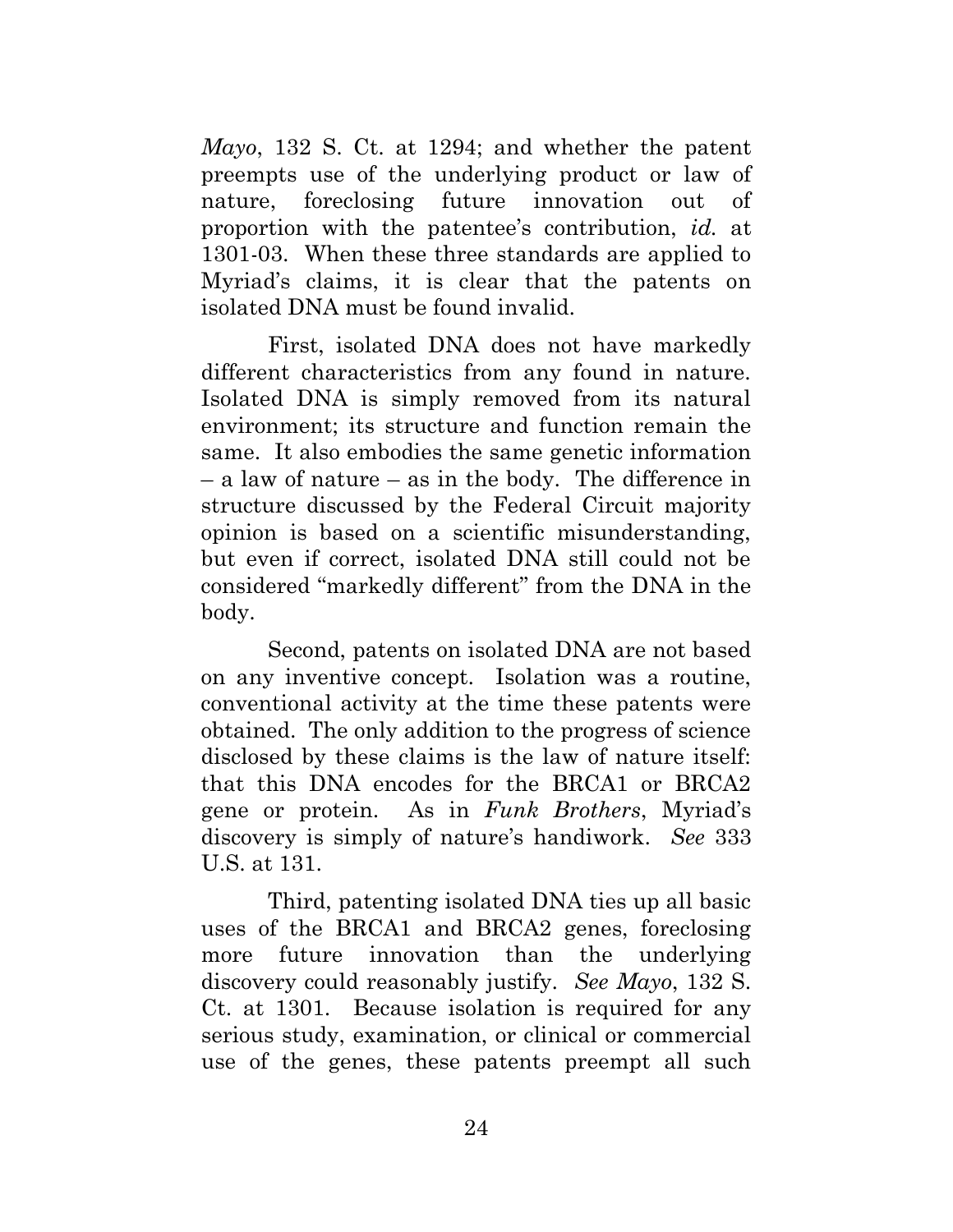*Mayo*, 132 S. Ct. at 1294; and whether the patent preempts use of the underlying product or law of nature, foreclosing future innovation out of proportion with the patentee's contribution, *id.* at 1301-03. When these three standards are applied to Myriad's claims, it is clear that the patents on isolated DNA must be found invalid.

First, isolated DNA does not have markedly different characteristics from any found in nature. Isolated DNA is simply removed from its natural environment; its structure and function remain the same. It also embodies the same genetic information – a law of nature – as in the body. The difference in structure discussed by the Federal Circuit majority opinion is based on a scientific misunderstanding, but even if correct, isolated DNA still could not be considered "markedly different" from the DNA in the body.

Second, patents on isolated DNA are not based on any inventive concept. Isolation was a routine, conventional activity at the time these patents were obtained. The only addition to the progress of science disclosed by these claims is the law of nature itself: that this DNA encodes for the BRCA1 or BRCA2 gene or protein. As in *Funk Brothers*, Myriad's discovery is simply of nature's handiwork. *See* 333 U.S. at 131.

Third, patenting isolated DNA ties up all basic uses of the BRCA1 and BRCA2 genes, foreclosing more future innovation than the underlying discovery could reasonably justify. *See Mayo*, 132 S. Ct. at 1301. Because isolation is required for any serious study, examination, or clinical or commercial use of the genes, these patents preempt all such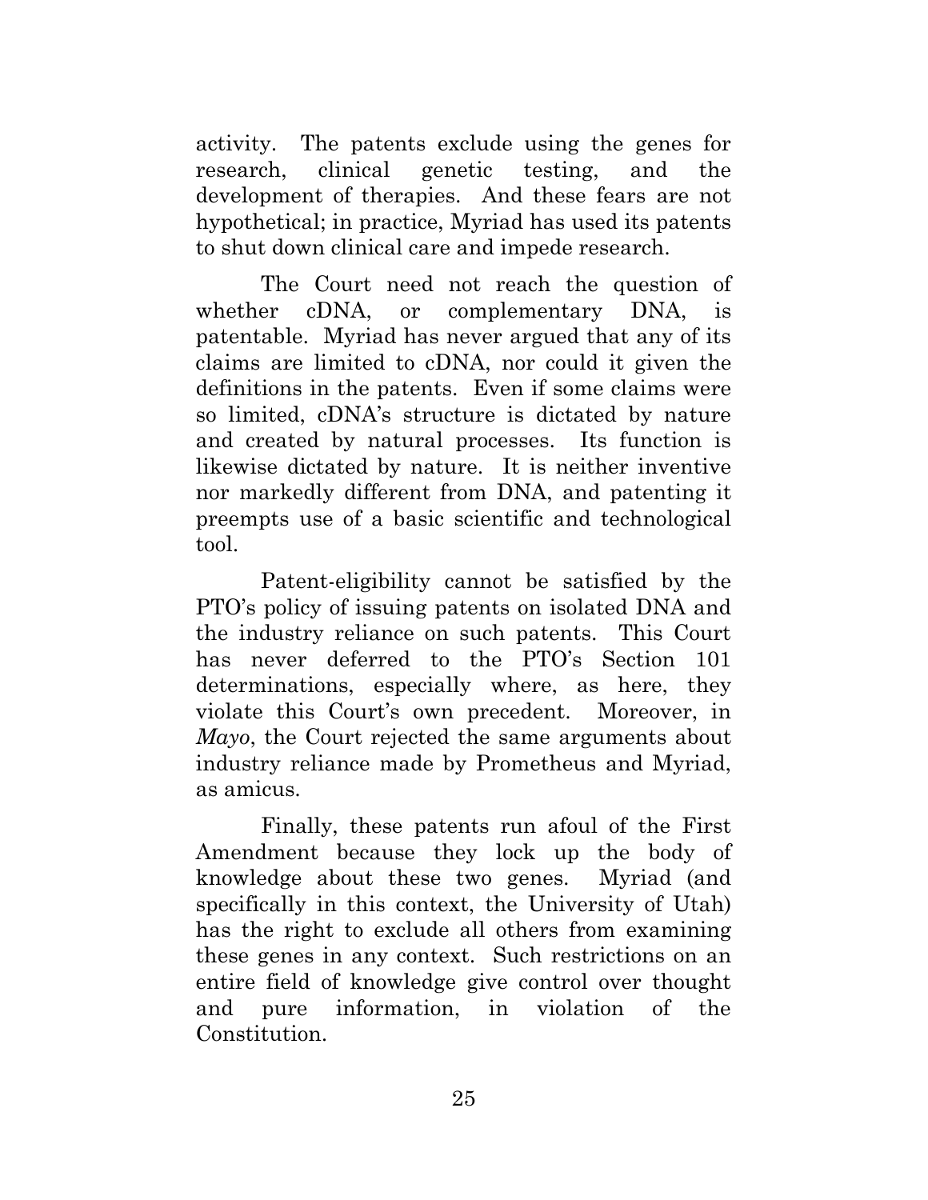activity. The patents exclude using the genes for research, clinical genetic testing, and the development of therapies. And these fears are not hypothetical; in practice, Myriad has used its patents to shut down clinical care and impede research.

The Court need not reach the question of whether cDNA, or complementary DNA, is patentable. Myriad has never argued that any of its claims are limited to cDNA, nor could it given the definitions in the patents. Even if some claims were so limited, cDNA's structure is dictated by nature and created by natural processes. Its function is likewise dictated by nature. It is neither inventive nor markedly different from DNA, and patenting it preempts use of a basic scientific and technological tool.

Patent-eligibility cannot be satisfied by the PTO's policy of issuing patents on isolated DNA and the industry reliance on such patents. This Court has never deferred to the PTO's Section 101 determinations, especially where, as here, they violate this Court's own precedent. Moreover, in *Mayo*, the Court rejected the same arguments about industry reliance made by Prometheus and Myriad, as amicus.

Finally, these patents run afoul of the First Amendment because they lock up the body of knowledge about these two genes. Myriad (and specifically in this context, the University of Utah) has the right to exclude all others from examining these genes in any context. Such restrictions on an entire field of knowledge give control over thought and pure information, in violation of the Constitution.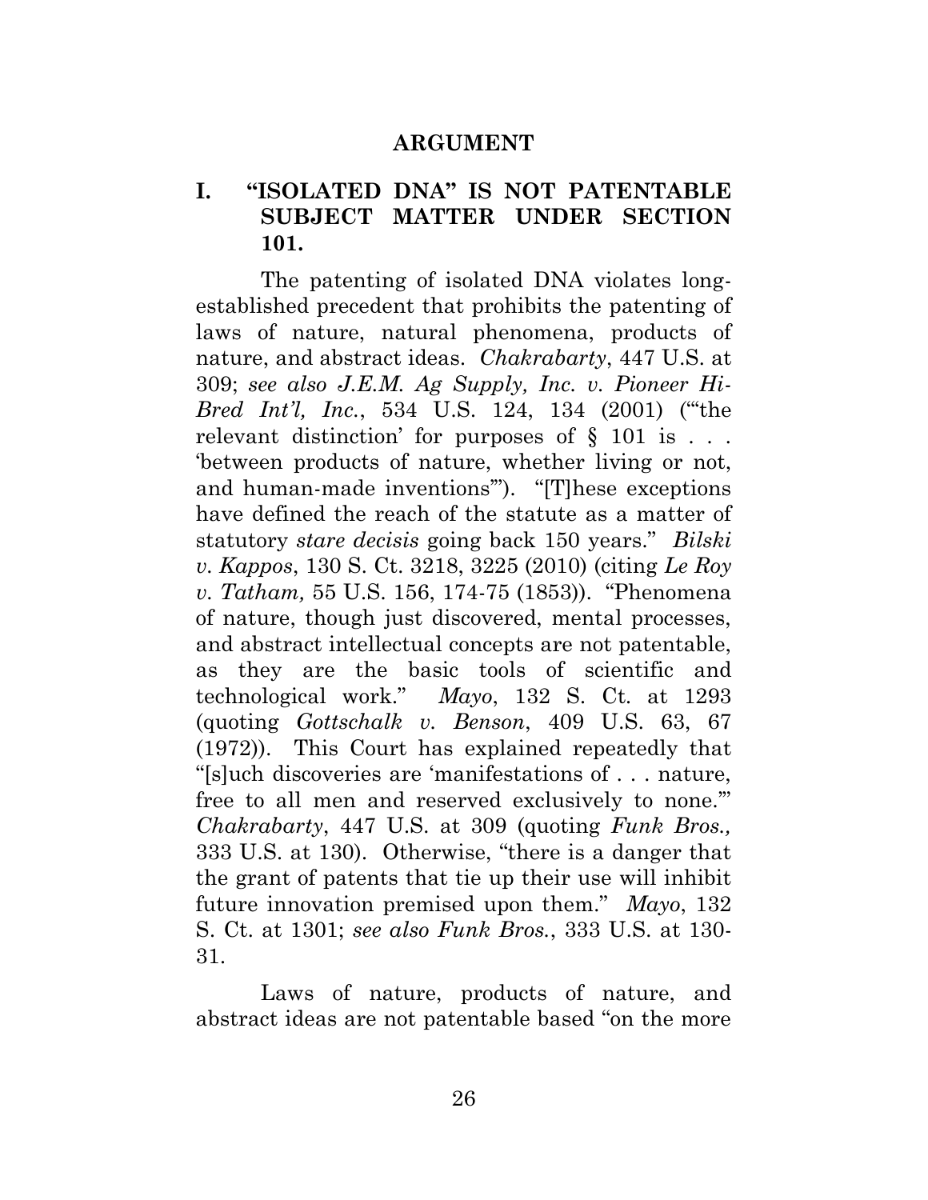# ARGUMENT

## I. "ISOLATED DNA" IS NOT PATENTABLE SUBJECT MATTER UNDER SECTION 101.

The patenting of isolated DNA violates long-established precedent that prohibits the patenting of laws of nature, natural phenomena, products of nature, and abstract ideas. *Chakrabarty*, 447 U.S. at 309; *see also J.E.M. Ag Supply, Inc. v. Pioneer Hi-Bred Int'l, Inc.*, 534 U.S. 124, 134 (2001) ("'the relevant distinction' for purposes of § 101 is . . . 'between products of nature, whether living or not, and human-made inventions'"). "[T]hese exceptions have defined the reach of the statute as a matter of statutory *stare decisis* going back 150 years." *Bilski v. Kappos*, 130 S. Ct. 3218, 3225 (2010) (citing *Le Roy v. Tatham,* 55 U.S. 156, 174-75 (1853)). "Phenomena of nature, though just discovered, mental processes, and abstract intellectual concepts are not patentable, as they are the basic tools of scientific and technological work." *Mayo*, 132 S. Ct. at 1293 (quoting *Gottschalk v. Benson*, 409 U.S. 63, 67 (1972)). This Court has explained repeatedly that "[s]uch discoveries are 'manifestations of . . . nature, free to all men and reserved exclusively to none.'" *Chakrabarty*, 447 U.S. at 309 (quoting *Funk Bros.,* 333 U.S. at 130). Otherwise, "there is a danger that the grant of patents that tie up their use will inhibit future innovation premised upon them." *Mayo*, 132 S. Ct. at 1301; *see also Funk Bros.*, 333 U.S. at 130-31.

Laws of nature, products of nature, and abstract ideas are not patentable based "on the more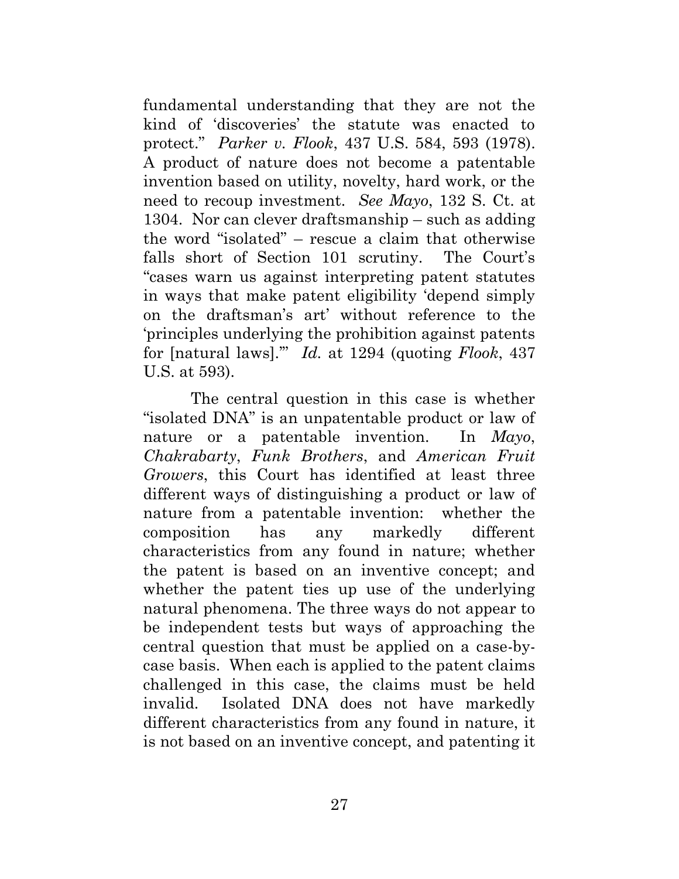fundamental understanding that they are not the kind of 'discoveries' the statute was enacted to protect." *Parker v. Flook*, 437 U.S. 584, 593 (1978). A product of nature does not become a patentable invention based on utility, novelty, hard work, or the need to recoup investment. *See Mayo*, 132 S. Ct. at 1304. Nor can clever draftsmanship – such as adding the word "isolated" – rescue a claim that otherwise falls short of Section 101 scrutiny. The Court's "cases warn us against interpreting patent statutes in ways that make patent eligibility 'depend simply on the draftsman's art' without reference to the 'principles underlying the prohibition against patents for [natural laws].'" *Id.* at 1294 (quoting *Flook*, 437 U.S. at 593).

The central question in this case is whether "isolated DNA" is an unpatentable product or law of nature or a patentable invention. In *Mayo*, *Chakrabarty*, *Funk Brothers*, and *American Fruit Growers*, this Court has identified at least three different ways of distinguishing a product or law of nature from a patentable invention: whether the composition has any markedly different characteristics from any found in nature; whether the patent is based on an inventive concept; and whether the patent ties up use of the underlying natural phenomena. The three ways do not appear to be independent tests but ways of approaching the central question that must be applied on a case-by-case basis. When each is applied to the patent claims challenged in this case, the claims must be held invalid. Isolated DNA does not have markedly different characteristics from any found in nature, it is not based on an inventive concept, and patenting it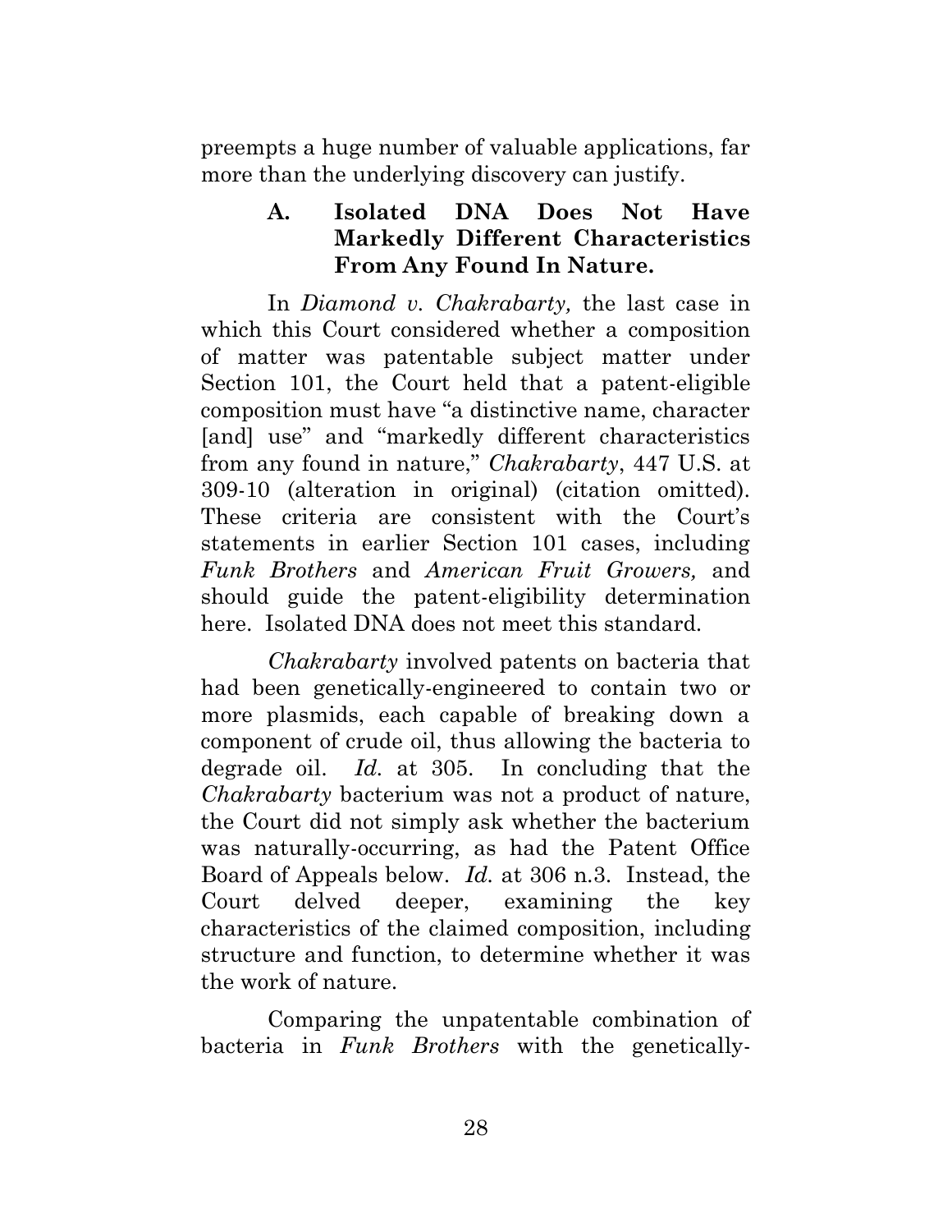preempts a huge number of valuable applications, far more than the underlying discovery can justify.

### A. Isolated DNA Does Not Have Markedly Different Characteristics From Any Found In Nature.

In *Diamond v. Chakrabarty,* the last case in which this Court considered whether a composition of matter was patentable subject matter under Section 101, the Court held that a patent-eligible composition must have "a distinctive name, character [and] use" and "markedly different characteristics from any found in nature," *Chakrabarty*, 447 U.S. at 309-10 (alteration in original) (citation omitted). These criteria are consistent with the Court's statements in earlier Section 101 cases, including *Funk Brothers* and *American Fruit Growers,* and should guide the patent-eligibility determination here. Isolated DNA does not meet this standard.

*Chakrabarty* involved patents on bacteria that had been genetically-engineered to contain two or more plasmids, each capable of breaking down a component of crude oil, thus allowing the bacteria to degrade oil. *Id.* at 305. In concluding that the *Chakrabarty* bacterium was not a product of nature, the Court did not simply ask whether the bacterium was naturally-occurring, as had the Patent Office Board of Appeals below. *Id.* at 306 n.3. Instead, the Court delved deeper, examining the key characteristics of the claimed composition, including structure and function, to determine whether it was the work of nature.

Comparing the unpatentable combination of bacteria in *Funk Brothers* with the genetically-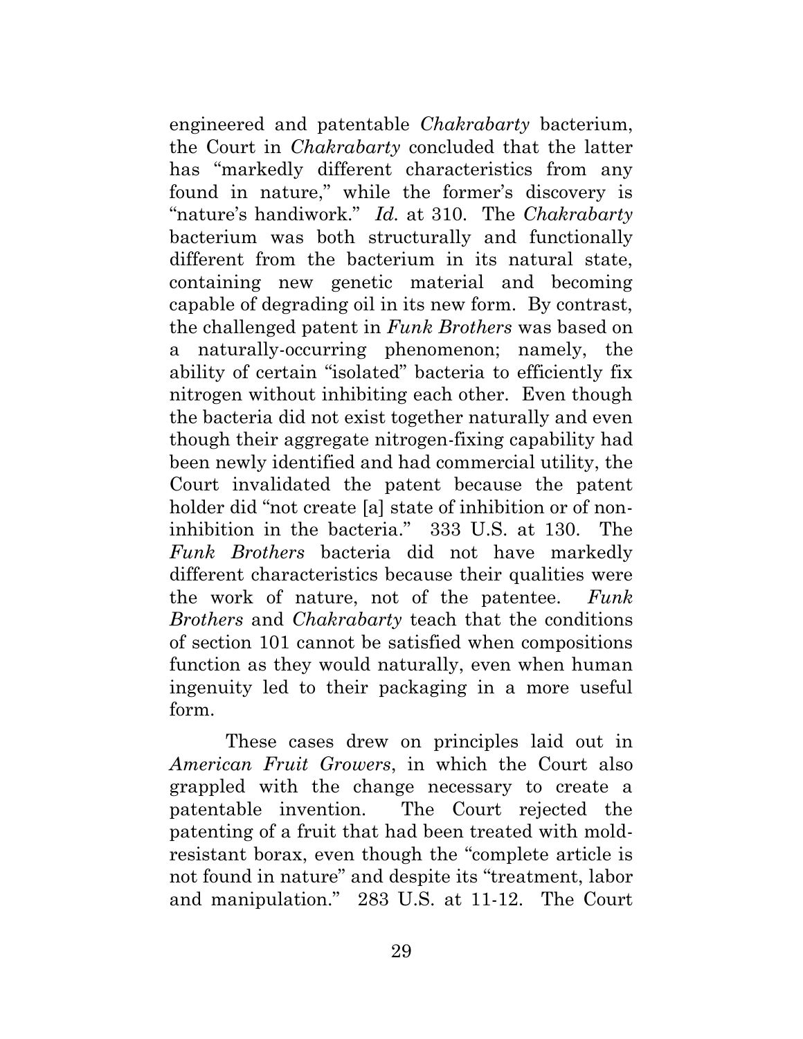engineered and patentable *Chakrabarty* bacterium, the Court in *Chakrabarty* concluded that the latter has "markedly different characteristics from any found in nature," while the former's discovery is "nature's handiwork." *Id.* at 310. The *Chakrabarty* bacterium was both structurally and functionally different from the bacterium in its natural state, containing new genetic material and becoming capable of degrading oil in its new form. By contrast, the challenged patent in *Funk Brothers* was based on a naturally-occurring phenomenon; namely, the ability of certain "isolated" bacteria to efficiently fix nitrogen without inhibiting each other. Even though the bacteria did not exist together naturally and even though their aggregate nitrogen-fixing capability had been newly identified and had commercial utility, the Court invalidated the patent because the patent holder did "not create [a] state of inhibition or of non-inhibition in the bacteria." 333 U.S. at 130. The *Funk Brothers* bacteria did not have markedly different characteristics because their qualities were the work of nature, not of the patentee. *Funk Brothers* and *Chakrabarty* teach that the conditions of section 101 cannot be satisfied when compositions function as they would naturally, even when human ingenuity led to their packaging in a more useful form.

These cases drew on principles laid out in *American Fruit Growers*, in which the Court also grappled with the change necessary to create a patentable invention. The Court rejected the patenting of a fruit that had been treated with mold-resistant borax, even though the "complete article is not found in nature" and despite its "treatment, labor and manipulation." 283 U.S. at 11-12. The Court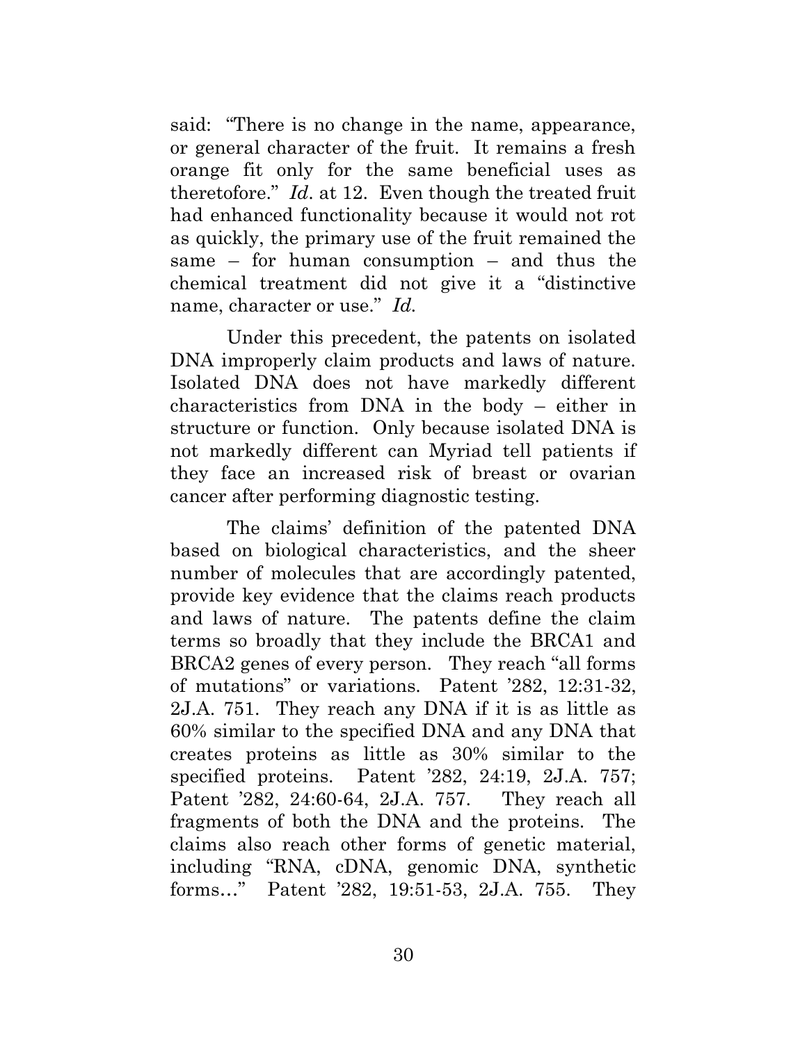said: "There is no change in the name, appearance, or general character of the fruit. It remains a fresh orange fit only for the same beneficial uses as theretofore." *Id*. at 12. Even though the treated fruit had enhanced functionality because it would not rot as quickly, the primary use of the fruit remained the same – for human consumption – and thus the chemical treatment did not give it a "distinctive name, character or use." *Id.*

Under this precedent, the patents on isolated DNA improperly claim products and laws of nature. Isolated DNA does not have markedly different characteristics from DNA in the body – either in structure or function. Only because isolated DNA is not markedly different can Myriad tell patients if they face an increased risk of breast or ovarian cancer after performing diagnostic testing.

The claims' definition of the patented DNA based on biological characteristics, and the sheer number of molecules that are accordingly patented, provide key evidence that the claims reach products and laws of nature. The patents define the claim terms so broadly that they include the BRCA1 and BRCA2 genes of every person. They reach "all forms of mutations" or variations. Patent '282, 12:31-32, 2J.A. 751. They reach any DNA if it is as little as 60% similar to the specified DNA and any DNA that creates proteins as little as 30% similar to the specified proteins. Patent '282, 24:19, 2J.A. 757; Patent '282, 24:60-64, 2J.A. 757. They reach all fragments of both the DNA and the proteins. The claims also reach other forms of genetic material, including "RNA, cDNA, genomic DNA, synthetic forms…" Patent '282, 19:51-53, 2J.A. 755. They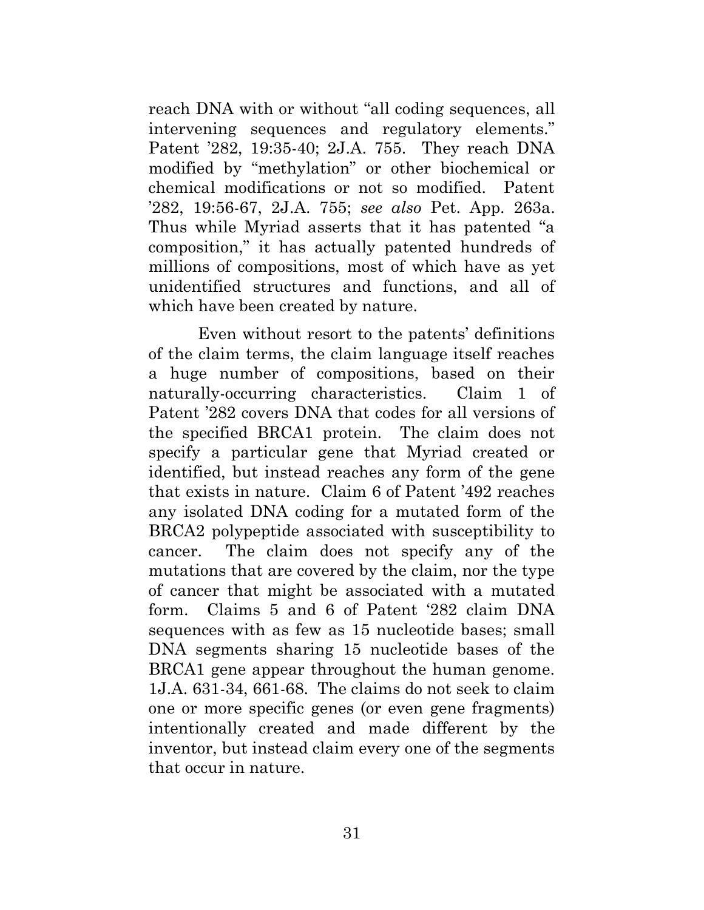reach DNA with or without "all coding sequences, all intervening sequences and regulatory elements." Patent '282, 19:35-40; 2J.A. 755. They reach DNA modified by "methylation" or other biochemical or chemical modifications or not so modified. Patent '282, 19:56-67, 2J.A. 755; *see also* Pet. App. 263a. Thus while Myriad asserts that it has patented "a composition," it has actually patented hundreds of millions of compositions, most of which have as yet unidentified structures and functions, and all of which have been created by nature.

Even without resort to the patents' definitions of the claim terms, the claim language itself reaches a huge number of compositions, based on their naturally-occurring characteristics. Claim 1 of Patent '282 covers DNA that codes for all versions of the specified BRCA1 protein. The claim does not specify a particular gene that Myriad created or identified, but instead reaches any form of the gene that exists in nature. Claim 6 of Patent '492 reaches any isolated DNA coding for a mutated form of the BRCA2 polypeptide associated with susceptibility to cancer. The claim does not specify any of the mutations that are covered by the claim, nor the type of cancer that might be associated with a mutated form. Claims 5 and 6 of Patent '282 claim DNA sequences with as few as 15 nucleotide bases; small DNA segments sharing 15 nucleotide bases of the BRCA1 gene appear throughout the human genome. 1J.A. 631-34, 661-68. The claims do not seek to claim one or more specific genes (or even gene fragments) intentionally created and made different by the inventor, but instead claim every one of the segments that occur in nature.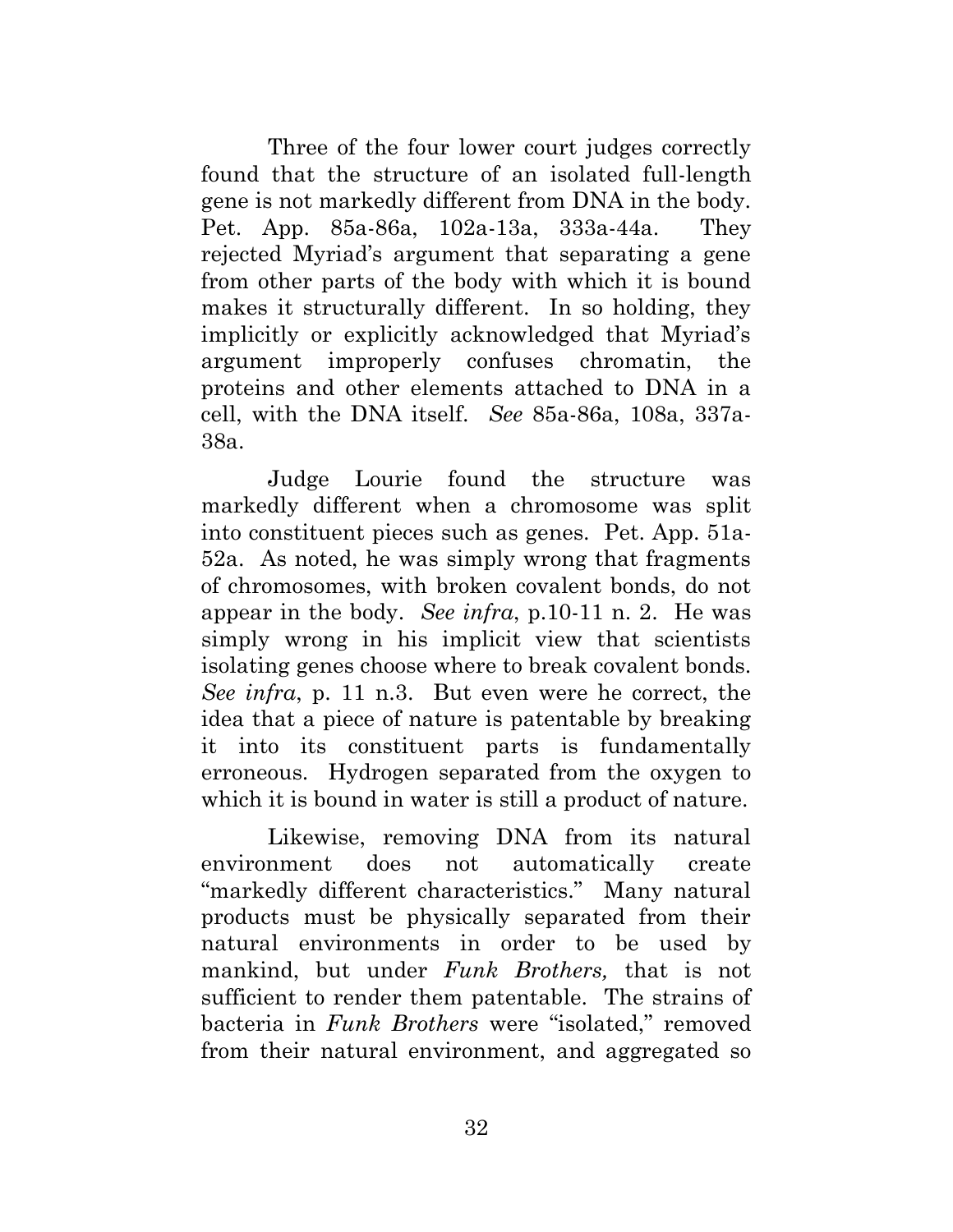Three of the four lower court judges correctly found that the structure of an isolated full-length gene is not markedly different from DNA in the body. Pet. App. 85a-86a, 102a-13a, 333a-44a. They rejected Myriad's argument that separating a gene from other parts of the body with which it is bound makes it structurally different. In so holding, they implicitly or explicitly acknowledged that Myriad's argument improperly confuses chromatin, the proteins and other elements attached to DNA in a cell, with the DNA itself. *See* 85a-86a, 108a, 337a-38a.

Judge Lourie found the structure was markedly different when a chromosome was split into constituent pieces such as genes. Pet. App. 51a-52a. As noted, he was simply wrong that fragments of chromosomes, with broken covalent bonds, do not appear in the body. *See infra*, p.10-11 n. 2. He was simply wrong in his implicit view that scientists isolating genes choose where to break covalent bonds. *See infra*, p. 11 n.3. But even were he correct, the idea that a piece of nature is patentable by breaking it into its constituent parts is fundamentally erroneous. Hydrogen separated from the oxygen to which it is bound in water is still a product of nature.

Likewise, removing DNA from its natural environment does not automatically create "markedly different characteristics." Many natural products must be physically separated from their natural environments in order to be used by mankind, but under *Funk Brothers,* that is not sufficient to render them patentable. The strains of bacteria in *Funk Brothers* were "isolated," removed from their natural environment, and aggregated so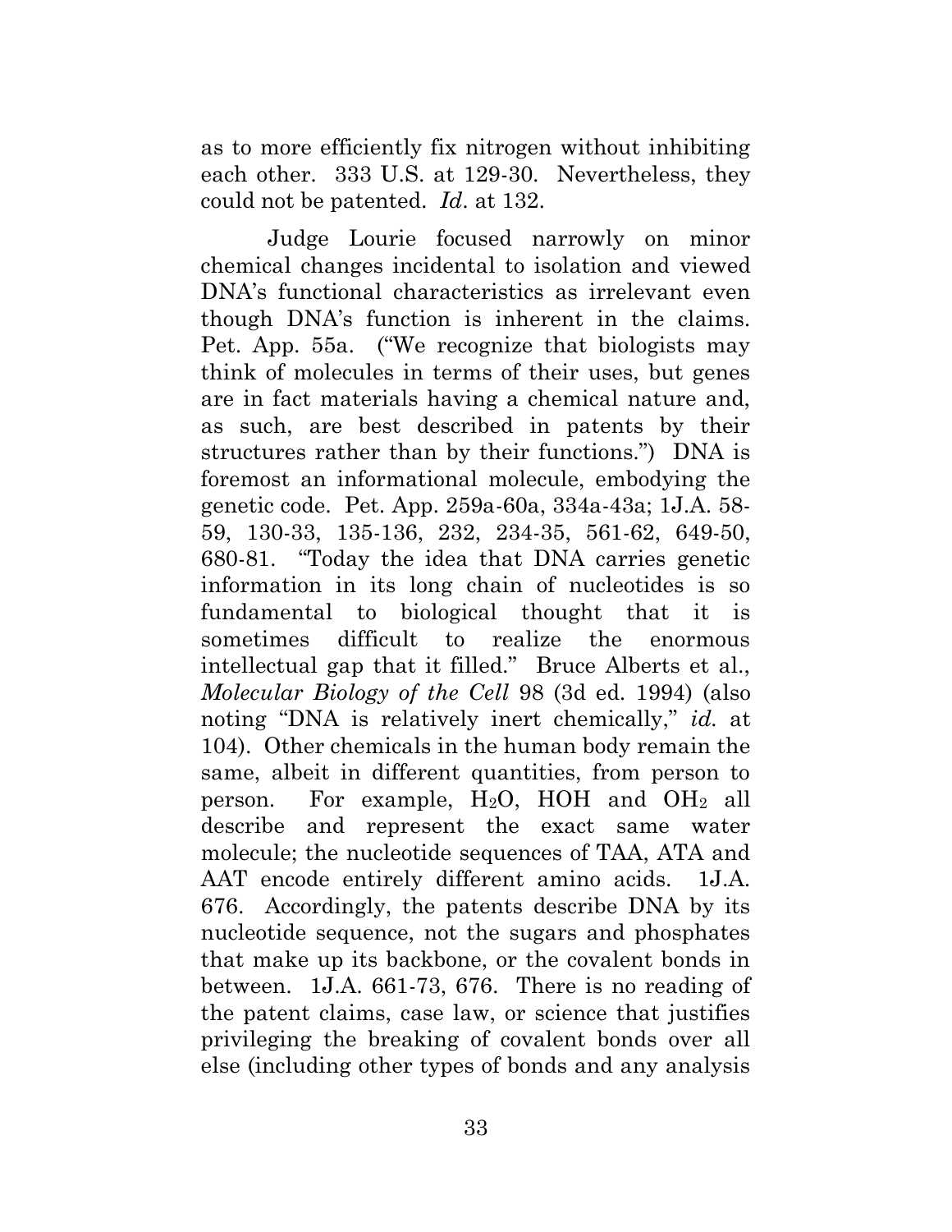as to more efficiently fix nitrogen without inhibiting each other. 333 U.S. at 129-30. Nevertheless, they could not be patented. *Id*. at 132.

Judge Lourie focused narrowly on minor chemical changes incidental to isolation and viewed DNA's functional characteristics as irrelevant even though DNA's function is inherent in the claims. Pet. App. 55a. ("We recognize that biologists may think of molecules in terms of their uses, but genes are in fact materials having a chemical nature and, as such, are best described in patents by their structures rather than by their functions.") DNA is foremost an informational molecule, embodying the genetic code. Pet. App. 259a-60a, 334a-43a; 1J.A. 58-59, 130-33, 135-136, 232, 234-35, 561-62, 649-50, 680-81. "Today the idea that DNA carries genetic information in its long chain of nucleotides is so fundamental to biological thought that it is sometimes difficult to realize the enormous intellectual gap that it filled." Bruce Alberts et al., *Molecular Biology of the Cell* 98 (3d ed. 1994) (also noting "DNA is relatively inert chemically," *id.* at 104). Other chemicals in the human body remain the same, albeit in different quantities, from person to person. For example, $H_2O$, HOH and $OH_2$ all describe and represent the exact same water molecule; the nucleotide sequences of TAA, ATA and AAT encode entirely different amino acids. 1J.A. 676. Accordingly, the patents describe DNA by its nucleotide sequence, not the sugars and phosphates that make up its backbone, or the covalent bonds in between. 1J.A. 661-73, 676. There is no reading of the patent claims, case law, or science that justifies privileging the breaking of covalent bonds over all else (including other types of bonds and any analysis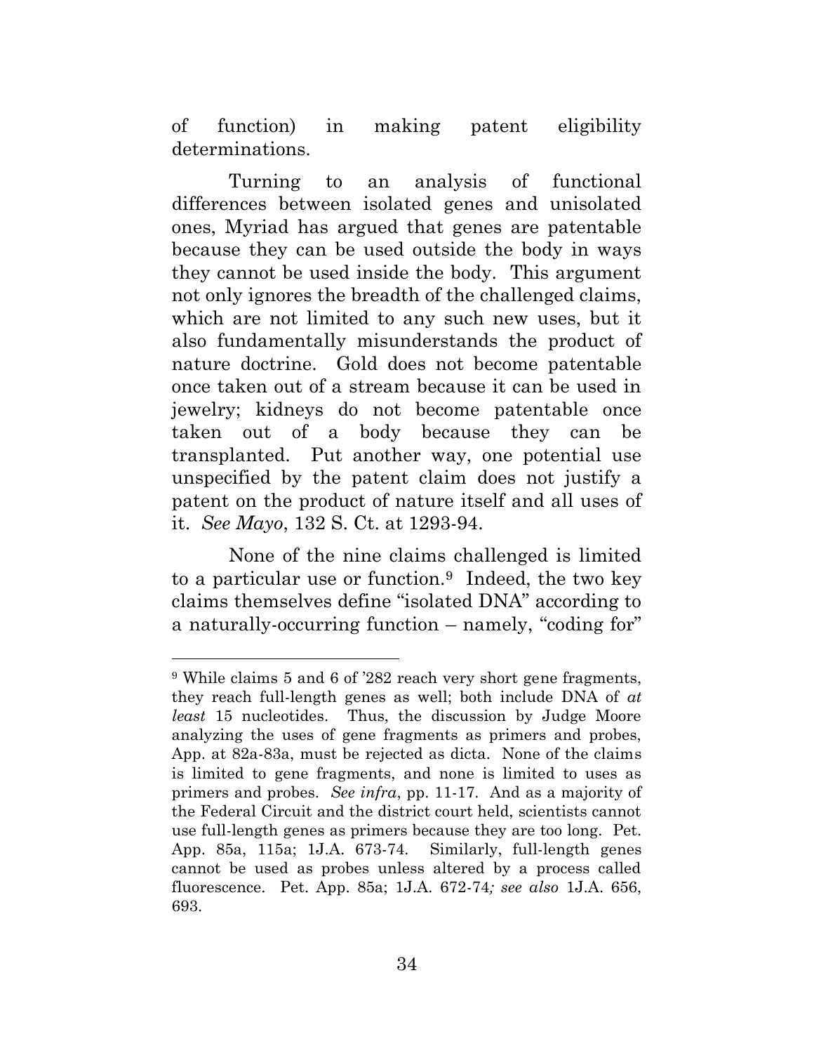of function) in making patent eligibility determinations.

Turning to an analysis of functional differences between isolated genes and unisolated ones, Myriad has argued that genes are patentable because they can be used outside the body in ways they cannot be used inside the body. This argument not only ignores the breadth of the challenged claims, which are not limited to any such new uses, but it also fundamentally misunderstands the product of nature doctrine. Gold does not become patentable once taken out of a stream because it can be used in jewelry; kidneys do not become patentable once taken out of a body because they can be transplanted. Put another way, one potential use unspecified by the patent claim does not justify a patent on the product of nature itself and all uses of it. *See Mayo*, 132 S. Ct. at 1293-94.

None of the nine claims challenged is limited to a particular use or function.[9] Indeed, the two key claims themselves define "isolated DNA" according to a naturally-occurring function – namely, "coding for"

---

[9] While claims 5 and 6 of '282 reach very short gene fragments, they reach full-length genes as well; both include DNA of *at least* 15 nucleotides. Thus, the discussion by Judge Moore analyzing the uses of gene fragments as primers and probes, App. at 82a-83a, must be rejected as dicta. None of the claims is limited to gene fragments, and none is limited to uses as primers and probes. *See infra*, pp. 11-17. And as a majority of the Federal Circuit and the district court held, scientists cannot use full-length genes as primers because they are too long. Pet. App. 85a, 115a; 1J.A. 673-74. Similarly, full-length genes cannot be used as probes unless altered by a process called fluorescence. Pet. App. 85a; 1J.A. 672-74*; see also* 1J.A. 656, 693.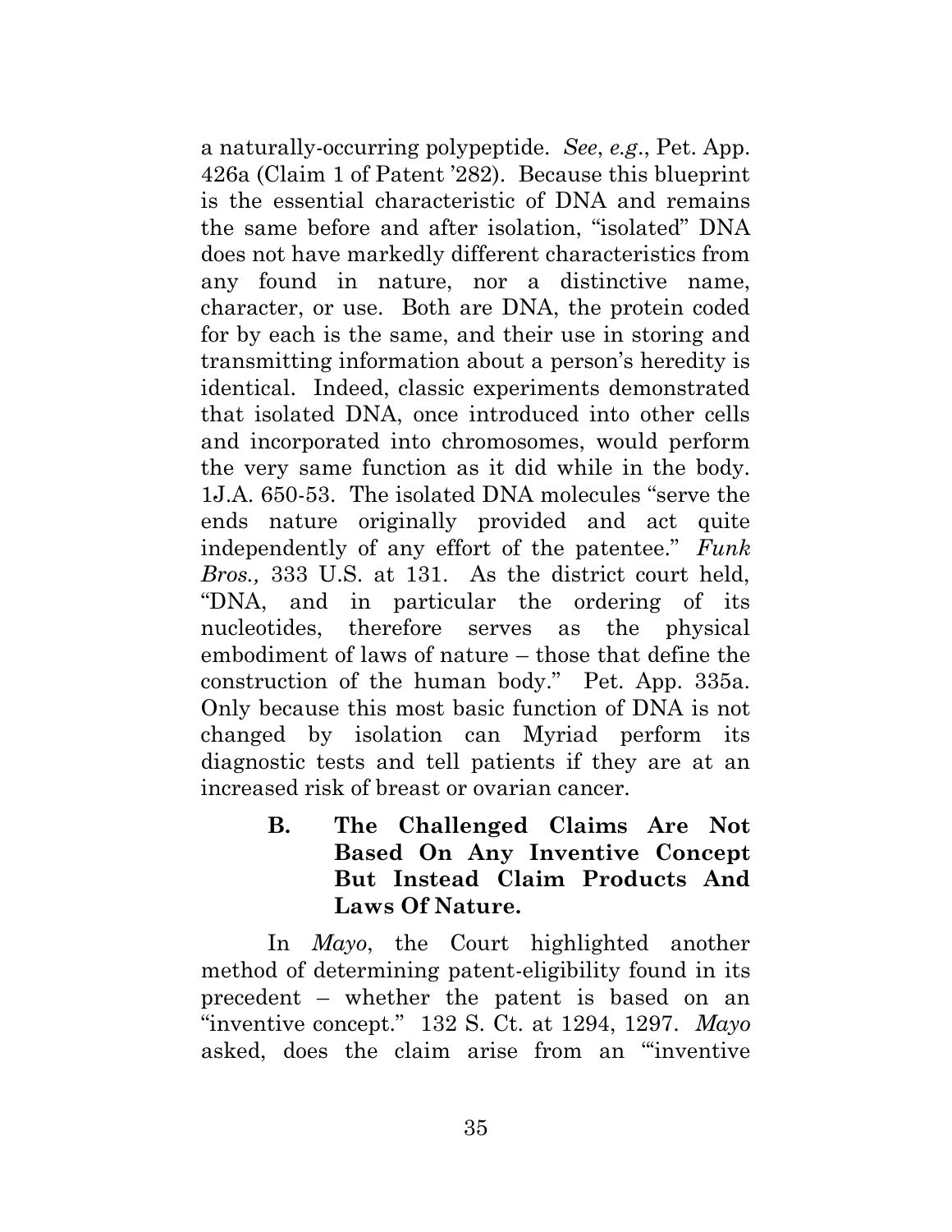a naturally-occurring polypeptide. *See*, *e.g*., Pet. App. 426a (Claim 1 of Patent '282). Because this blueprint is the essential characteristic of DNA and remains the same before and after isolation, "isolated" DNA does not have markedly different characteristics from any found in nature, nor a distinctive name, character, or use. Both are DNA, the protein coded for by each is the same, and their use in storing and transmitting information about a person's heredity is identical. Indeed, classic experiments demonstrated that isolated DNA, once introduced into other cells and incorporated into chromosomes, would perform the very same function as it did while in the body. 1J.A. 650-53. The isolated DNA molecules "serve the ends nature originally provided and act quite independently of any effort of the patentee." *Funk Bros.,* 333 U.S. at 131. As the district court held, "DNA, and in particular the ordering of its nucleotides, therefore serves as the physical embodiment of laws of nature – those that define the construction of the human body." Pet. App. 335a. Only because this most basic function of DNA is not changed by isolation can Myriad perform its diagnostic tests and tell patients if they are at an increased risk of breast or ovarian cancer.

### B. The Challenged Claims Are Not Based On Any Inventive Concept But Instead Claim Products And Laws Of Nature.

In *Mayo*, the Court highlighted another method of determining patent-eligibility found in its precedent – whether the patent is based on an "inventive concept." 132 S. Ct. at 1294, 1297. *Mayo* asked, does the claim arise from an "'inventive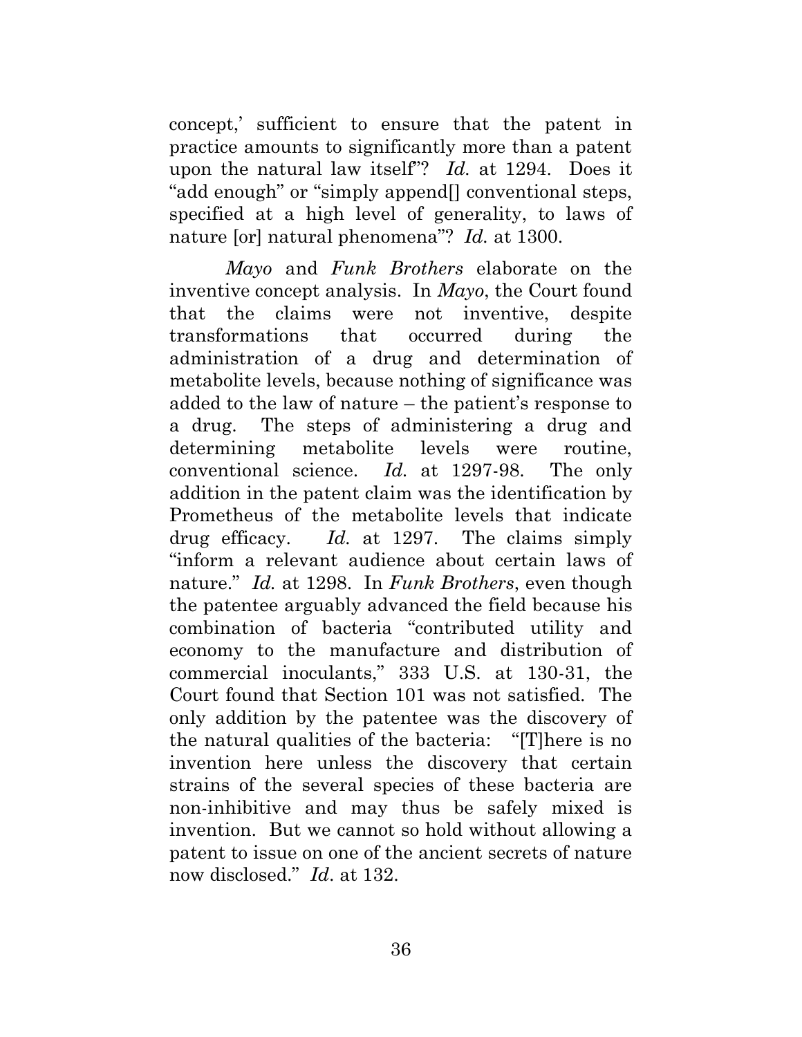concept,' sufficient to ensure that the patent in practice amounts to significantly more than a patent upon the natural law itself"? *Id.* at 1294. Does it "add enough" or "simply append[] conventional steps, specified at a high level of generality, to laws of nature [or] natural phenomena"? *Id.* at 1300.

*Mayo* and *Funk Brothers* elaborate on the inventive concept analysis. In *Mayo*, the Court found that the claims were not inventive, despite transformations that occurred during the administration of a drug and determination of metabolite levels, because nothing of significance was added to the law of nature – the patient's response to a drug. The steps of administering a drug and determining metabolite levels were routine, conventional science. *Id.* at 1297-98. The only addition in the patent claim was the identification by Prometheus of the metabolite levels that indicate drug efficacy. *Id.* at 1297. The claims simply "inform a relevant audience about certain laws of nature." *Id.* at 1298. In *Funk Brothers*, even though the patentee arguably advanced the field because his combination of bacteria "contributed utility and economy to the manufacture and distribution of commercial inoculants," 333 U.S. at 130-31, the Court found that Section 101 was not satisfied. The only addition by the patentee was the discovery of the natural qualities of the bacteria: "[T]here is no invention here unless the discovery that certain strains of the several species of these bacteria are non-inhibitive and may thus be safely mixed is invention. But we cannot so hold without allowing a patent to issue on one of the ancient secrets of nature now disclosed." *Id*. at 132.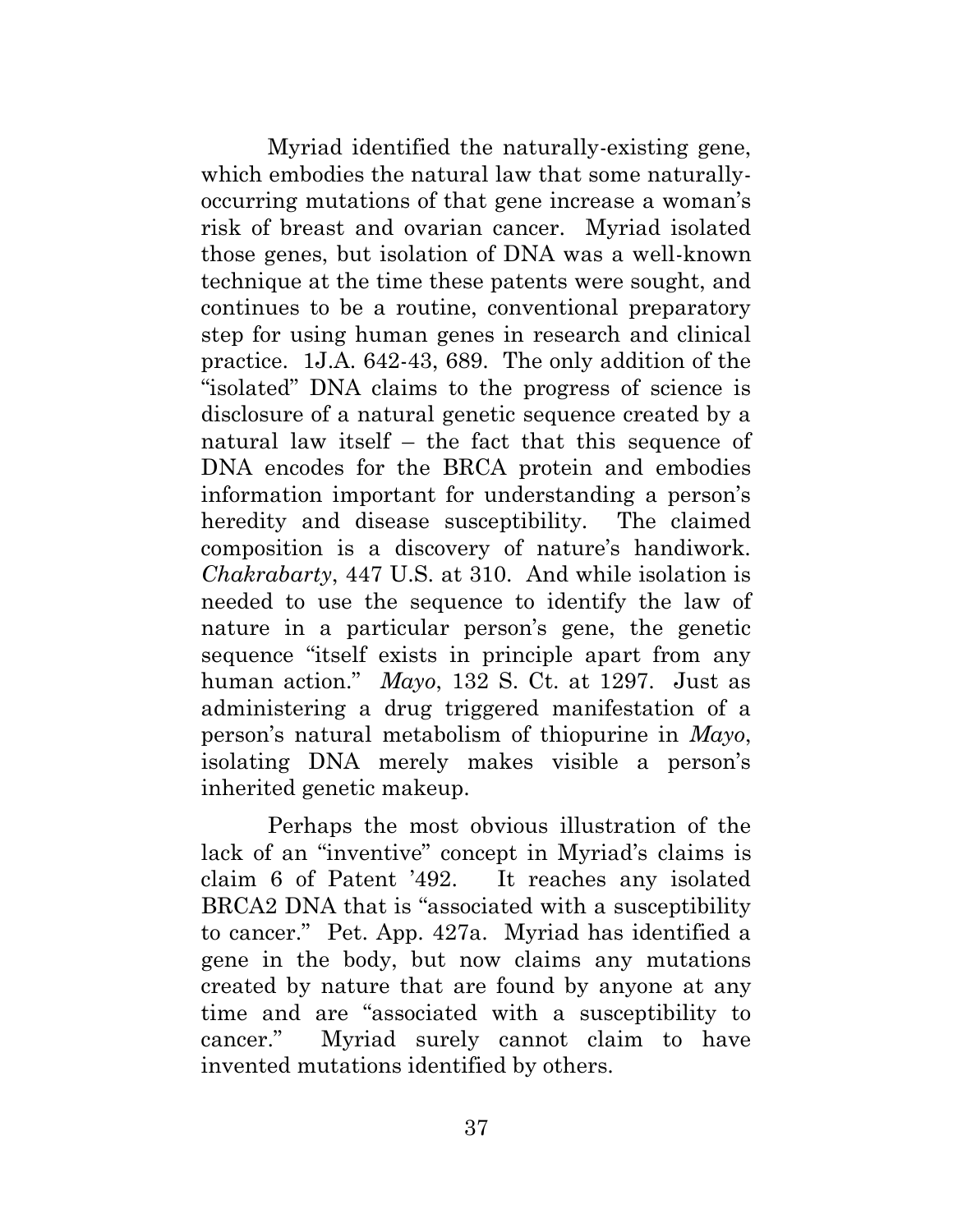Myriad identified the naturally-existing gene, which embodies the natural law that some naturally-occurring mutations of that gene increase a woman's risk of breast and ovarian cancer. Myriad isolated those genes, but isolation of DNA was a well-known technique at the time these patents were sought, and continues to be a routine, conventional preparatory step for using human genes in research and clinical practice. 1J.A. 642-43, 689. The only addition of the "isolated" DNA claims to the progress of science is disclosure of a natural genetic sequence created by a natural law itself – the fact that this sequence of DNA encodes for the BRCA protein and embodies information important for understanding a person's heredity and disease susceptibility. The claimed composition is a discovery of nature's handiwork. *Chakrabarty*, 447 U.S. at 310. And while isolation is needed to use the sequence to identify the law of nature in a particular person's gene, the genetic sequence "itself exists in principle apart from any human action." *Mayo*, 132 S. Ct. at 1297. Just as administering a drug triggered manifestation of a person's natural metabolism of thiopurine in *Mayo*, isolating DNA merely makes visible a person's inherited genetic makeup.

Perhaps the most obvious illustration of the lack of an "inventive" concept in Myriad's claims is claim 6 of Patent '492. It reaches any isolated BRCA2 DNA that is "associated with a susceptibility to cancer." Pet. App. 427a. Myriad has identified a gene in the body, but now claims any mutations created by nature that are found by anyone at any time and are "associated with a susceptibility to cancer." Myriad surely cannot claim to have invented mutations identified by others.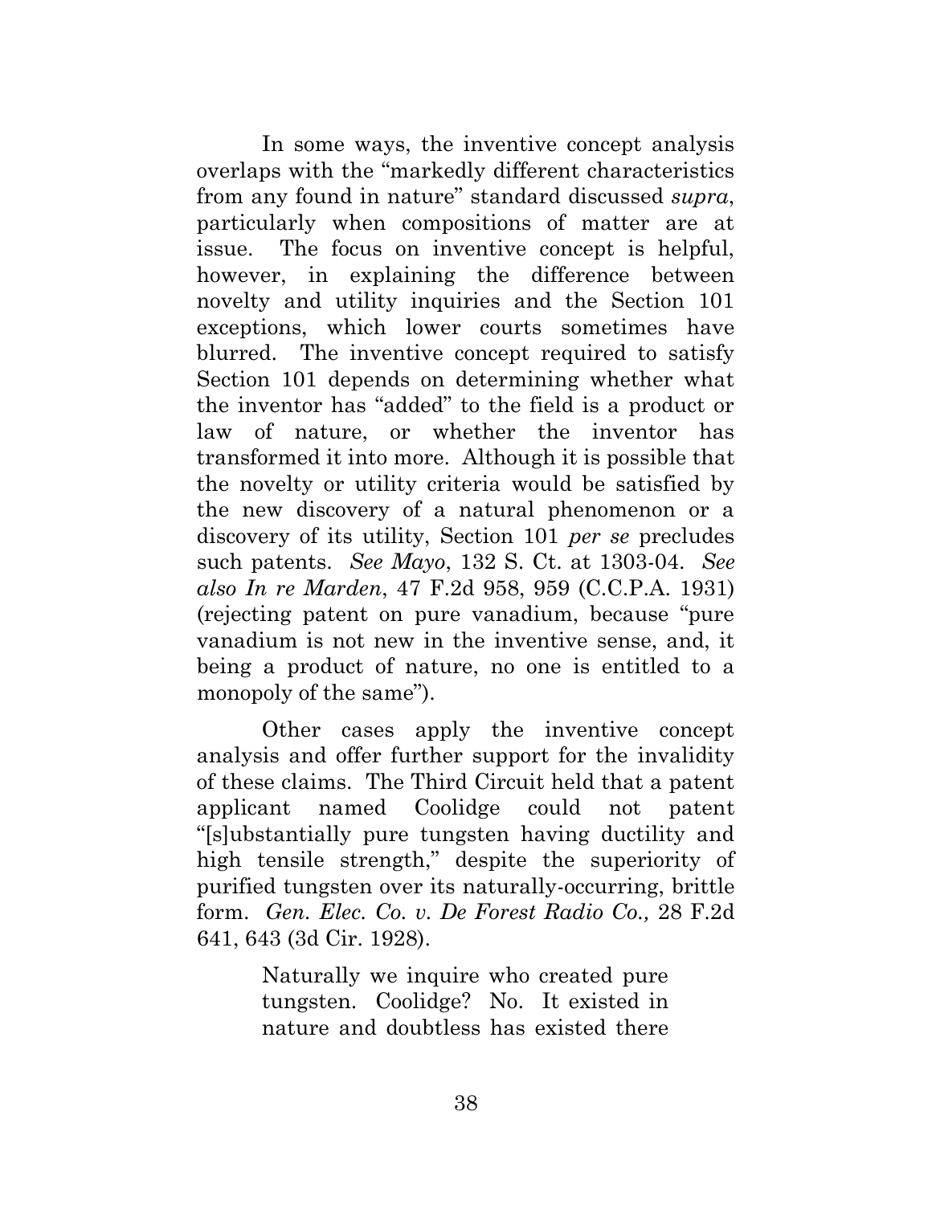In some ways, the inventive concept analysis overlaps with the "markedly different characteristics from any found in nature" standard discussed *supra*, particularly when compositions of matter are at issue. The focus on inventive concept is helpful, however, in explaining the difference between novelty and utility inquiries and the Section 101 exceptions, which lower courts sometimes have blurred. The inventive concept required to satisfy Section 101 depends on determining whether what the inventor has "added" to the field is a product or law of nature, or whether the inventor has transformed it into more. Although it is possible that the novelty or utility criteria would be satisfied by the new discovery of a natural phenomenon or a discovery of its utility, Section 101 *per se* precludes such patents. *See Mayo*, 132 S. Ct. at 1303-04. *See also In re Marden*, 47 F.2d 958, 959 (C.C.P.A. 1931) (rejecting patent on pure vanadium, because "pure vanadium is not new in the inventive sense, and, it being a product of nature, no one is entitled to a monopoly of the same").

Other cases apply the inventive concept analysis and offer further support for the invalidity of these claims. The Third Circuit held that a patent applicant named Coolidge could not patent "[s]ubstantially pure tungsten having ductility and high tensile strength," despite the superiority of purified tungsten over its naturally-occurring, brittle form. *Gen. Elec. Co. v. De Forest Radio Co.,* 28 F.2d 641, 643 (3d Cir. 1928).

> Naturally we inquire who created pure tungsten. Coolidge? No. It existed in nature and doubtless has existed there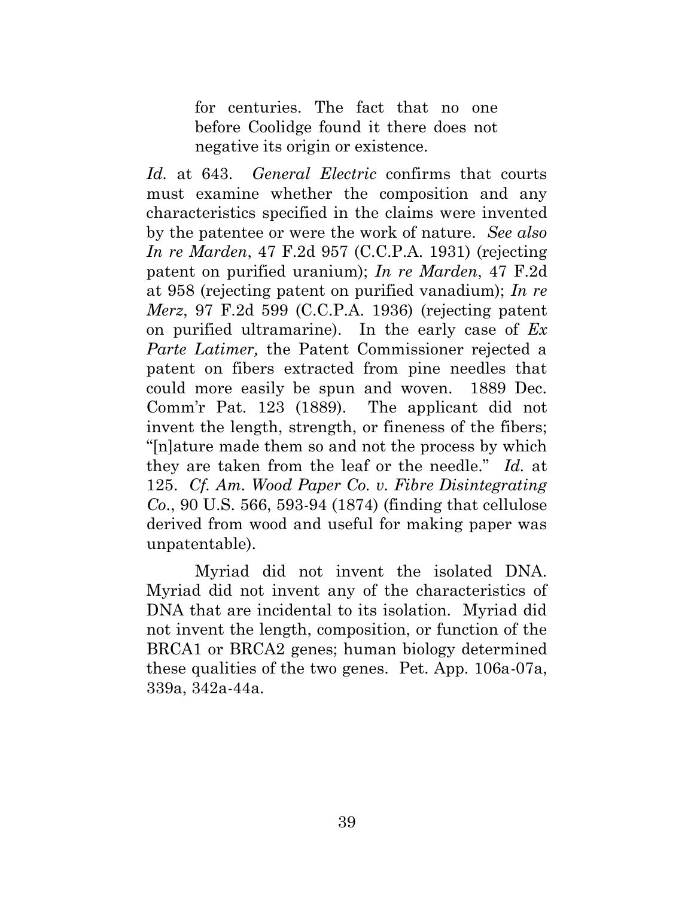> for centuries. The fact that no one before Coolidge found it there does not negative its origin or existence.

*Id.* at 643. *General Electric* confirms that courts must examine whether the composition and any characteristics specified in the claims were invented by the patentee or were the work of nature. *See also In re Marden*, 47 F.2d 957 (C.C.P.A. 1931) (rejecting patent on purified uranium); *In re Marden*, 47 F.2d at 958 (rejecting patent on purified vanadium); *In re Merz*, 97 F.2d 599 (C.C.P.A. 1936) (rejecting patent on purified ultramarine). In the early case of *Ex Parte Latimer,* the Patent Commissioner rejected a patent on fibers extracted from pine needles that could more easily be spun and woven. 1889 Dec. Comm'r Pat. 123 (1889). The applicant did not invent the length, strength, or fineness of the fibers; "[n]ature made them so and not the process by which they are taken from the leaf or the needle." *Id.* at 125. *Cf. Am. Wood Paper Co. v. Fibre Disintegrating Co.*, 90 U.S. 566, 593-94 (1874) (finding that cellulose derived from wood and useful for making paper was unpatentable).

Myriad did not invent the isolated DNA. Myriad did not invent any of the characteristics of DNA that are incidental to its isolation. Myriad did not invent the length, composition, or function of the BRCA1 or BRCA2 genes; human biology determined these qualities of the two genes. Pet. App. 106a-07a, 339a, 342a-44a.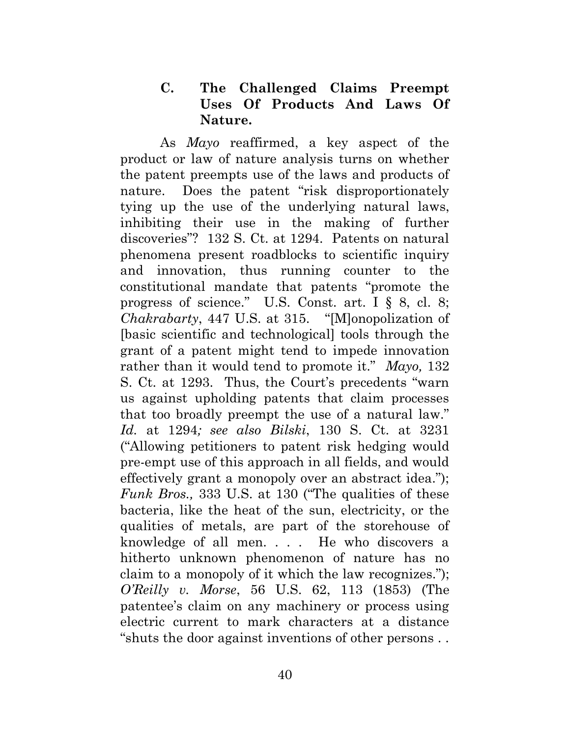### C. The Challenged Claims Preempt Uses Of Products And Laws Of Nature.

As *Mayo* reaffirmed, a key aspect of the product or law of nature analysis turns on whether the patent preempts use of the laws and products of nature. Does the patent "risk disproportionately tying up the use of the underlying natural laws, inhibiting their use in the making of further discoveries"? 132 S. Ct. at 1294. Patents on natural phenomena present roadblocks to scientific inquiry and innovation, thus running counter to the constitutional mandate that patents "promote the progress of science." U.S. Const. art. I § 8, cl. 8; *Chakrabarty*, 447 U.S. at 315. "[M]onopolization of [basic scientific and technological] tools through the grant of a patent might tend to impede innovation rather than it would tend to promote it." *Mayo,* 132 S. Ct. at 1293. Thus, the Court's precedents "warn us against upholding patents that claim processes that too broadly preempt the use of a natural law." *Id.* at 1294*; see also Bilski*, 130 S. Ct. at 3231 ("Allowing petitioners to patent risk hedging would pre-empt use of this approach in all fields, and would effectively grant a monopoly over an abstract idea."); *Funk Bros.,* 333 U.S. at 130 ("The qualities of these bacteria, like the heat of the sun, electricity, or the qualities of metals, are part of the storehouse of knowledge of all men. . . . He who discovers a hitherto unknown phenomenon of nature has no claim to a monopoly of it which the law recognizes."); *O'Reilly v. Morse*, 56 U.S. 62, 113 (1853) (The patentee's claim on any machinery or process using electric current to mark characters at a distance "shuts the door against inventions of other persons . .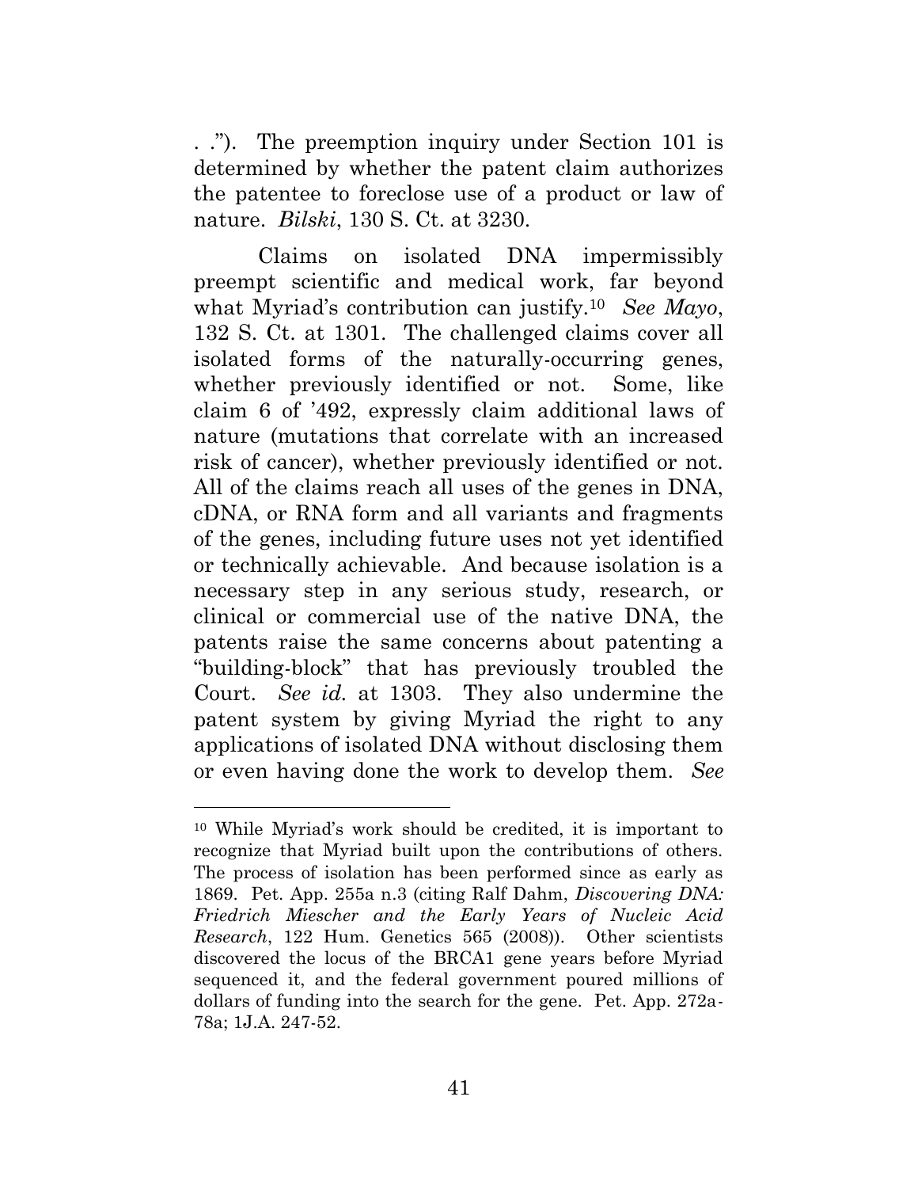. ."). The preemption inquiry under Section 101 is determined by whether the patent claim authorizes the patentee to foreclose use of a product or law of nature. *Bilski*, 130 S. Ct. at 3230.

Claims on isolated DNA impermissibly preempt scientific and medical work, far beyond what Myriad's contribution can justify.[10] *See Mayo*, 132 S. Ct. at 1301. The challenged claims cover all isolated forms of the naturally-occurring genes, whether previously identified or not. Some, like claim 6 of '492, expressly claim additional laws of nature (mutations that correlate with an increased risk of cancer), whether previously identified or not. All of the claims reach all uses of the genes in DNA, cDNA, or RNA form and all variants and fragments of the genes, including future uses not yet identified or technically achievable. And because isolation is a necessary step in any serious study, research, or clinical or commercial use of the native DNA, the patents raise the same concerns about patenting a "building-block" that has previously troubled the Court. *See id.* at 1303. They also undermine the patent system by giving Myriad the right to any applications of isolated DNA without disclosing them or even having done the work to develop them. *See*

---

[10] While Myriad's work should be credited, it is important to recognize that Myriad built upon the contributions of others. The process of isolation has been performed since as early as 1869. Pet. App. 255a n.3 (citing Ralf Dahm, *Discovering DNA: Friedrich Miescher and the Early Years of Nucleic Acid Research*, 122 Hum. Genetics 565 (2008)). Other scientists discovered the locus of the BRCA1 gene years before Myriad sequenced it, and the federal government poured millions of dollars of funding into the search for the gene. Pet. App. 272a-78a; 1J.A. 247-52.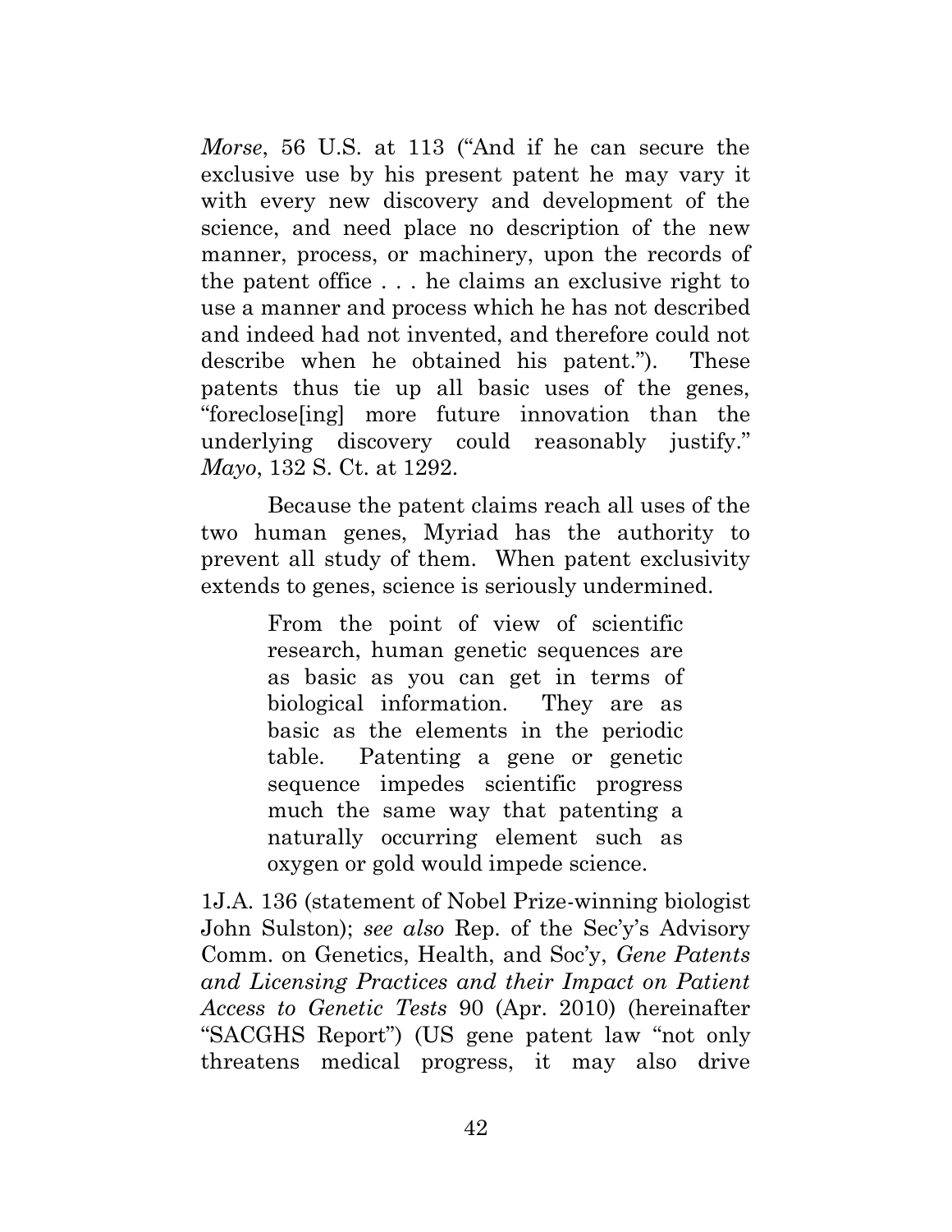*Morse*, 56 U.S. at 113 ("And if he can secure the exclusive use by his present patent he may vary it with every new discovery and development of the science, and need place no description of the new manner, process, or machinery, upon the records of the patent office . . . he claims an exclusive right to use a manner and process which he has not described and indeed had not invented, and therefore could not describe when he obtained his patent."). These patents thus tie up all basic uses of the genes, "foreclose[ing] more future innovation than the underlying discovery could reasonably justify." *Mayo*, 132 S. Ct. at 1292.

Because the patent claims reach all uses of the two human genes, Myriad has the authority to prevent all study of them. When patent exclusivity extends to genes, science is seriously undermined.

> From the point of view of scientific research, human genetic sequences are as basic as you can get in terms of biological information. They are as basic as the elements in the periodic table. Patenting a gene or genetic sequence impedes scientific progress much the same way that patenting a naturally occurring element such as oxygen or gold would impede science.

1J.A. 136 (statement of Nobel Prize-winning biologist John Sulston); *see also* Rep. of the Sec'y's Advisory Comm. on Genetics, Health, and Soc'y, *Gene Patents and Licensing Practices and their Impact on Patient Access to Genetic Tests* 90 (Apr. 2010) (hereinafter "SACGHS Report") (US gene patent law "not only threatens medical progress, it may also drive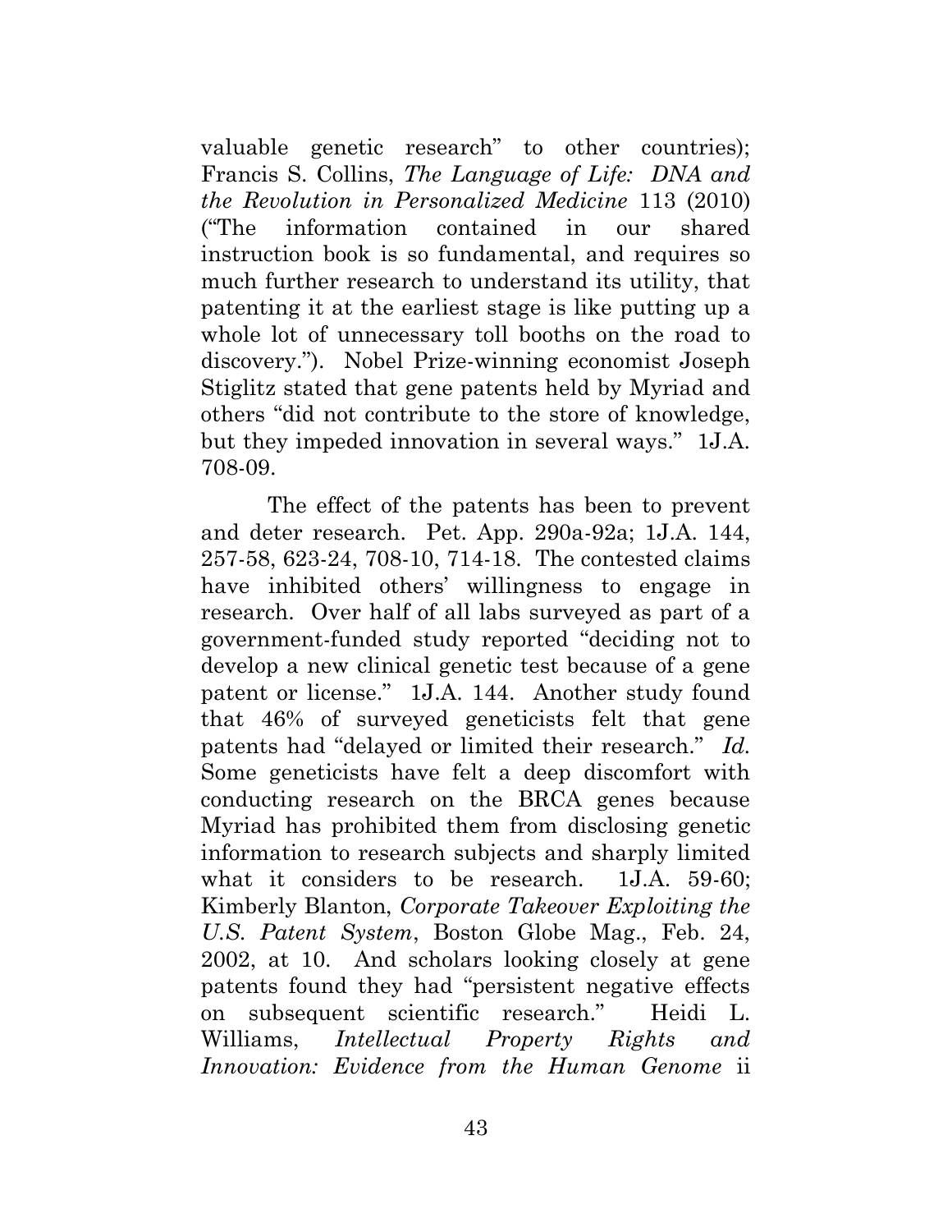valuable genetic research" to other countries); Francis S. Collins, *The Language of Life: DNA and the Revolution in Personalized Medicine* 113 (2010) ("The information contained in our shared instruction book is so fundamental, and requires so much further research to understand its utility, that patenting it at the earliest stage is like putting up a whole lot of unnecessary toll booths on the road to discovery."). Nobel Prize-winning economist Joseph Stiglitz stated that gene patents held by Myriad and others "did not contribute to the store of knowledge, but they impeded innovation in several ways." 1J.A. 708-09.

The effect of the patents has been to prevent and deter research. Pet. App. 290a-92a; 1J.A. 144, 257-58, 623-24, 708-10, 714-18. The contested claims have inhibited others' willingness to engage in research. Over half of all labs surveyed as part of a government-funded study reported "deciding not to develop a new clinical genetic test because of a gene patent or license." 1J.A. 144. Another study found that 46% of surveyed geneticists felt that gene patents had "delayed or limited their research." *Id.* Some geneticists have felt a deep discomfort with conducting research on the BRCA genes because Myriad has prohibited them from disclosing genetic information to research subjects and sharply limited what it considers to be research. 1J.A. 59-60; Kimberly Blanton, *Corporate Takeover Exploiting the U.S. Patent System*, Boston Globe Mag., Feb. 24, 2002, at 10. And scholars looking closely at gene patents found they had "persistent negative effects on subsequent scientific research." Heidi L. Williams, *Intellectual Property Rights and Innovation: Evidence from the Human Genome* ii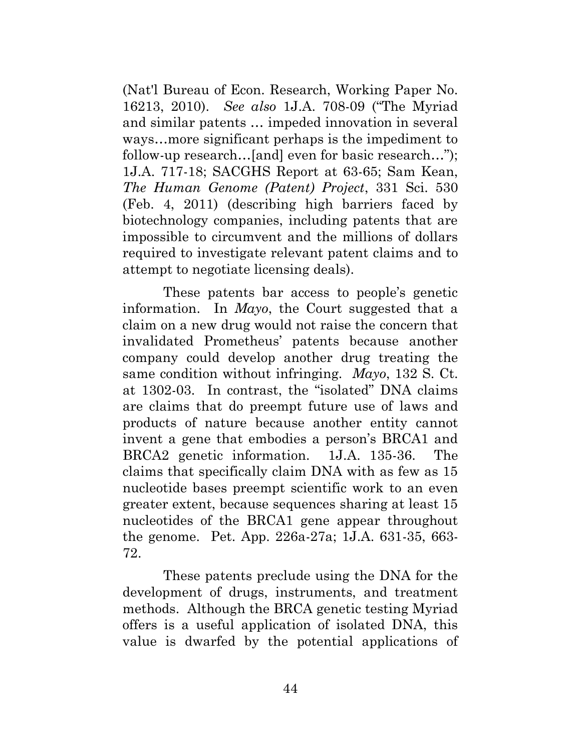(Nat'l Bureau of Econ. Research, Working Paper No. 16213, 2010). *See also* 1J.A. 708-09 ("The Myriad and similar patents … impeded innovation in several ways…more significant perhaps is the impediment to follow-up research…[and] even for basic research…"); 1J.A. 717-18; SACGHS Report at 63-65; Sam Kean, *The Human Genome (Patent) Project*, 331 Sci. 530 (Feb. 4, 2011) (describing high barriers faced by biotechnology companies, including patents that are impossible to circumvent and the millions of dollars required to investigate relevant patent claims and to attempt to negotiate licensing deals).

These patents bar access to people's genetic information. In *Mayo*, the Court suggested that a claim on a new drug would not raise the concern that invalidated Prometheus' patents because another company could develop another drug treating the same condition without infringing. *Mayo*, 132 S. Ct. at 1302-03. In contrast, the "isolated" DNA claims are claims that do preempt future use of laws and products of nature because another entity cannot invent a gene that embodies a person's BRCA1 and BRCA2 genetic information. 1J.A. 135-36. The claims that specifically claim DNA with as few as 15 nucleotide bases preempt scientific work to an even greater extent, because sequences sharing at least 15 nucleotides of the BRCA1 gene appear throughout the genome. Pet. App. 226a-27a; 1J.A. 631-35, 663-72.

These patents preclude using the DNA for the development of drugs, instruments, and treatment methods. Although the BRCA genetic testing Myriad offers is a useful application of isolated DNA, this value is dwarfed by the potential applications of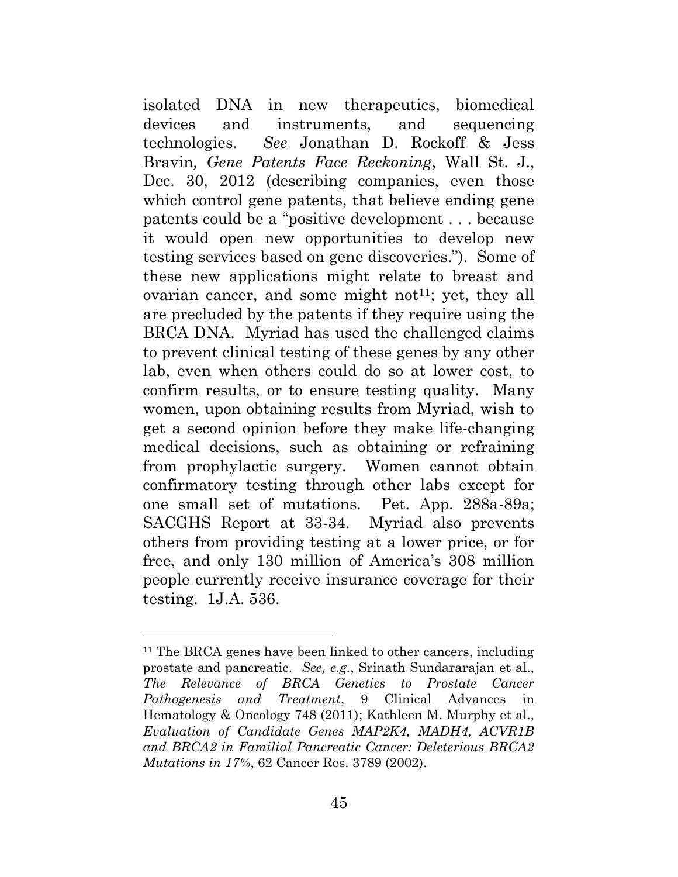isolated DNA in new therapeutics, biomedical devices and instruments, and sequencing technologies. *See* Jonathan D. Rockoff & Jess Bravin, *Gene Patents Face Reckoning*, Wall St. J., Dec. 30, 2012 (describing companies, even those which control gene patents, that believe ending gene patents could be a "positive development . . . because it would open new opportunities to develop new testing services based on gene discoveries."). Some of these new applications might relate to breast and ovarian cancer, and some might not[11]; yet, they all are precluded by the patents if they require using the BRCA DNA. Myriad has used the challenged claims to prevent clinical testing of these genes by any other lab, even when others could do so at lower cost, to confirm results, or to ensure testing quality. Many women, upon obtaining results from Myriad, wish to get a second opinion before they make life-changing medical decisions, such as obtaining or refraining from prophylactic surgery. Women cannot obtain confirmatory testing through other labs except for one small set of mutations. Pet. App. 288a-89a; SACGHS Report at 33-34. Myriad also prevents others from providing testing at a lower price, or for free, and only 130 million of America's 308 million people currently receive insurance coverage for their testing. 1J.A. 536.

---

[11] The BRCA genes have been linked to other cancers, including prostate and pancreatic. *See, e.g.*, Srinath Sundararajan et al., *The Relevance of BRCA Genetics to Prostate Cancer Pathogenesis and Treatment*, 9 Clinical Advances in Hematology & Oncology 748 (2011); Kathleen M. Murphy et al., *Evaluation of Candidate Genes MAP2K4, MADH4, ACVR1B and BRCA2 in Familial Pancreatic Cancer: Deleterious BRCA2 Mutations in 17%*, 62 Cancer Res. 3789 (2002).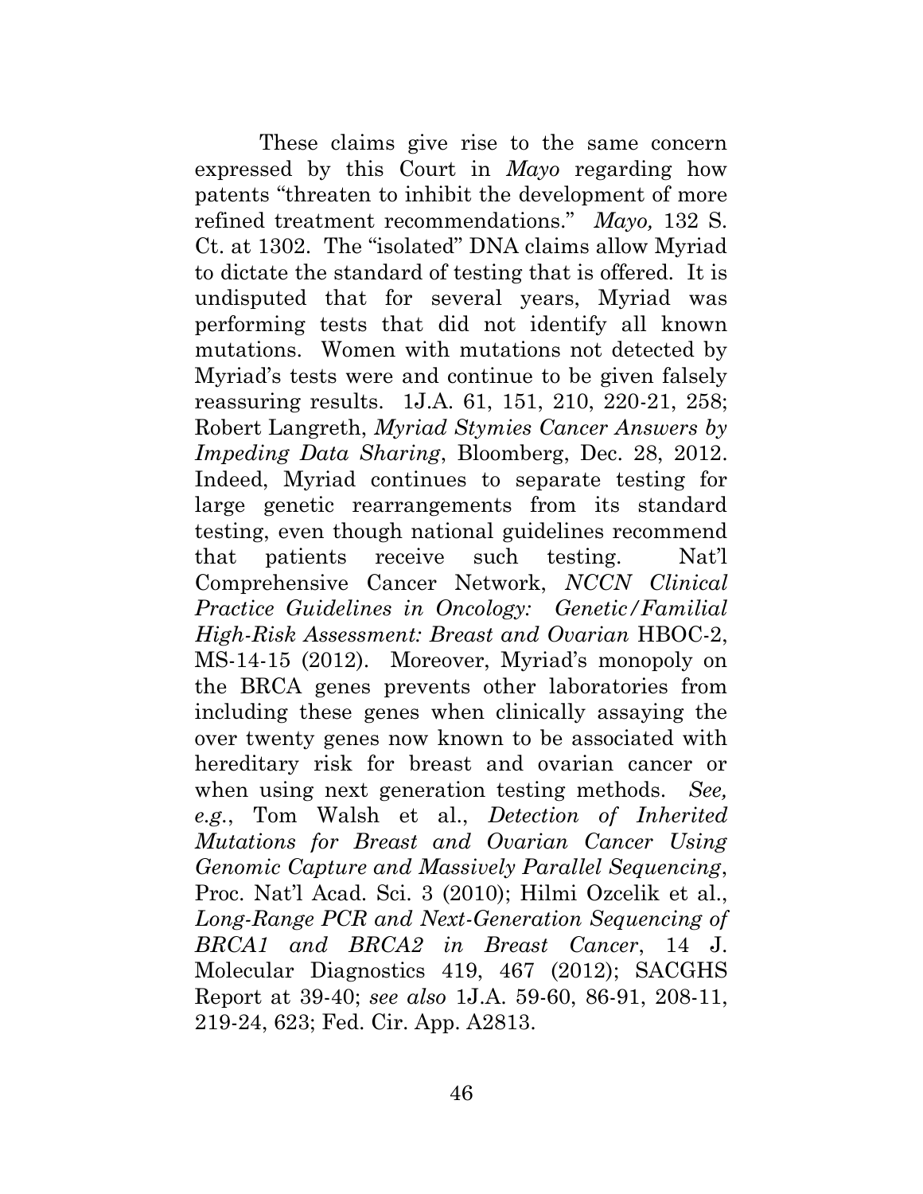These claims give rise to the same concern expressed by this Court in *Mayo* regarding how patents "threaten to inhibit the development of more refined treatment recommendations." *Mayo,* 132 S. Ct. at 1302. The "isolated" DNA claims allow Myriad to dictate the standard of testing that is offered. It is undisputed that for several years, Myriad was performing tests that did not identify all known mutations. Women with mutations not detected by Myriad's tests were and continue to be given falsely reassuring results. 1J.A. 61, 151, 210, 220-21, 258; Robert Langreth, *Myriad Stymies Cancer Answers by Impeding Data Sharing*, Bloomberg, Dec. 28, 2012. Indeed, Myriad continues to separate testing for large genetic rearrangements from its standard testing, even though national guidelines recommend that patients receive such testing. Nat'l Comprehensive Cancer Network, *NCCN Clinical Practice Guidelines in Oncology: Genetic/Familial High-Risk Assessment: Breast and Ovarian* HBOC-2, MS-14-15 (2012). Moreover, Myriad's monopoly on the BRCA genes prevents other laboratories from including these genes when clinically assaying the over twenty genes now known to be associated with hereditary risk for breast and ovarian cancer or when using next generation testing methods. *See, e.g.*, Tom Walsh et al., *Detection of Inherited Mutations for Breast and Ovarian Cancer Using Genomic Capture and Massively Parallel Sequencing*, Proc. Nat'l Acad. Sci. 3 (2010); Hilmi Ozcelik et al., *Long-Range PCR and Next-Generation Sequencing of BRCA1 and BRCA2 in Breast Cancer*, 14 J. Molecular Diagnostics 419, 467 (2012); SACGHS Report at 39-40; *see also* 1J.A. 59-60, 86-91, 208-11, 219-24, 623; Fed. Cir. App. A2813.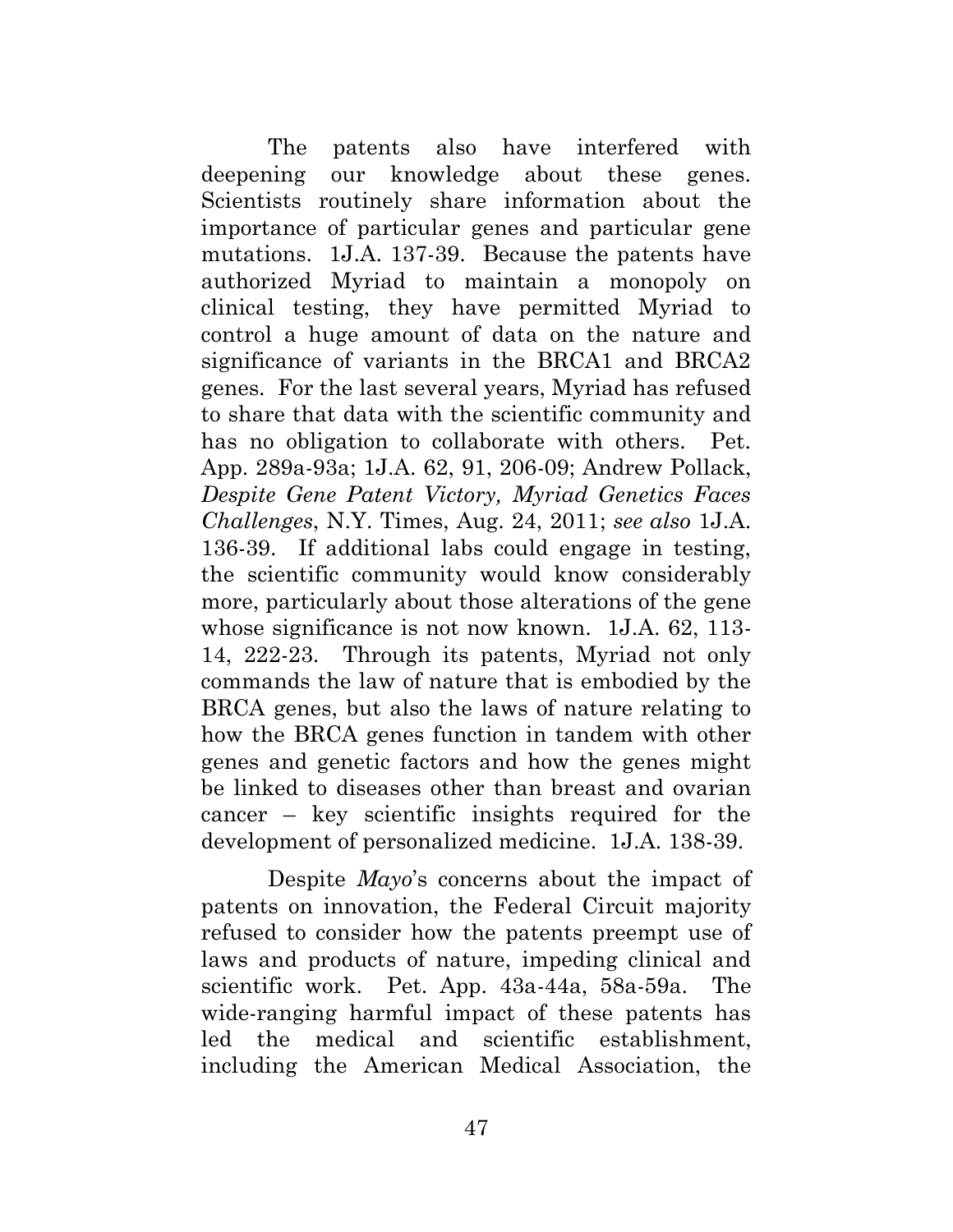The patents also have interfered with deepening our knowledge about these genes. Scientists routinely share information about the importance of particular genes and particular gene mutations. 1J.A. 137-39. Because the patents have authorized Myriad to maintain a monopoly on clinical testing, they have permitted Myriad to control a huge amount of data on the nature and significance of variants in the BRCA1 and BRCA2 genes. For the last several years, Myriad has refused to share that data with the scientific community and has no obligation to collaborate with others. Pet. App. 289a-93a; 1J.A. 62, 91, 206-09; Andrew Pollack, *Despite Gene Patent Victory, Myriad Genetics Faces Challenges*, N.Y. Times, Aug. 24, 2011; *see also* 1J.A. 136-39. If additional labs could engage in testing, the scientific community would know considerably more, particularly about those alterations of the gene whose significance is not now known. 1J.A. 62, 113-14, 222-23. Through its patents, Myriad not only commands the law of nature that is embodied by the BRCA genes, but also the laws of nature relating to how the BRCA genes function in tandem with other genes and genetic factors and how the genes might be linked to diseases other than breast and ovarian cancer – key scientific insights required for the development of personalized medicine. 1J.A. 138-39.

Despite *Mayo*'s concerns about the impact of patents on innovation, the Federal Circuit majority refused to consider how the patents preempt use of laws and products of nature, impeding clinical and scientific work. Pet. App. 43a-44a, 58a-59a. The wide-ranging harmful impact of these patents has led the medical and scientific establishment, including the American Medical Association, the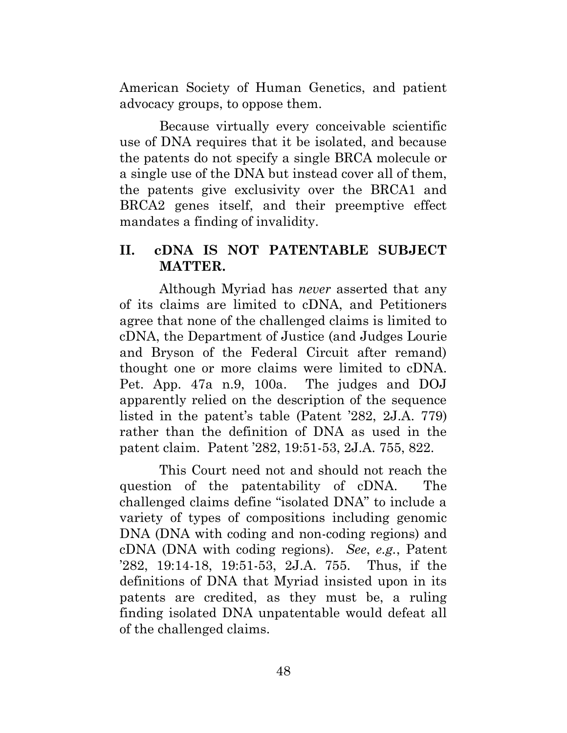American Society of Human Genetics, and patient advocacy groups, to oppose them.

Because virtually every conceivable scientific use of DNA requires that it be isolated, and because the patents do not specify a single BRCA molecule or a single use of the DNA but instead cover all of them, the patents give exclusivity over the BRCA1 and BRCA2 genes itself, and their preemptive effect mandates a finding of invalidity.

## II. cDNA IS NOT PATENTABLE SUBJECT MATTER.

Although Myriad has *never* asserted that any of its claims are limited to cDNA, and Petitioners agree that none of the challenged claims is limited to cDNA, the Department of Justice (and Judges Lourie and Bryson of the Federal Circuit after remand) thought one or more claims were limited to cDNA. Pet. App. 47a n.9, 100a. The judges and DOJ apparently relied on the description of the sequence listed in the patent's table (Patent '282, 2J.A. 779) rather than the definition of DNA as used in the patent claim. Patent '282, 19:51-53, 2J.A. 755, 822.

This Court need not and should not reach the question of the patentability of cDNA. The challenged claims define "isolated DNA" to include a variety of types of compositions including genomic DNA (DNA with coding and non-coding regions) and cDNA (DNA with coding regions). *See*, *e.g.*, Patent '282, 19:14-18, 19:51-53, 2J.A. 755. Thus, if the definitions of DNA that Myriad insisted upon in its patents are credited, as they must be, a ruling finding isolated DNA unpatentable would defeat all of the challenged claims.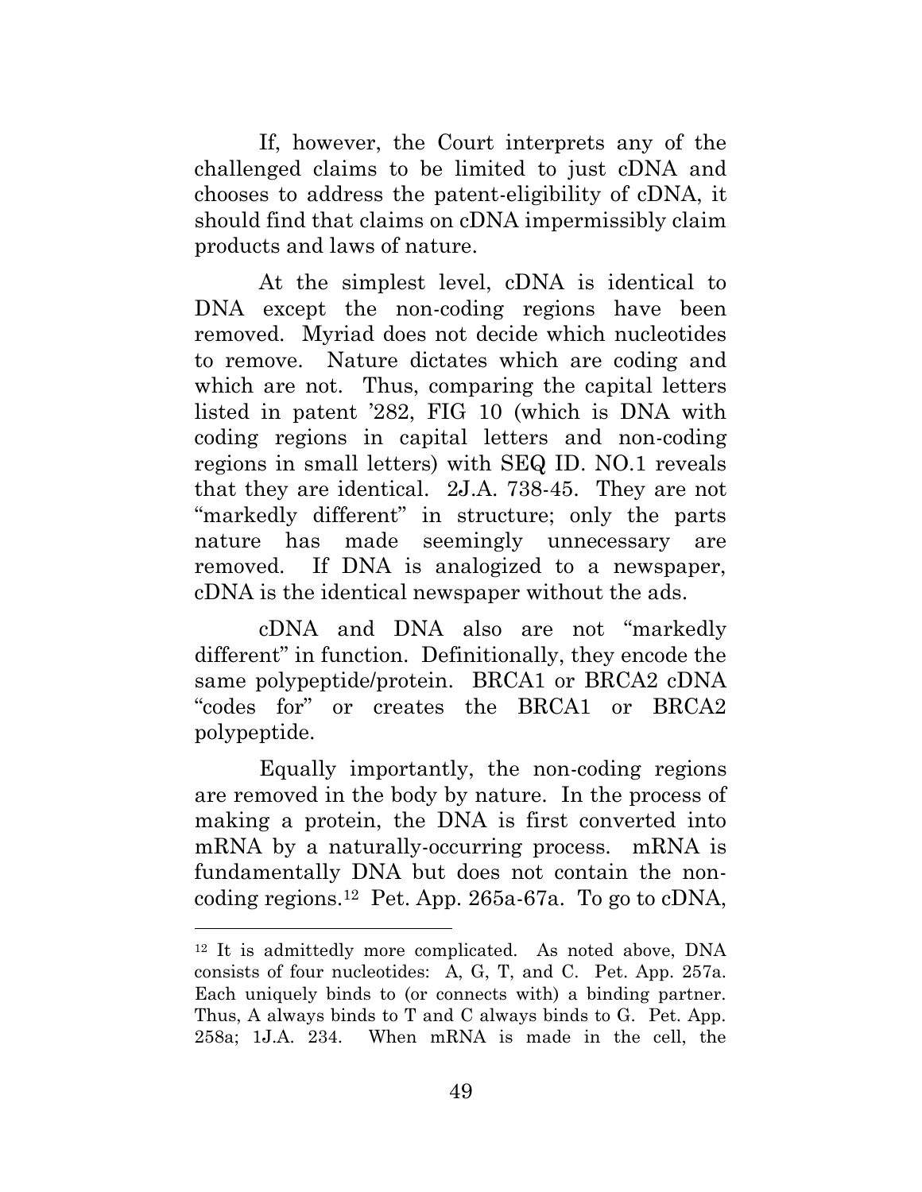If, however, the Court interprets any of the challenged claims to be limited to just cDNA and chooses to address the patent-eligibility of cDNA, it should find that claims on cDNA impermissibly claim products and laws of nature.

At the simplest level, cDNA is identical to DNA except the non-coding regions have been removed. Myriad does not decide which nucleotides to remove. Nature dictates which are coding and which are not. Thus, comparing the capital letters listed in patent '282, FIG 10 (which is DNA with coding regions in capital letters and non-coding regions in small letters) with SEQ ID. NO.1 reveals that they are identical. 2J.A. 738-45. They are not "markedly different" in structure; only the parts nature has made seemingly unnecessary are removed. If DNA is analogized to a newspaper, cDNA is the identical newspaper without the ads.

cDNA and DNA also are not "markedly different" in function. Definitionally, they encode the same polypeptide/protein. BRCA1 or BRCA2 cDNA "codes for" or creates the BRCA1 or BRCA2 polypeptide.

Equally importantly, the non-coding regions are removed in the body by nature. In the process of making a protein, the DNA is first converted into mRNA by a naturally-occurring process. mRNA is fundamentally DNA but does not contain the non-coding regions.[12] Pet. App. 265a-67a. To go to cDNA,

---

[12] It is admittedly more complicated. As noted above, DNA consists of four nucleotides: A, G, T, and C. Pet. App. 257a. Each uniquely binds to (or connects with) a binding partner. Thus, A always binds to T and C always binds to G. Pet. App. 258a; 1J.A. 234. When mRNA is made in the cell, the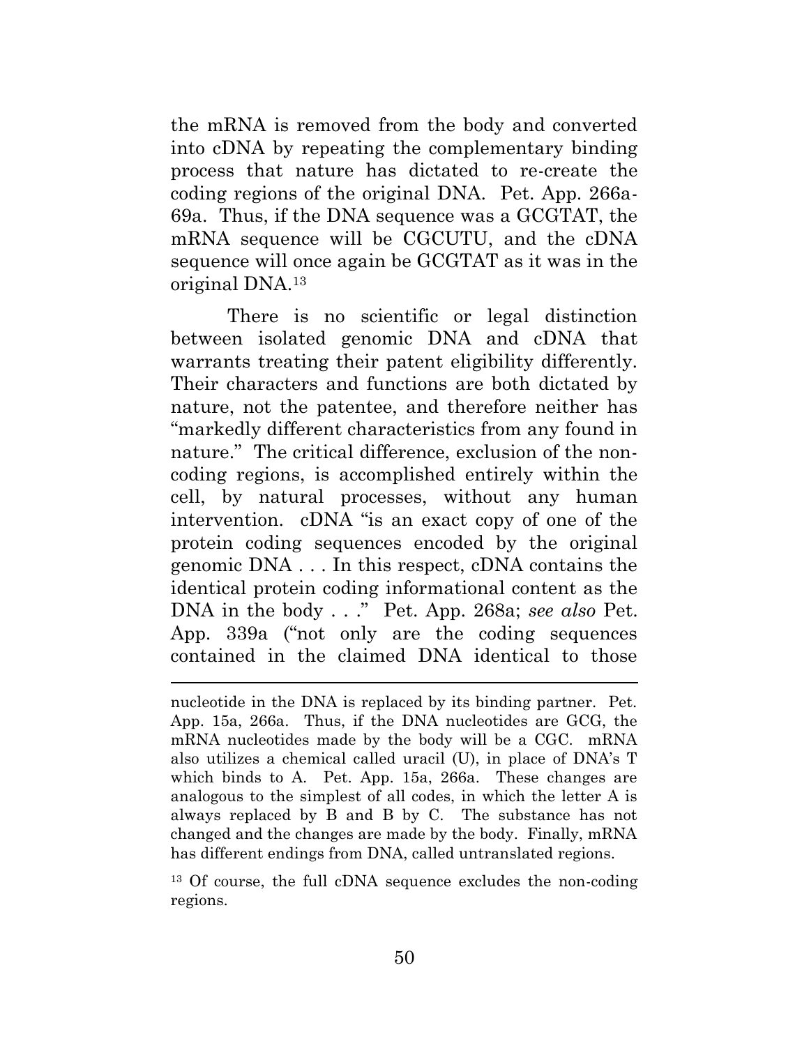the mRNA is removed from the body and converted into cDNA by repeating the complementary binding process that nature has dictated to re-create the coding regions of the original DNA. Pet. App. 266a-69a. Thus, if the DNA sequence was a GCGTAT, the mRNA sequence will be CGCUTU, and the cDNA sequence will once again be GCGTAT as it was in the original DNA.[13]

There is no scientific or legal distinction between isolated genomic DNA and cDNA that warrants treating their patent eligibility differently. Their characters and functions are both dictated by nature, not the patentee, and therefore neither has "markedly different characteristics from any found in nature." The critical difference, exclusion of the non-coding regions, is accomplished entirely within the cell, by natural processes, without any human intervention. cDNA "is an exact copy of one of the protein coding sequences encoded by the original genomic DNA . . . In this respect, cDNA contains the identical protein coding informational content as the DNA in the body . . ." Pet. App. 268a; *see also* Pet. App. 339a ("not only are the coding sequences contained in the claimed DNA identical to those

---

nucleotide in the DNA is replaced by its binding partner. Pet. App. 15a, 266a. Thus, if the DNA nucleotides are GCG, the mRNA nucleotides made by the body will be a CGC. mRNA also utilizes a chemical called uracil (U), in place of DNA's T which binds to A. Pet. App. 15a, 266a. These changes are analogous to the simplest of all codes, in which the letter A is always replaced by B and B by C. The substance has not changed and the changes are made by the body. Finally, mRNA has different endings from DNA, called untranslated regions.

[13] Of course, the full cDNA sequence excludes the non-coding regions.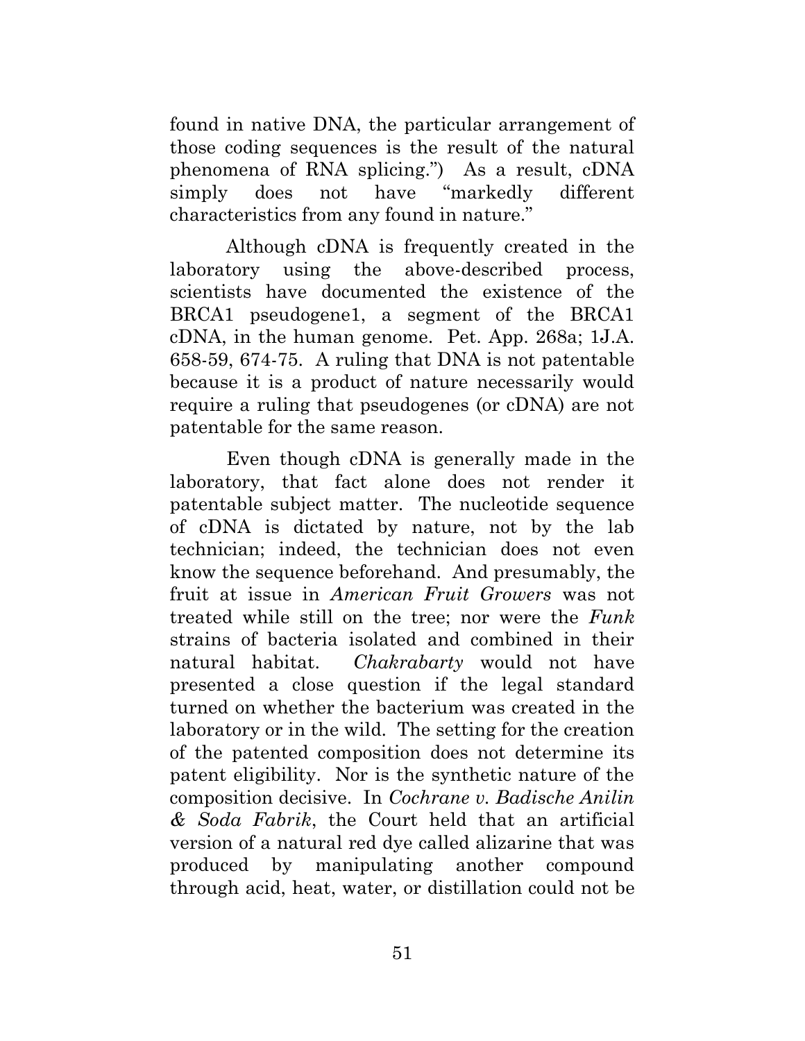found in native DNA, the particular arrangement of those coding sequences is the result of the natural phenomena of RNA splicing.") As a result, cDNA simply does not have "markedly different characteristics from any found in nature."

Although cDNA is frequently created in the laboratory using the above-described process, scientists have documented the existence of the BRCA1 pseudogene1, a segment of the BRCA1 cDNA, in the human genome. Pet. App. 268a; 1J.A. 658-59, 674-75. A ruling that DNA is not patentable because it is a product of nature necessarily would require a ruling that pseudogenes (or cDNA) are not patentable for the same reason.

Even though cDNA is generally made in the laboratory, that fact alone does not render it patentable subject matter. The nucleotide sequence of cDNA is dictated by nature, not by the lab technician; indeed, the technician does not even know the sequence beforehand. And presumably, the fruit at issue in *American Fruit Growers* was not treated while still on the tree; nor were the *Funk* strains of bacteria isolated and combined in their natural habitat. *Chakrabarty* would not have presented a close question if the legal standard turned on whether the bacterium was created in the laboratory or in the wild. The setting for the creation of the patented composition does not determine its patent eligibility. Nor is the synthetic nature of the composition decisive. In *Cochrane v. Badische Anilin & Soda Fabrik*, the Court held that an artificial version of a natural red dye called alizarine that was produced by manipulating another compound through acid, heat, water, or distillation could not be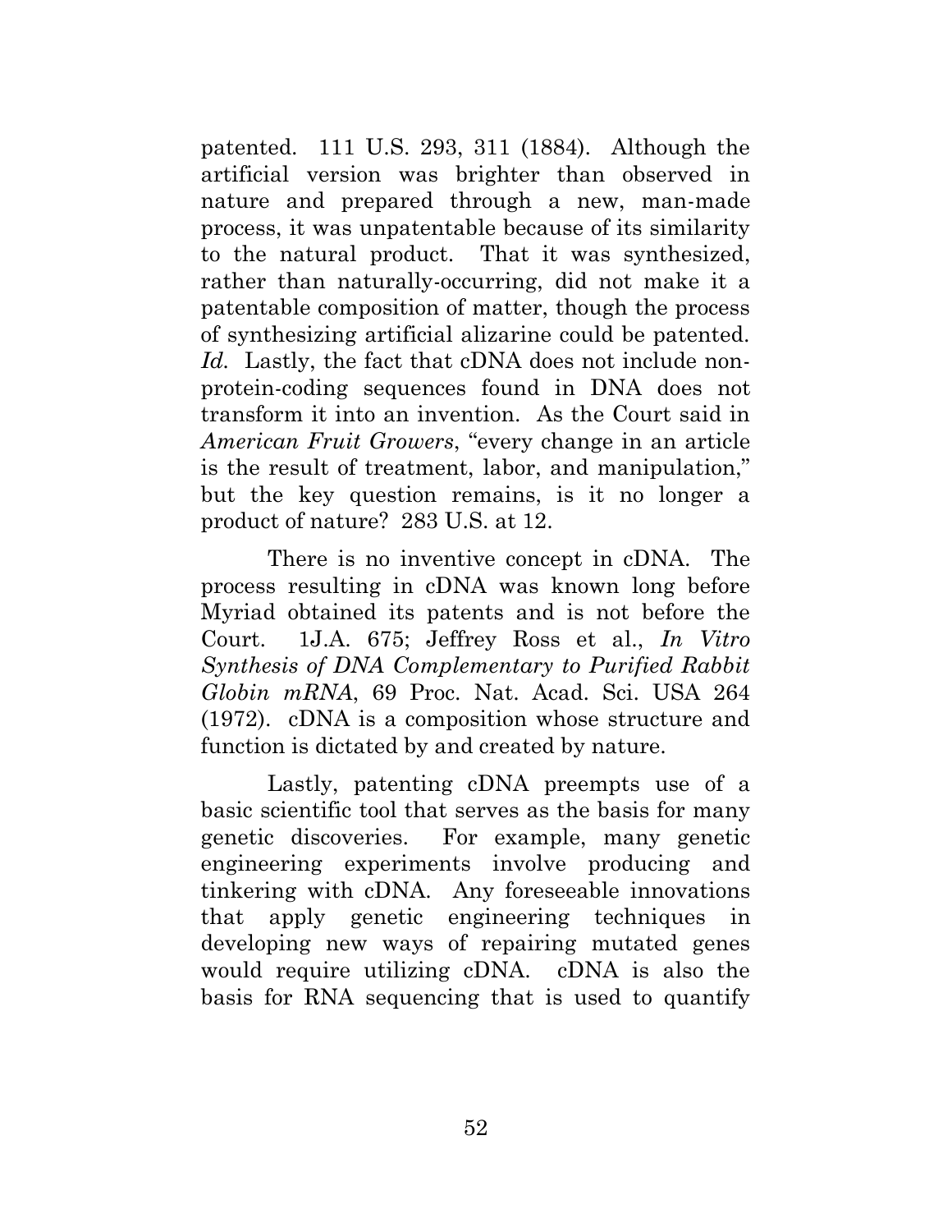patented. 111 U.S. 293, 311 (1884). Although the artificial version was brighter than observed in nature and prepared through a new, man-made process, it was unpatentable because of its similarity to the natural product. That it was synthesized, rather than naturally-occurring, did not make it a patentable composition of matter, though the process of synthesizing artificial alizarine could be patented. *Id.* Lastly, the fact that cDNA does not include non-protein-coding sequences found in DNA does not transform it into an invention. As the Court said in *American Fruit Growers*, "every change in an article is the result of treatment, labor, and manipulation," but the key question remains, is it no longer a product of nature? 283 U.S. at 12.

There is no inventive concept in cDNA. The process resulting in cDNA was known long before Myriad obtained its patents and is not before the Court. 1J.A. 675; Jeffrey Ross et al., *In Vitro Synthesis of DNA Complementary to Purified Rabbit Globin mRNA*, 69 Proc. Nat. Acad. Sci. USA 264 (1972). cDNA is a composition whose structure and function is dictated by and created by nature.

Lastly, patenting cDNA preempts use of a basic scientific tool that serves as the basis for many genetic discoveries. For example, many genetic engineering experiments involve producing and tinkering with cDNA. Any foreseeable innovations that apply genetic engineering techniques in developing new ways of repairing mutated genes would require utilizing cDNA. cDNA is also the basis for RNA sequencing that is used to quantify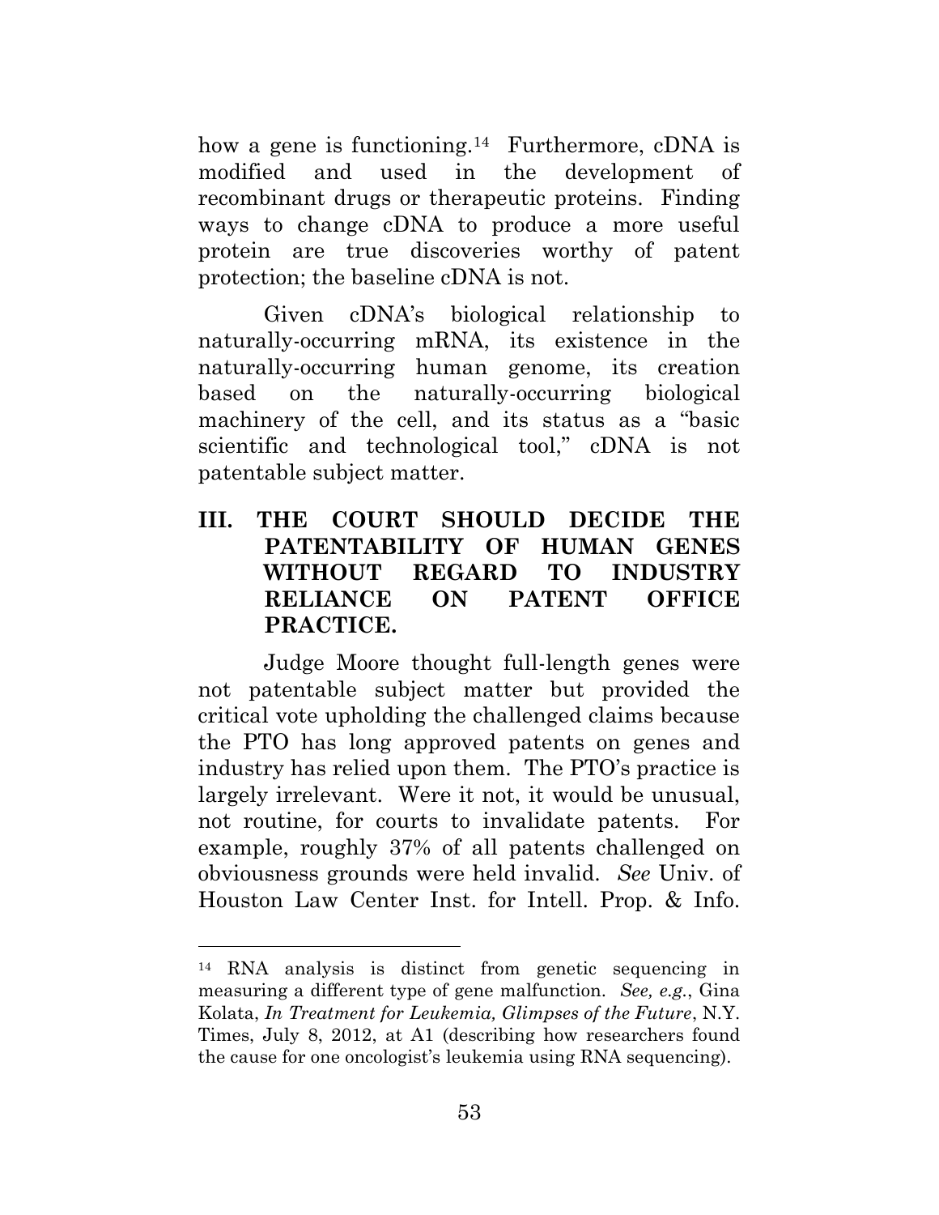how a gene is functioning.[14] Furthermore, cDNA is modified and used in the development of recombinant drugs or therapeutic proteins. Finding ways to change cDNA to produce a more useful protein are true discoveries worthy of patent protection; the baseline cDNA is not.

Given cDNA's biological relationship to naturally-occurring mRNA, its existence in the naturally-occurring human genome, its creation based on the naturally-occurring biological machinery of the cell, and its status as a "basic scientific and technological tool," cDNA is not patentable subject matter.

## III. THE COURT SHOULD DECIDE THE PATENTABILITY OF HUMAN GENES WITHOUT REGARD TO INDUSTRY RELIANCE ON PATENT OFFICE PRACTICE.

Judge Moore thought full-length genes were not patentable subject matter but provided the critical vote upholding the challenged claims because the PTO has long approved patents on genes and industry has relied upon them. The PTO's practice is largely irrelevant. Were it not, it would be unusual, not routine, for courts to invalidate patents. For example, roughly 37% of all patents challenged on obviousness grounds were held invalid. *See* Univ. of Houston Law Center Inst. for Intell. Prop. & Info.

---

[14] RNA analysis is distinct from genetic sequencing in measuring a different type of gene malfunction. *See, e.g.*, Gina Kolata, *In Treatment for Leukemia, Glimpses of the Future*, N.Y. Times, July 8, 2012, at A1 (describing how researchers found the cause for one oncologist's leukemia using RNA sequencing).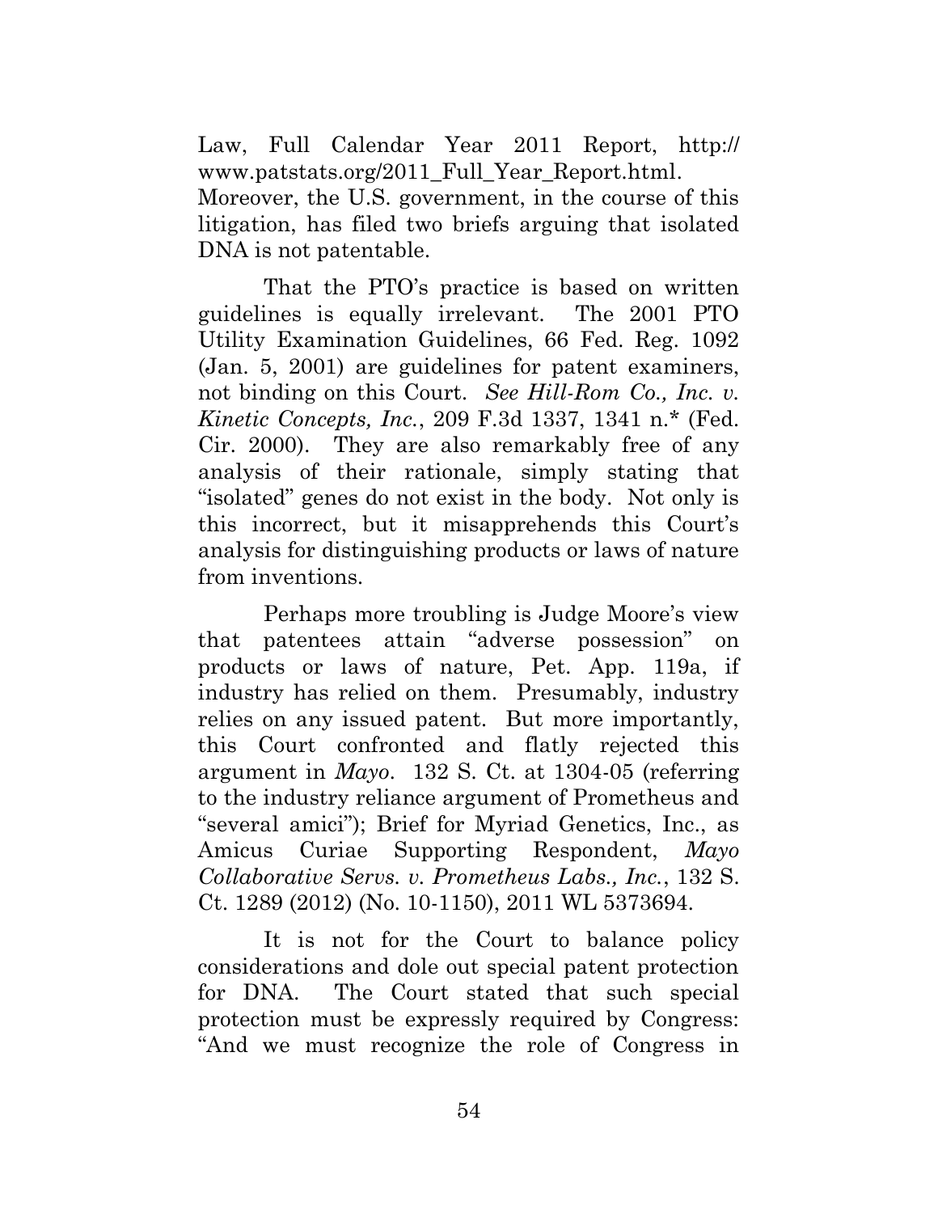Law, Full Calendar Year 2011 Report, http://www.patstats.org/2011_Full_Year_Report.html. Moreover, the U.S. government, in the course of this litigation, has filed two briefs arguing that isolated DNA is not patentable.

That the PTO's practice is based on written guidelines is equally irrelevant. The 2001 PTO Utility Examination Guidelines, 66 Fed. Reg. 1092 (Jan. 5, 2001) are guidelines for patent examiners, not binding on this Court. *See Hill-Rom Co., Inc. v. Kinetic Concepts, Inc.*, 209 F.3d 1337, 1341 n.* (Fed. Cir. 2000). They are also remarkably free of any analysis of their rationale, simply stating that "isolated" genes do not exist in the body. Not only is this incorrect, but it misapprehends this Court's analysis for distinguishing products or laws of nature from inventions.

Perhaps more troubling is Judge Moore's view that patentees attain "adverse possession" on products or laws of nature, Pet. App. 119a, if industry has relied on them. Presumably, industry relies on any issued patent. But more importantly, this Court confronted and flatly rejected this argument in *Mayo*. 132 S. Ct. at 1304-05 (referring to the industry reliance argument of Prometheus and "several amici"); Brief for Myriad Genetics, Inc., as Amicus Curiae Supporting Respondent, *Mayo Collaborative Servs. v. Prometheus Labs., Inc.*, 132 S. Ct. 1289 (2012) (No. 10-1150), 2011 WL 5373694.

It is not for the Court to balance policy considerations and dole out special patent protection for DNA. The Court stated that such special protection must be expressly required by Congress: "And we must recognize the role of Congress in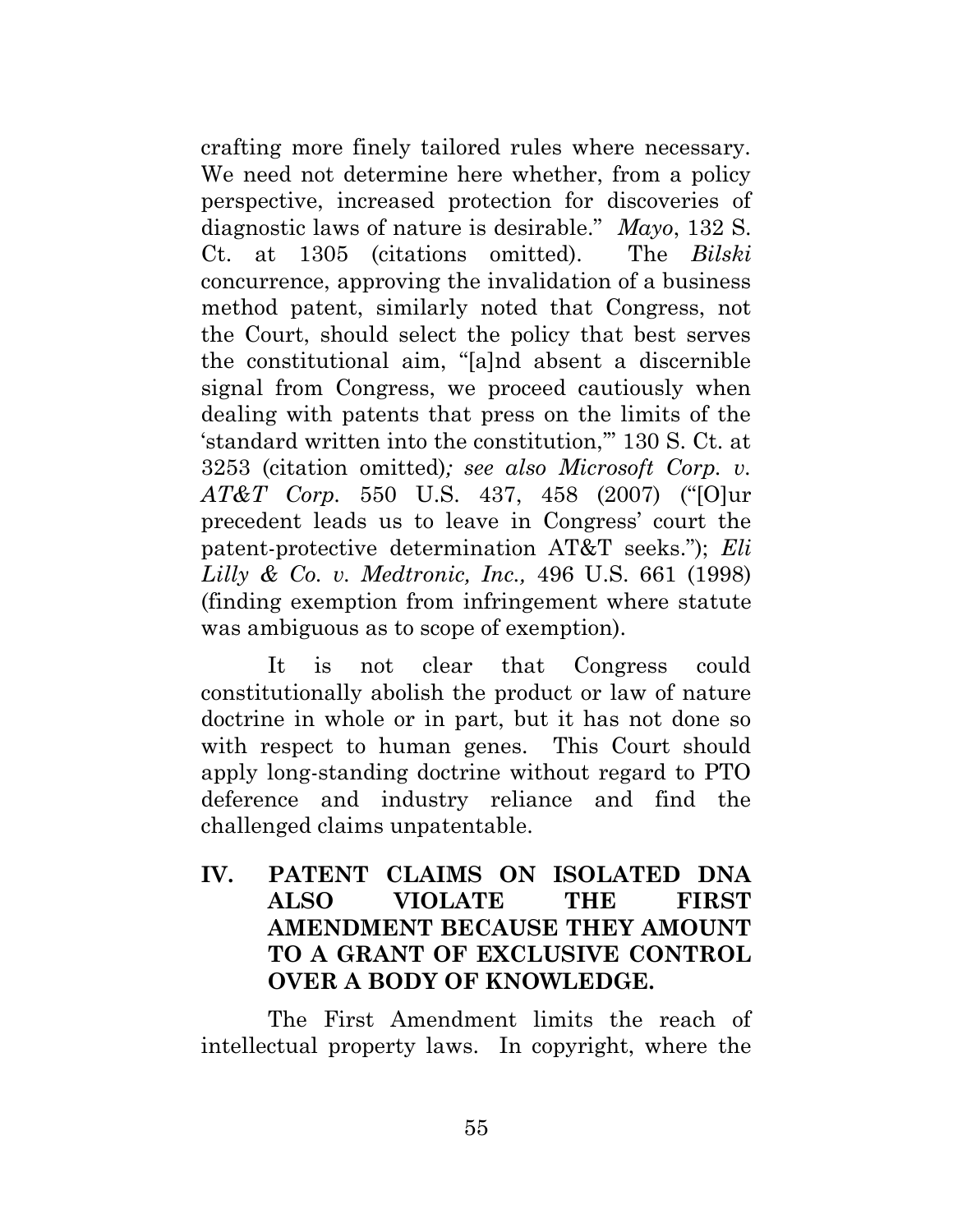crafting more finely tailored rules where necessary. We need not determine here whether, from a policy perspective, increased protection for discoveries of diagnostic laws of nature is desirable." *Mayo*, 132 S. Ct. at 1305 (citations omitted). The *Bilski* concurrence, approving the invalidation of a business method patent, similarly noted that Congress, not the Court, should select the policy that best serves the constitutional aim, "[a]nd absent a discernible signal from Congress, we proceed cautiously when dealing with patents that press on the limits of the 'standard written into the constitution,'" 130 S. Ct. at 3253 (citation omitted)*; see also Microsoft Corp. v. AT&T Corp.* 550 U.S. 437, 458 (2007) ("[O]ur precedent leads us to leave in Congress' court the patent-protective determination AT&T seeks."); *Eli Lilly & Co. v. Medtronic, Inc.,* 496 U.S. 661 (1998) (finding exemption from infringement where statute was ambiguous as to scope of exemption).

It is not clear that Congress could constitutionally abolish the product or law of nature doctrine in whole or in part, but it has not done so with respect to human genes. This Court should apply long-standing doctrine without regard to PTO deference and industry reliance and find the challenged claims unpatentable.

## IV. PATENT CLAIMS ON ISOLATED DNA ALSO VIOLATE THE FIRST AMENDMENT BECAUSE THEY AMOUNT TO A GRANT OF EXCLUSIVE CONTROL OVER A BODY OF KNOWLEDGE.

The First Amendment limits the reach of intellectual property laws. In copyright, where the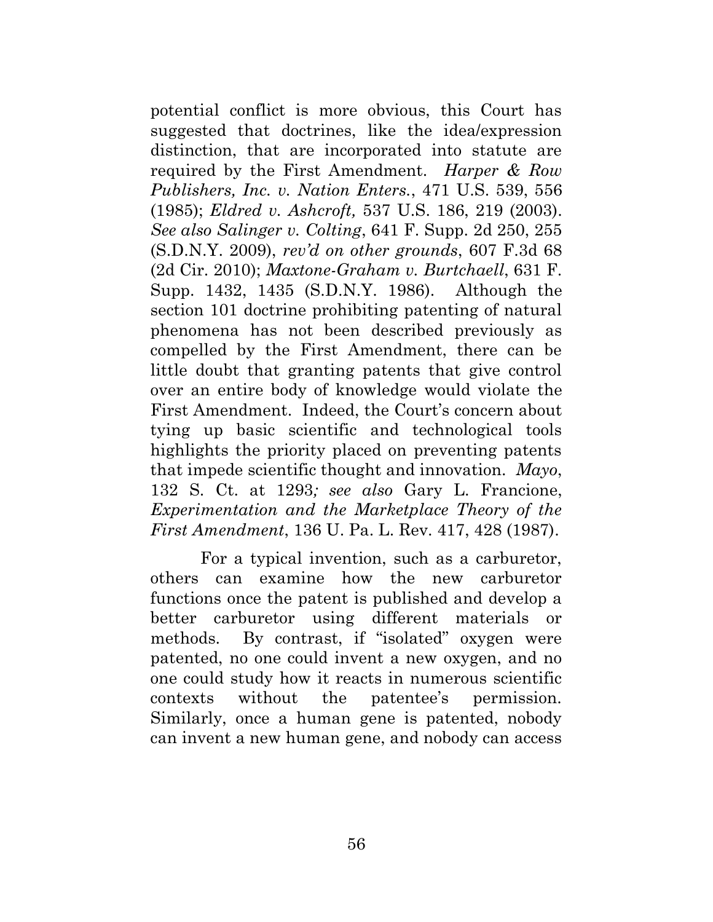potential conflict is more obvious, this Court has suggested that doctrines, like the idea/expression distinction, that are incorporated into statute are required by the First Amendment. *Harper & Row Publishers, Inc. v. Nation Enters.*, 471 U.S. 539, 556 (1985); *Eldred v. Ashcroft,* 537 U.S. 186, 219 (2003). *See also Salinger v. Colting*, 641 F. Supp. 2d 250, 255 (S.D.N.Y. 2009), *rev'd on other grounds*, 607 F.3d 68 (2d Cir. 2010); *Maxtone-Graham v. Burtchaell*, 631 F. Supp. 1432, 1435 (S.D.N.Y. 1986). Although the section 101 doctrine prohibiting patenting of natural phenomena has not been described previously as compelled by the First Amendment, there can be little doubt that granting patents that give control over an entire body of knowledge would violate the First Amendment. Indeed, the Court's concern about tying up basic scientific and technological tools highlights the priority placed on preventing patents that impede scientific thought and innovation. *Mayo*, 132 S. Ct. at 1293*; see also* Gary L. Francione, *Experimentation and the Marketplace Theory of the First Amendment*, 136 U. Pa. L. Rev. 417, 428 (1987).

For a typical invention, such as a carburetor, others can examine how the new carburetor functions once the patent is published and develop a better carburetor using different materials or methods. By contrast, if "isolated" oxygen were patented, no one could invent a new oxygen, and no one could study how it reacts in numerous scientific contexts without the patentee's permission. Similarly, once a human gene is patented, nobody can invent a new human gene, and nobody can access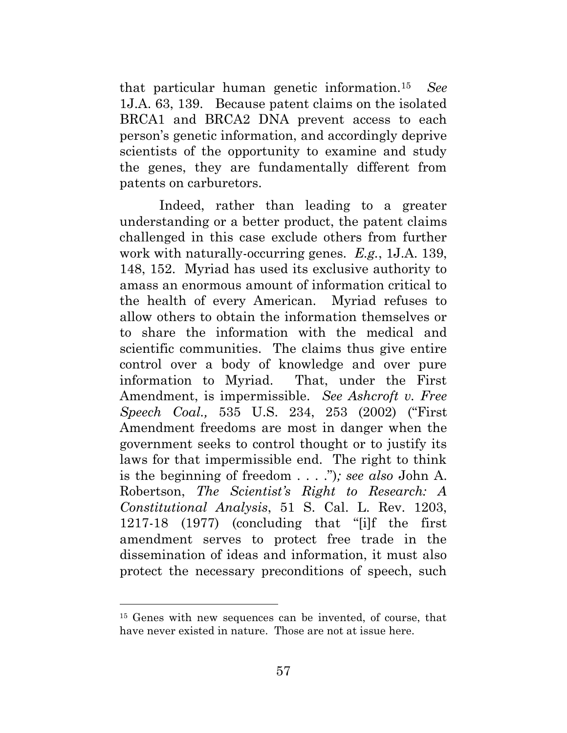that particular human genetic information.[15] *See* 1J.A. 63, 139. Because patent claims on the isolated BRCA1 and BRCA2 DNA prevent access to each person's genetic information, and accordingly deprive scientists of the opportunity to examine and study the genes, they are fundamentally different from patents on carburetors.

Indeed, rather than leading to a greater understanding or a better product, the patent claims challenged in this case exclude others from further work with naturally-occurring genes. *E.g.*, 1J.A. 139, 148, 152. Myriad has used its exclusive authority to amass an enormous amount of information critical to the health of every American. Myriad refuses to allow others to obtain the information themselves or to share the information with the medical and scientific communities. The claims thus give entire control over a body of knowledge and over pure information to Myriad. That, under the First Amendment, is impermissible. *See Ashcroft v. Free Speech Coal.,* 535 U.S. 234, 253 (2002) ("First Amendment freedoms are most in danger when the government seeks to control thought or to justify its laws for that impermissible end. The right to think is the beginning of freedom . . . ."); *see also* John A. Robertson, *The Scientist's Right to Research: A Constitutional Analysis*, 51 S. Cal. L. Rev. 1203, 1217-18 (1977) (concluding that "[i]f the first amendment serves to protect free trade in the dissemination of ideas and information, it must also protect the necessary preconditions of speech, such

[15] Genes with new sequences can be invented, of course, that have never existed in nature. Those are not at issue here.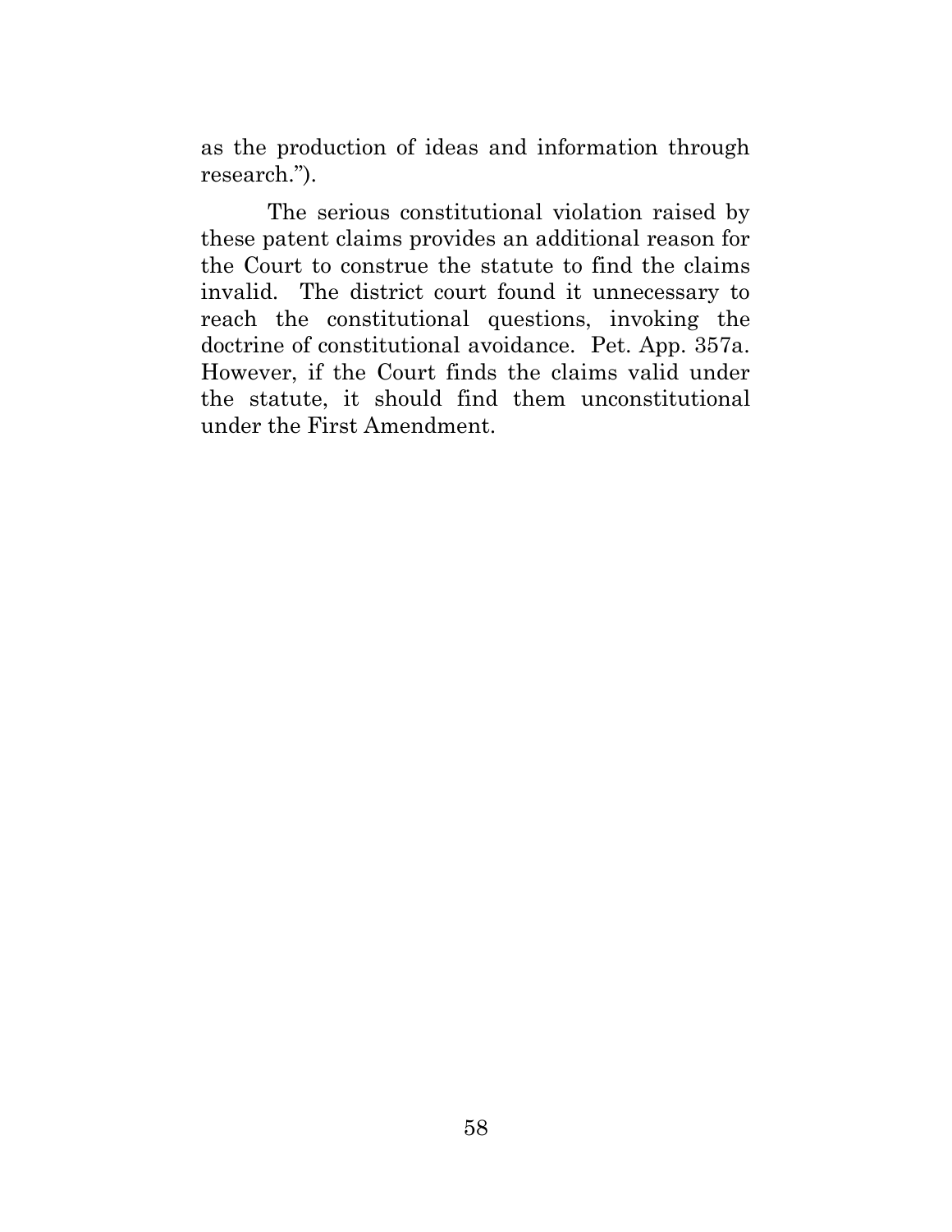as the production of ideas and information through research.").

The serious constitutional violation raised by these patent claims provides an additional reason for the Court to construe the statute to find the claims invalid. The district court found it unnecessary to reach the constitutional questions, invoking the doctrine of constitutional avoidance. Pet. App. 357a. However, if the Court finds the claims valid under the statute, it should find them unconstitutional under the First Amendment.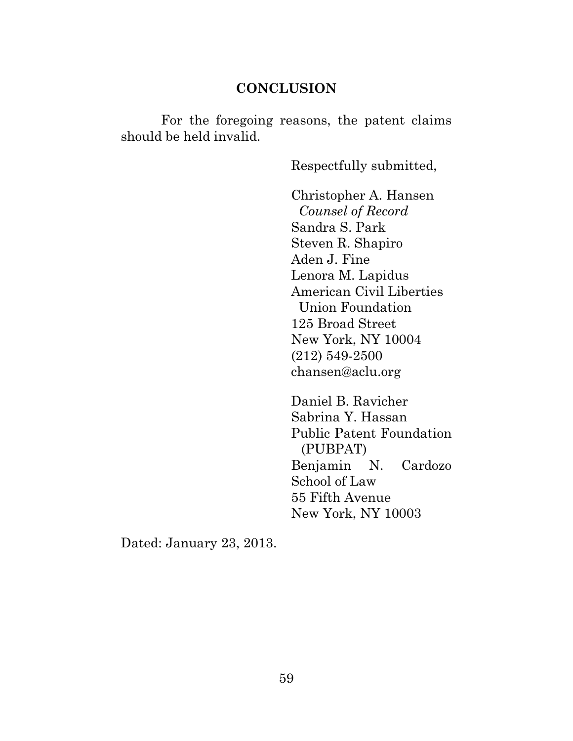## CONCLUSION

For the foregoing reasons, the patent claims should be held invalid.

Respectfully submitted,

Christopher A. Hansen  
*Counsel of Record*  
Sandra S. Park  
Steven R. Shapiro  
Aden J. Fine  
Lenora M. Lapidus  
American Civil Liberties Union Foundation  
125 Broad Street  
New York, NY 10004  
(212) 549-2500  
chansen@aclu.org

Daniel B. Ravicher  
Sabrina Y. Hassan  
Public Patent Foundation (PUBPAT)  
Benjamin N. Cardozo School of Law  
55 Fifth Avenue  
New York, NY 10003

Dated: January 23, 2013.